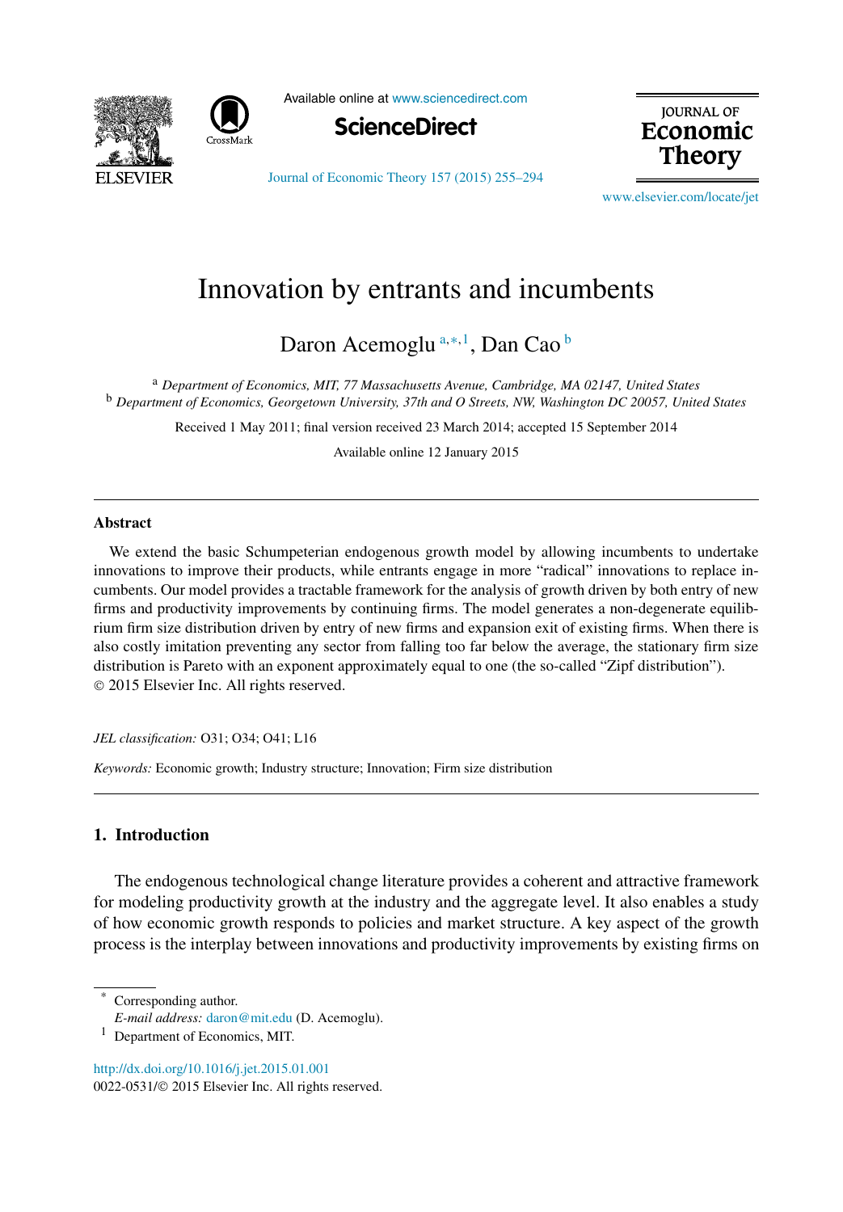# Innovation by entrants and incumbents

Daron Acemoglu [a,*,1], Dan Cao [b]

[a] *Department of Economics, MIT, 77 Massachusetts Avenue, Cambridge, MA 02147, United States*
[b] *Department of Economics, Georgetown University, 37th and O Streets, NW, Washington DC 20057, United States*

Received 1 May 2011; final version received 23 March 2014; accepted 15 September 2014

Available online 12 January 2015

---

## Abstract

We extend the basic Schumpeterian endogenous growth model by allowing incumbents to undertake innovations to improve their products, while entrants engage in more "radical" innovations to replace incumbents. Our model provides a tractable framework for the analysis of growth driven by both entry of new firms and productivity improvements by continuing firms. The model generates a non-degenerate equilibrium firm size distribution driven by entry of new firms and expansion exit of existing firms. When there is also costly imitation preventing any sector from falling too far below the average, the stationary firm size distribution is Pareto with an exponent approximately equal to one (the so-called "Zipf distribution").
© 2015 Elsevier Inc. All rights reserved.

*JEL classification:* O31; O34; O41; L16

*Keywords:* Economic growth; Industry structure; Innovation; Firm size distribution

---

## 1. Introduction

The endogenous technological change literature provides a coherent and attractive framework for modeling productivity growth at the industry and the aggregate level. It also enables a study of how economic growth responds to policies and market structure. A key aspect of the growth process is the interplay between innovations and productivity improvements by existing firms on

---

* Corresponding author.
*E-mail address:* daron@mit.edu (D. Acemoglu).
[1] Department of Economics, MIT.

http://dx.doi.org/10.1016/j.jet.2015.01.001
0022-0531/© 2015 Elsevier Inc. All rights reserved.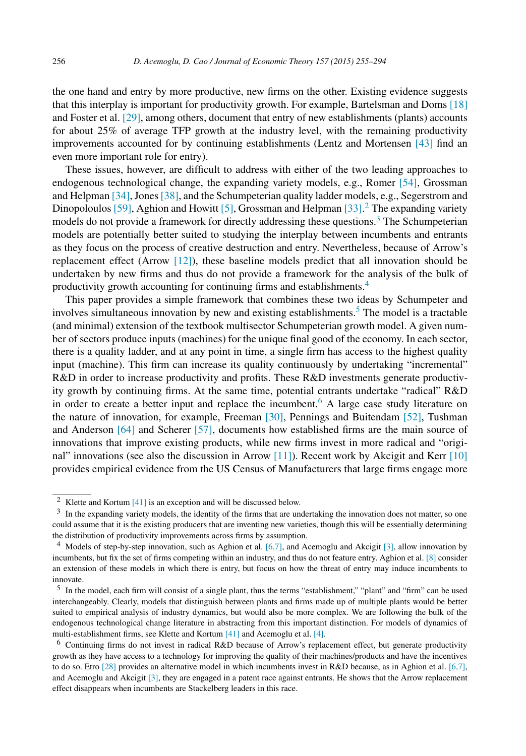the one hand and entry by more productive, new firms on the other. Existing evidence suggests that this interplay is important for productivity growth. For example, Bartelsman and Doms [18] and Foster et al. [29], among others, document that entry of new establishments (plants) accounts for about 25% of average TFP growth at the industry level, with the remaining productivity improvements accounted for by continuing establishments (Lentz and Mortensen [43] find an even more important role for entry).

These issues, however, are difficult to address with either of the two leading approaches to endogenous technological change, the expanding variety models, e.g., Romer [54], Grossman and Helpman [34], Jones [38], and the Schumpeterian quality ladder models, e.g., Segerstrom and Dinopoloulos [59], Aghion and Howitt [5], Grossman and Helpman [33].[2] The expanding variety models do not provide a framework for directly addressing these questions.[3] The Schumpeterian models are potentially better suited to studying the interplay between incumbents and entrants as they focus on the process of creative destruction and entry. Nevertheless, because of Arrow's replacement effect (Arrow [12]), these baseline models predict that all innovation should be undertaken by new firms and thus do not provide a framework for the analysis of the bulk of productivity growth accounting for continuing firms and establishments.[4]

This paper provides a simple framework that combines these two ideas by Schumpeter and involves simultaneous innovation by new and existing establishments.[5] The model is a tractable (and minimal) extension of the textbook multisector Schumpeterian growth model. A given number of sectors produce inputs (machines) for the unique final good of the economy. In each sector, there is a quality ladder, and at any point in time, a single firm has access to the highest quality input (machine). This firm can increase its quality continuously by undertaking "incremental" R&D in order to increase productivity and profits. These R&D investments generate productivity growth by continuing firms. At the same time, potential entrants undertake "radical" R&D in order to create a better input and replace the incumbent.[6] A large case study literature on the nature of innovation, for example, Freeman [30], Pennings and Buitendam [52], Tushman and Anderson [64] and Scherer [57], documents how established firms are the main source of innovations that improve existing products, while new firms invest in more radical and "original" innovations (see also the discussion in Arrow [11]). Recent work by Akcigit and Kerr [10] provides empirical evidence from the US Census of Manufacturers that large firms engage more

---

[2] Klette and Kortum [41] is an exception and will be discussed below.

[3] In the expanding variety models, the identity of the firms that are undertaking the innovation does not matter, so one could assume that it is the existing producers that are inventing new varieties, though this will be essentially determining the distribution of productivity improvements across firms by assumption.

[4] Models of step-by-step innovation, such as Aghion et al. [6,7], and Acemoglu and Akcigit [3], allow innovation by incumbents, but fix the set of firms competing within an industry, and thus do not feature entry. Aghion et al. [8] consider an extension of these models in which there is entry, but focus on how the threat of entry may induce incumbents to innovate.

[5] In the model, each firm will consist of a single plant, thus the terms "establishment," "plant" and "firm" can be used interchangeably. Clearly, models that distinguish between plants and firms made up of multiple plants would be better suited to empirical analysis of industry dynamics, but would also be more complex. We are following the bulk of the endogenous technological change literature in abstracting from this important distinction. For models of dynamics of multi-establishment firms, see Klette and Kortum [41] and Acemoglu et al. [4].

[6] Continuing firms do not invest in radical R&D because of Arrow's replacement effect, but generate productivity growth as they have access to a technology for improving the quality of their machines/products and have the incentives to do so. Etro [28] provides an alternative model in which incumbents invest in R&D because, as in Aghion et al. [6,7], and Acemoglu and Akcigit [3], they are engaged in a patent race against entrants. He shows that the Arrow replacement effect disappears when incumbents are Stackelberg leaders in this race.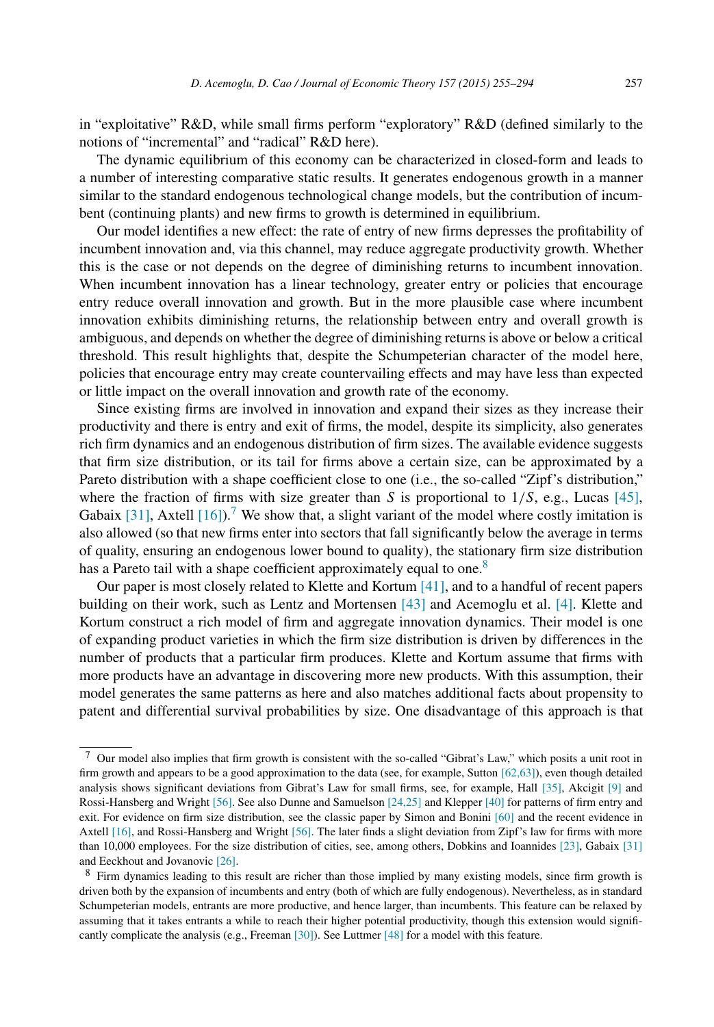in "exploitative" R&D, while small firms perform "exploratory" R&D (defined similarly to the notions of "incremental" and "radical" R&D here).

The dynamic equilibrium of this economy can be characterized in closed-form and leads to a number of interesting comparative static results. It generates endogenous growth in a manner similar to the standard endogenous technological change models, but the contribution of incumbent (continuing plants) and new firms to growth is determined in equilibrium.

Our model identifies a new effect: the rate of entry of new firms depresses the profitability of incumbent innovation and, via this channel, may reduce aggregate productivity growth. Whether this is the case or not depends on the degree of diminishing returns to incumbent innovation. When incumbent innovation has a linear technology, greater entry or policies that encourage entry reduce overall innovation and growth. But in the more plausible case where incumbent innovation exhibits diminishing returns, the relationship between entry and overall growth is ambiguous, and depends on whether the degree of diminishing returns is above or below a critical threshold. This result highlights that, despite the Schumpeterian character of the model here, policies that encourage entry may create countervailing effects and may have less than expected or little impact on the overall innovation and growth rate of the economy.

Since existing firms are involved in innovation and expand their sizes as they increase their productivity and there is entry and exit of firms, the model, despite its simplicity, also generates rich firm dynamics and an endogenous distribution of firm sizes. The available evidence suggests that firm size distribution, or its tail for firms above a certain size, can be approximated by a Pareto distribution with a shape coefficient close to one (i.e., the so-called "Zipf's distribution," where the fraction of firms with size greater than $S$ is proportional to $1/S$, e.g., Lucas [45], Gabaix [31], Axtell [16]).[7] We show that, a slight variant of the model where costly imitation is also allowed (so that new firms enter into sectors that fall significantly below the average in terms of quality, ensuring an endogenous lower bound to quality), the stationary firm size distribution has a Pareto tail with a shape coefficient approximately equal to one.[8]

Our paper is most closely related to Klette and Kortum [41], and to a handful of recent papers building on their work, such as Lentz and Mortensen [43] and Acemoglu et al. [4]. Klette and Kortum construct a rich model of firm and aggregate innovation dynamics. Their model is one of expanding product varieties in which the firm size distribution is driven by differences in the number of products that a particular firm produces. Klette and Kortum assume that firms with more products have an advantage in discovering more new products. With this assumption, their model generates the same patterns as here and also matches additional facts about propensity to patent and differential survival probabilities by size. One disadvantage of this approach is that

[7] Our model also implies that firm growth is consistent with the so-called "Gibrat's Law," which posits a unit root in firm growth and appears to be a good approximation to the data (see, for example, Sutton [62,63]), even though detailed analysis shows significant deviations from Gibrat's Law for small firms, see, for example, Hall [35], Akcigit [9] and Rossi-Hansberg and Wright [56]. See also Dunne and Samuelson [24,25] and Klepper [40] for patterns of firm entry and exit. For evidence on firm size distribution, see the classic paper by Simon and Bonini [60] and the recent evidence in Axtell [16], and Rossi-Hansberg and Wright [56]. The later finds a slight deviation from Zipf's law for firms with more than 10,000 employees. For the size distribution of cities, see, among others, Dobkins and Ioannides [23], Gabaix [31] and Eeckhout and Jovanovic [26].

[8] Firm dynamics leading to this result are richer than those implied by many existing models, since firm growth is driven both by the expansion of incumbents and entry (both of which are fully endogenous). Nevertheless, as in standard Schumpeterian models, entrants are more productive, and hence larger, than incumbents. This feature can be relaxed by assuming that it takes entrants a while to reach their higher potential productivity, though this extension would significantly complicate the analysis (e.g., Freeman [30]). See Luttmer [48] for a model with this feature.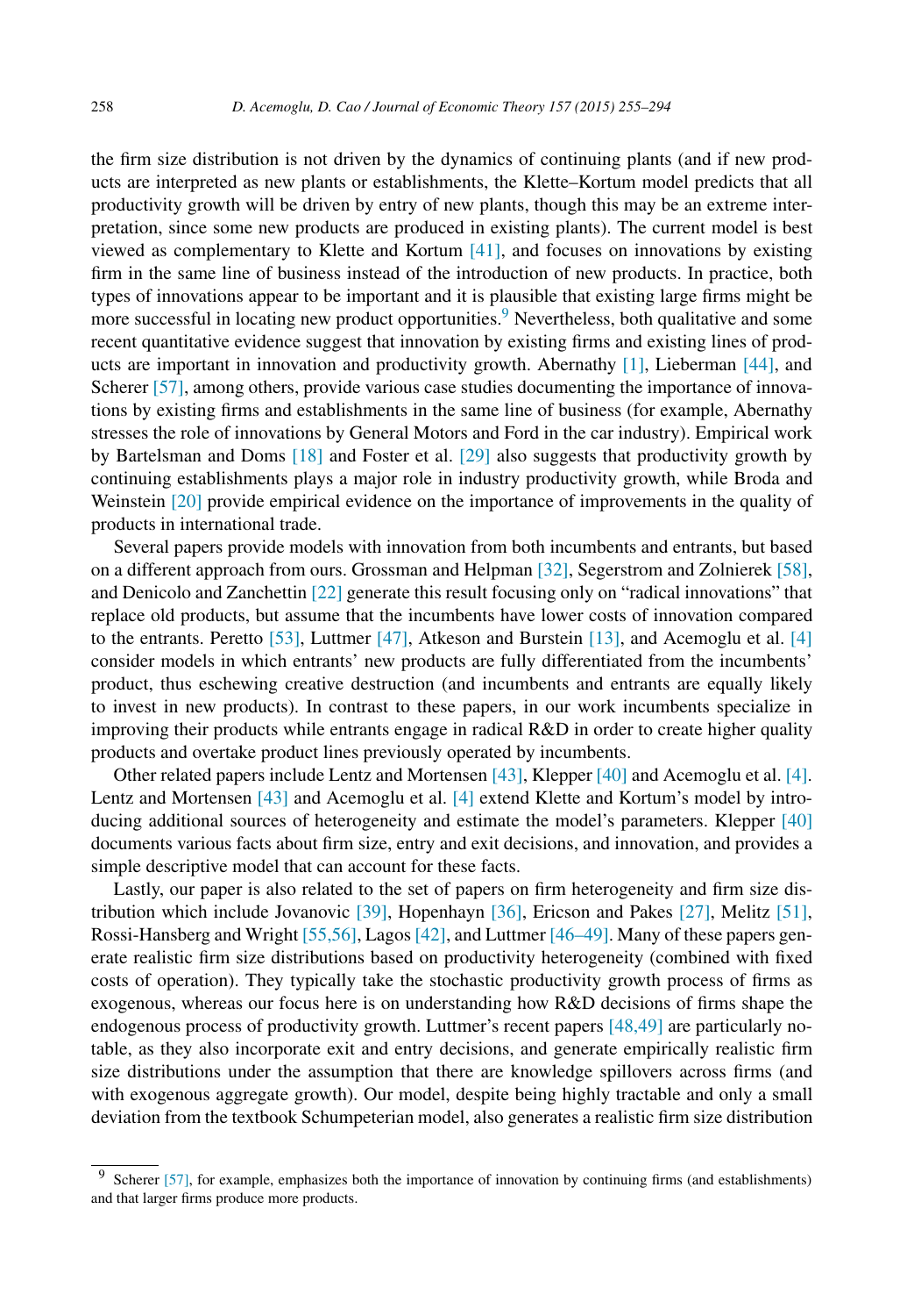the firm size distribution is not driven by the dynamics of continuing plants (and if new products are interpreted as new plants or establishments, the Klette–Kortum model predicts that all productivity growth will be driven by entry of new plants, though this may be an extreme interpretation, since some new products are produced in existing plants). The current model is best viewed as complementary to Klette and Kortum [41], and focuses on innovations by existing firm in the same line of business instead of the introduction of new products. In practice, both types of innovations appear to be important and it is plausible that existing large firms might be more successful in locating new product opportunities.[9] Nevertheless, both qualitative and some recent quantitative evidence suggest that innovation by existing firms and existing lines of products are important in innovation and productivity growth. Abernathy [1], Lieberman [44], and Scherer [57], among others, provide various case studies documenting the importance of innovations by existing firms and establishments in the same line of business (for example, Abernathy stresses the role of innovations by General Motors and Ford in the car industry). Empirical work by Bartelsman and Doms [18] and Foster et al. [29] also suggests that productivity growth by continuing establishments plays a major role in industry productivity growth, while Broda and Weinstein [20] provide empirical evidence on the importance of improvements in the quality of products in international trade.

Several papers provide models with innovation from both incumbents and entrants, but based on a different approach from ours. Grossman and Helpman [32], Segerstrom and Zolnierek [58], and Denicolo and Zanchettin [22] generate this result focusing only on "radical innovations" that replace old products, but assume that the incumbents have lower costs of innovation compared to the entrants. Peretto [53], Luttmer [47], Atkeson and Burstein [13], and Acemoglu et al. [4] consider models in which entrants' new products are fully differentiated from the incumbents' product, thus eschewing creative destruction (and incumbents and entrants are equally likely to invest in new products). In contrast to these papers, in our work incumbents specialize in improving their products while entrants engage in radical R&D in order to create higher quality products and overtake product lines previously operated by incumbents.

Other related papers include Lentz and Mortensen [43], Klepper [40] and Acemoglu et al. [4]. Lentz and Mortensen [43] and Acemoglu et al. [4] extend Klette and Kortum's model by introducing additional sources of heterogeneity and estimate the model's parameters. Klepper [40] documents various facts about firm size, entry and exit decisions, and innovation, and provides a simple descriptive model that can account for these facts.

Lastly, our paper is also related to the set of papers on firm heterogeneity and firm size distribution which include Jovanovic [39], Hopenhayn [36], Ericson and Pakes [27], Melitz [51], Rossi-Hansberg and Wright [55,56], Lagos [42], and Luttmer [46–49]. Many of these papers generate realistic firm size distributions based on productivity heterogeneity (combined with fixed costs of operation). They typically take the stochastic productivity growth process of firms as exogenous, whereas our focus here is on understanding how R&D decisions of firms shape the endogenous process of productivity growth. Luttmer's recent papers [48,49] are particularly notable, as they also incorporate exit and entry decisions, and generate empirically realistic firm size distributions under the assumption that there are knowledge spillovers across firms (and with exogenous aggregate growth). Our model, despite being highly tractable and only a small deviation from the textbook Schumpeterian model, also generates a realistic firm size distribution

[9] Scherer [57], for example, emphasizes both the importance of innovation by continuing firms (and establishments) and that larger firms produce more products.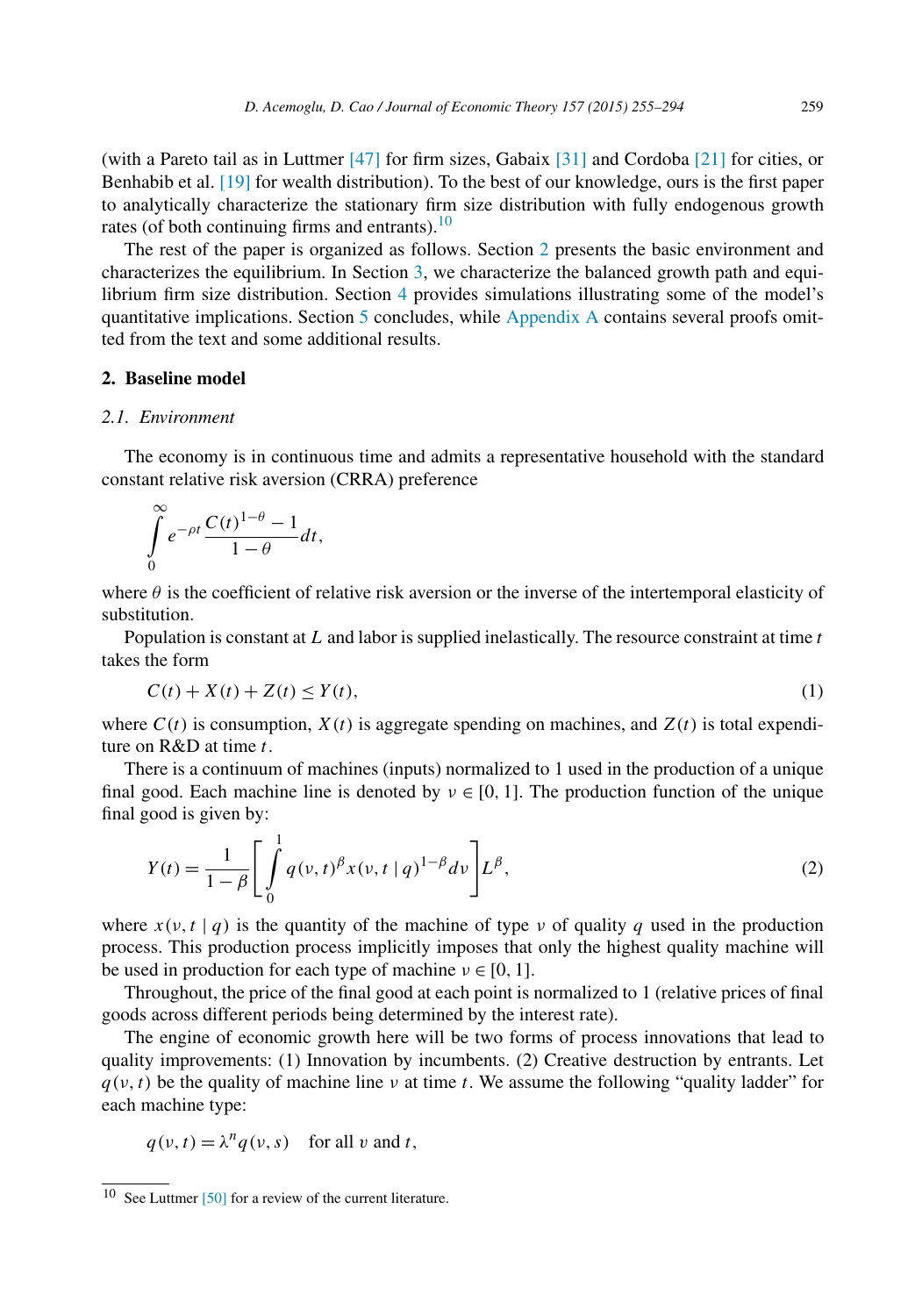(with a Pareto tail as in Luttmer [47] for firm sizes, Gabaix [31] and Cordoba [21] for cities, or Benhabib et al. [19] for wealth distribution). To the best of our knowledge, ours is the first paper to analytically characterize the stationary firm size distribution with fully endogenous growth rates (of both continuing firms and entrants).[10]

The rest of the paper is organized as follows. Section 2 presents the basic environment and characterizes the equilibrium. In Section 3, we characterize the balanced growth path and equilibrium firm size distribution. Section 4 provides simulations illustrating some of the model's quantitative implications. Section 5 concludes, while Appendix A contains several proofs omitted from the text and some additional results.

## 2. Baseline model

### 2.1. Environment

The economy is in continuous time and admits a representative household with the standard constant relative risk aversion (CRRA) preference

$$\int_0^\infty e^{-\rho t}\frac{C(t)^{1-\theta}-1}{1-\theta}dt,$$

where $\theta$ is the coefficient of relative risk aversion or the inverse of the intertemporal elasticity of substitution.

Population is constant at $L$ and labor is supplied inelastically. The resource constraint at time $t$ takes the form

$$C(t)+X(t)+Z(t)\leq Y(t), \tag{1}$$

where $C(t)$ is consumption, $X(t)$ is aggregate spending on machines, and $Z(t)$ is total expenditure on R&D at time $t$.

There is a continuum of machines (inputs) normalized to 1 used in the production of a unique final good. Each machine line is denoted by $\nu \in [0,1]$. The production function of the unique final good is given by:

$$Y(t)=\frac{1}{1-\beta}\left[\int_0^1 q(\nu,t)^\beta x(\nu,t\mid q)^{1-\beta}d\nu\right]L^\beta, \tag{2}$$

where $x(\nu,t\mid q)$ is the quantity of the machine of type $\nu$ of quality $q$ used in the production process. This production process implicitly imposes that only the highest quality machine will be used in production for each type of machine $\nu \in [0,1]$.

Throughout, the price of the final good at each point is normalized to 1 (relative prices of final goods across different periods being determined by the interest rate).

The engine of economic growth here will be two forms of process innovations that lead to quality improvements: (1) Innovation by incumbents. (2) Creative destruction by entrants. Let $q(\nu,t)$ be the quality of machine line $\nu$ at time $t$. We assume the following "quality ladder" for each machine type:

$$q(\nu,t)=\lambda^n q(\nu,s) \quad \text{for all } \upsilon \text{ and } t,$$

[10] See Luttmer [50] for a review of the current literature.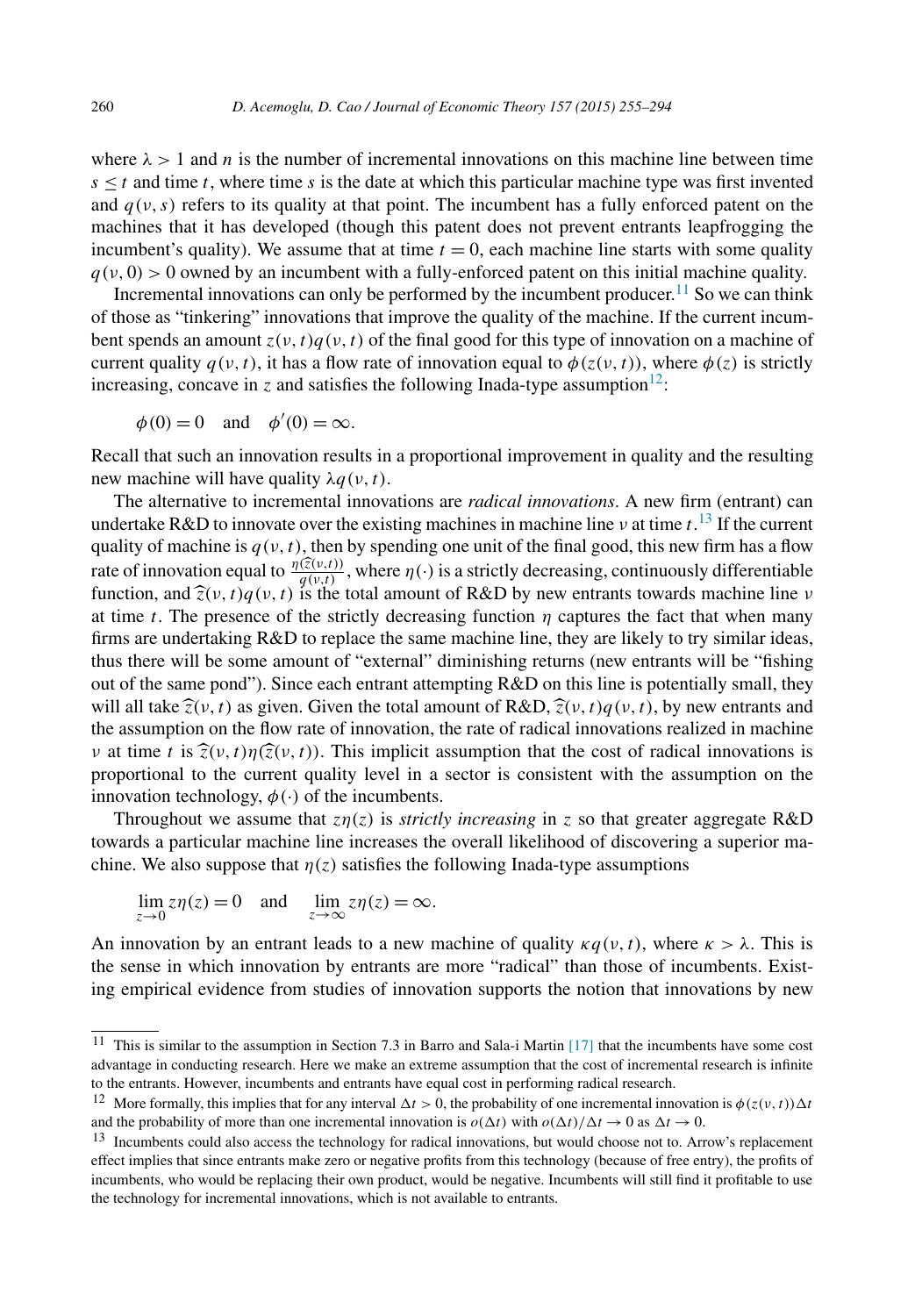where $\lambda > 1$ and $n$ is the number of incremental innovations on this machine line between time $s \leq t$ and time $t$, where time $s$ is the date at which this particular machine type was first invented and $q(\nu, s)$ refers to its quality at that point. The incumbent has a fully enforced patent on the machines that it has developed (though this patent does not prevent entrants leapfrogging the incumbent's quality). We assume that at time $t = 0$, each machine line starts with some quality $q(\nu, 0) > 0$ owned by an incumbent with a fully-enforced patent on this initial machine quality.

Incremental innovations can only be performed by the incumbent producer.[11] So we can think of those as "tinkering" innovations that improve the quality of the machine. If the current incumbent spends an amount $z(\nu, t)q(\nu, t)$ of the final good for this type of innovation on a machine of current quality $q(\nu, t)$, it has a flow rate of innovation equal to $\phi(z(\nu, t))$, where $\phi(z)$ is strictly increasing, concave in $z$ and satisfies the following Inada-type assumption[12]:

$$\phi(0) = 0 \quad \text{and} \quad \phi'(0) = \infty.$$

Recall that such an innovation results in a proportional improvement in quality and the resulting new machine will have quality $\lambda q(\nu, t)$.

The alternative to incremental innovations are *radical innovations*. A new firm (entrant) can undertake R&D to innovate over the existing machines in machine line $\nu$ at time $t$.[13] If the current quality of machine is $q(\nu, t)$, then by spending one unit of the final good, this new firm has a flow rate of innovation equal to $\frac{\eta(\widehat{z}(\nu,t))}{q(\nu,t)}$, where $\eta(\cdot)$ is a strictly decreasing, continuously differentiable function, and $\widehat{z}(\nu, t)q(\nu, t)$ is the total amount of R&D by new entrants towards machine line $\nu$ at time $t$. The presence of the strictly decreasing function $\eta$ captures the fact that when many firms are undertaking R&D to replace the same machine line, they are likely to try similar ideas, thus there will be some amount of "external" diminishing returns (new entrants will be "fishing out of the same pond"). Since each entrant attempting R&D on this line is potentially small, they will all take $\widehat{z}(\nu, t)$ as given. Given the total amount of R&D, $\widehat{z}(\nu, t)q(\nu, t)$, by new entrants and the assumption on the flow rate of innovation, the rate of radical innovations realized in machine $\nu$ at time $t$ is $\widehat{z}(\nu, t)\eta(\widehat{z}(\nu, t))$. This implicit assumption that the cost of radical innovations is proportional to the current quality level in a sector is consistent with the assumption on the innovation technology, $\phi(\cdot)$ of the incumbents.

Throughout we assume that $z\eta(z)$ is *strictly increasing* in $z$ so that greater aggregate R&D towards a particular machine line increases the overall likelihood of discovering a superior machine. We also suppose that $\eta(z)$ satisfies the following Inada-type assumptions

$$\lim_{z \to 0} z\eta(z) = 0 \quad \text{and} \quad \lim_{z \to \infty} z\eta(z) = \infty.$$

An innovation by an entrant leads to a new machine of quality $\kappa q(\nu, t)$, where $\kappa > \lambda$. This is the sense in which innovation by entrants are more "radical" than those of incumbents. Existing empirical evidence from studies of innovation supports the notion that innovations by new

---

[11] This is similar to the assumption in Section 7.3 in Barro and Sala-i Martin [17] that the incumbents have some cost advantage in conducting research. Here we make an extreme assumption that the cost of incremental research is infinite to the entrants. However, incumbents and entrants have equal cost in performing radical research.

[12] More formally, this implies that for any interval $\Delta t > 0$, the probability of one incremental innovation is $\phi(z(\nu, t))\Delta t$ and the probability of more than one incremental innovation is $o(\Delta t)$ with $o(\Delta t)/\Delta t \to 0$ as $\Delta t \to 0$.

[13] Incumbents could also access the technology for radical innovations, but would choose not to. Arrow's replacement effect implies that since entrants make zero or negative profits from this technology (because of free entry), the profits of incumbents, who would be replacing their own product, would be negative. Incumbents will still find it profitable to use the technology for incremental innovations, which is not available to entrants.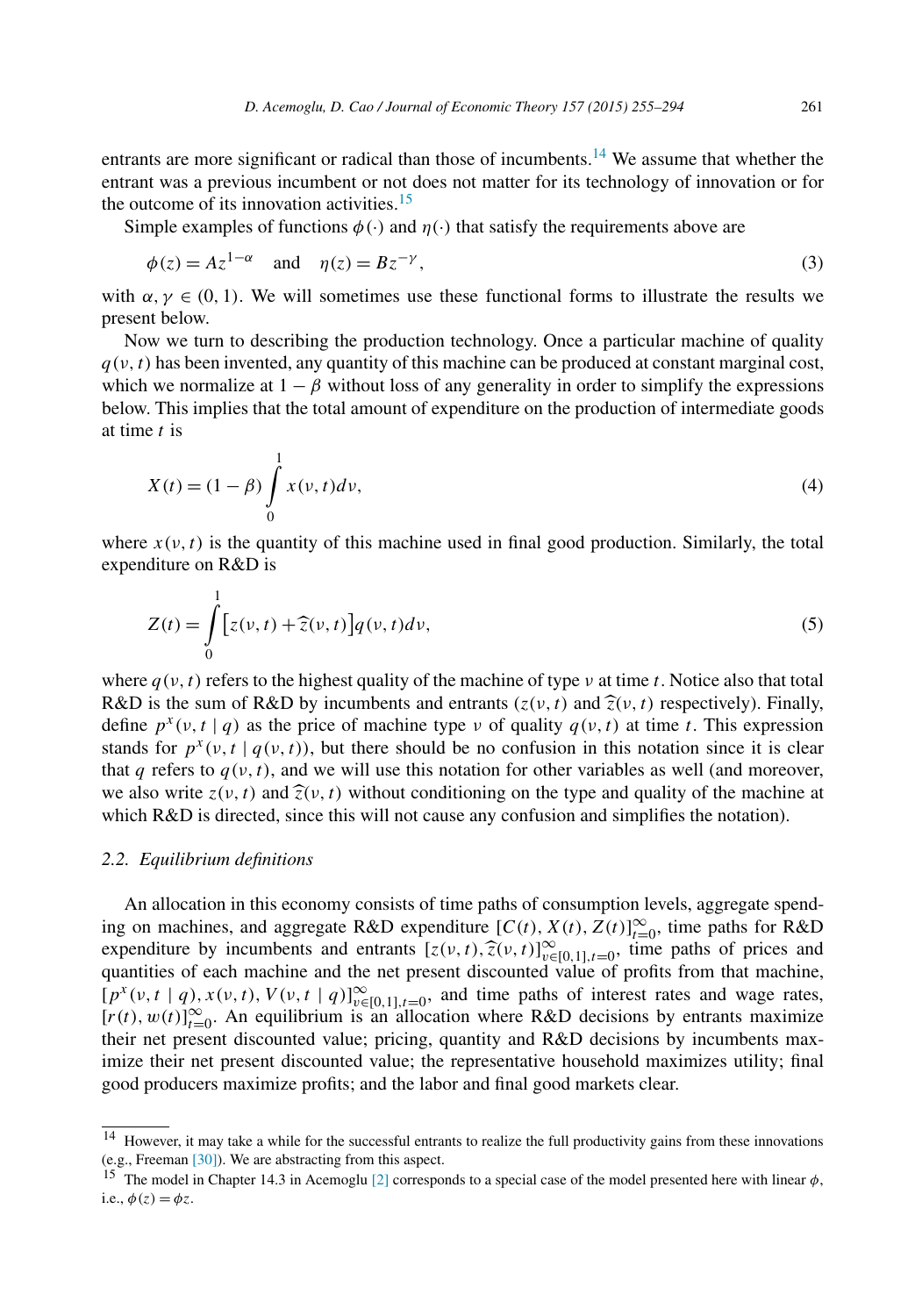entrants are more significant or radical than those of incumbents.[14] We assume that whether the entrant was a previous incumbent or not does not matter for its technology of innovation or for the outcome of its innovation activities.[15]

Simple examples of functions $\phi(\cdot)$ and $\eta(\cdot)$ that satisfy the requirements above are

$$\phi(z) = Az^{1-\alpha} \quad \text{and} \quad \eta(z) = Bz^{-\gamma}, \tag{3}$$

with $\alpha, \gamma \in (0, 1)$. We will sometimes use these functional forms to illustrate the results we present below.

Now we turn to describing the production technology. Once a particular machine of quality $q(\nu, t)$ has been invented, any quantity of this machine can be produced at constant marginal cost, which we normalize at $1 - \beta$ without loss of any generality in order to simplify the expressions below. This implies that the total amount of expenditure on the production of intermediate goods at time $t$ is

$$X(t) = (1 - \beta) \int_0^1 x(\nu, t) d\nu, \tag{4}$$

where $x(\nu, t)$ is the quantity of this machine used in final good production. Similarly, the total expenditure on R&D is

$$Z(t) = \int_0^1 \left[z(\nu, t) + \widehat{z}(\nu, t)\right] q(\nu, t) d\nu, \tag{5}$$

where $q(\nu, t)$ refers to the highest quality of the machine of type $\nu$ at time $t$. Notice also that total R&D is the sum of R&D by incumbents and entrants ($z(\nu, t)$ and $\widehat{z}(\nu, t)$ respectively). Finally, define $p^x(\nu, t \mid q)$ as the price of machine type $\nu$ of quality $q(\nu, t)$ at time $t$. This expression stands for $p^x(\nu, t \mid q(\nu, t))$, but there should be no confusion in this notation since it is clear that $q$ refers to $q(\nu, t)$, and we will use this notation for other variables as well (and moreover, we also write $z(\nu, t)$ and $\widehat{z}(\nu, t)$ without conditioning on the type and quality of the machine at which R&D is directed, since this will not cause any confusion and simplifies the notation).

### 2.2. Equilibrium definitions

An allocation in this economy consists of time paths of consumption levels, aggregate spending on machines, and aggregate R&D expenditure $[C(t), X(t), Z(t)]_{t=0}^{\infty}$, time paths for R&D expenditure by incumbents and entrants $[z(\nu, t), \widehat{z}(\nu, t)]_{\nu\in[0,1],t=0}^{\infty}$, time paths of prices and quantities of each machine and the net present discounted value of profits from that machine, $[p^x(\nu, t \mid q), x(\nu, t), V(\nu, t \mid q)]_{\nu\in[0,1],t=0}^{\infty}$, and time paths of interest rates and wage rates, $[r(t), w(t)]_{t=0}^{\infty}$. An equilibrium is an allocation where R&D decisions by entrants maximize their net present discounted value; pricing, quantity and R&D decisions by incumbents maximize their net present discounted value; the representative household maximizes utility; final good producers maximize profits; and the labor and final good markets clear.

---

[14] However, it may take a while for the successful entrants to realize the full productivity gains from these innovations (e.g., Freeman [30]). We are abstracting from this aspect.

[15] The model in Chapter 14.3 in Acemoglu [2] corresponds to a special case of the model presented here with linear $\phi$, i.e., $\phi(z) = \phi z$.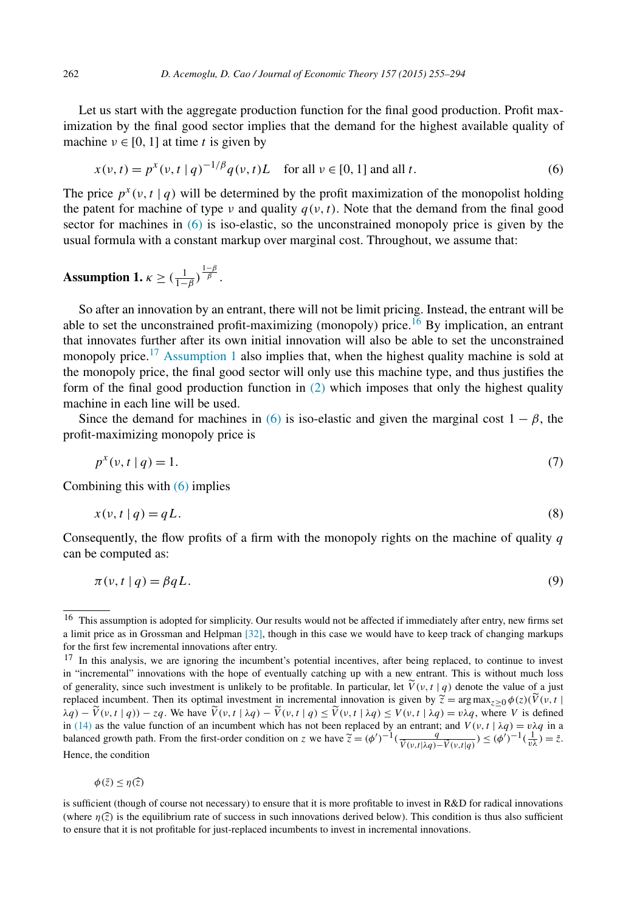Let us start with the aggregate production function for the final good production. Profit maximization by the final good sector implies that the demand for the highest available quality of machine $\nu \in [0,1]$ at time $t$ is given by

$$x(\nu,t) = p^x(\nu,t \mid q)^{-1/\beta} q(\nu,t)L \quad \text{for all } \nu \in [0,1] \text{ and all } t. \tag{6}$$

The price $p^x(\nu,t \mid q)$ will be determined by the profit maximization of the monopolist holding the patent for machine of type $\nu$ and quality $q(\nu,t)$. Note that the demand from the final good sector for machines in (6) is iso-elastic, so the unconstrained monopoly price is given by the usual formula with a constant markup over marginal cost. Throughout, we assume that:

**Assumption 1.** $\kappa \geq \left(\frac{1}{1-\beta}\right)^{\frac{1-\beta}{\beta}}$.

So after an innovation by an entrant, there will not be limit pricing. Instead, the entrant will be able to set the unconstrained profit-maximizing (monopoly) price.[16] By implication, an entrant that innovates further after its own initial innovation will also be able to set the unconstrained monopoly price.[17] Assumption 1 also implies that, when the highest quality machine is sold at the monopoly price, the final good sector will only use this machine type, and thus justifies the form of the final good production function in (2) which imposes that only the highest quality machine in each line will be used.

Since the demand for machines in (6) is iso-elastic and given the marginal cost $1-\beta$, the profit-maximizing monopoly price is

$$p^x(\nu,t \mid q) = 1. \tag{7}$$

Combining this with (6) implies

$$x(\nu,t \mid q) = qL. \tag{8}$$

Consequently, the flow profits of a firm with the monopoly rights on the machine of quality $q$ can be computed as:

$$\pi(\nu,t \mid q) = \beta q L. \tag{9}$$

---

[16] This assumption is adopted for simplicity. Our results would not be affected if immediately after entry, new firms set a limit price as in Grossman and Helpman [32], though in this case we would have to keep track of changing markups for the first few incremental innovations after entry.

[17] In this analysis, we are ignoring the incumbent's potential incentives, after being replaced, to continue to invest in "incremental" innovations with the hope of eventually catching up with a new entrant. This is without much loss of generality, since such investment is unlikely to be profitable. In particular, let $\widetilde{V}(\nu,t \mid q)$ denote the value of a just replaced incumbent. Then its optimal investment in incremental innovation is given by $\widetilde{z} = \arg\max_{z \geq 0} \phi(z)(\widetilde{V}(\nu,t \mid \lambda q) - \widetilde{V}(\nu,t \mid q)) - zq$. We have $\widetilde{V}(\nu,t \mid \lambda q) - \widetilde{V}(\nu,t \mid q) \leq \widetilde{V}(\nu,t \mid \lambda q) \leq V(\nu,t \mid \lambda q) = \upsilon \lambda q$, where $V$ is defined in (14) as the value function of an incumbent which has not been replaced by an entrant; and $V(\nu,t \mid \lambda q) = \upsilon \lambda q$ in a balanced growth path. From the first-order condition on $z$ we have $\widetilde{z} = (\phi')^{-1}\left(\frac{q}{\widetilde{V}(\nu,t|\lambda q) - \widetilde{V}(\nu,t|q)}\right) \leq (\phi')^{-1}\left(\frac{1}{\upsilon\lambda}\right) = \bar{z}$. Hence, the condition

$$\phi(\bar{z}) \leq \eta(\widehat{z})$$

is sufficient (though of course not necessary) to ensure that it is more profitable to invest in R&D for radical innovations (where $\eta(\widehat{z})$ is the equilibrium rate of success in such innovations derived below). This condition is thus also sufficient to ensure that it is not profitable for just-replaced incumbents to invest in incremental innovations.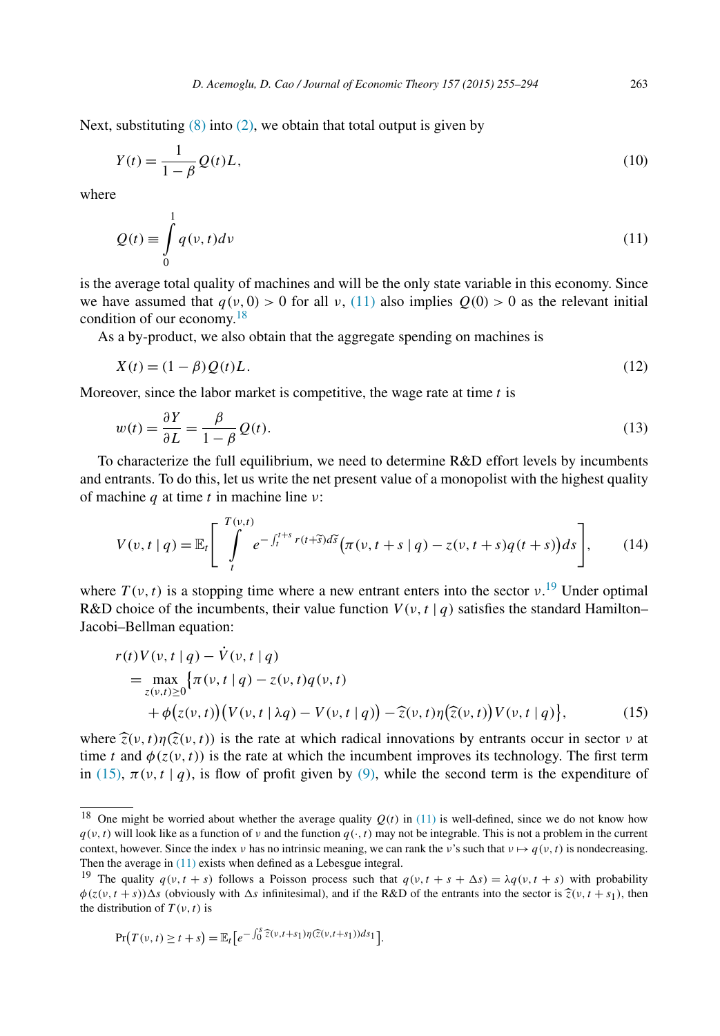Next, substituting (8) into (2), we obtain that total output is given by

$$Y(t) = \frac{1}{1-\beta} Q(t) L, \tag{10}$$

where

$$Q(t) \equiv \int_0^1 q(\nu, t) d\nu \tag{11}$$

is the average total quality of machines and will be the only state variable in this economy. Since we have assumed that $q(\nu, 0) > 0$ for all $\nu$, (11) also implies $Q(0) > 0$ as the relevant initial condition of our economy.[18]

As a by-product, we also obtain that the aggregate spending on machines is

$$X(t) = (1-\beta) Q(t) L. \tag{12}$$

Moreover, since the labor market is competitive, the wage rate at time $t$ is

$$w(t) = \frac{\partial Y}{\partial L} = \frac{\beta}{1-\beta} Q(t). \tag{13}$$

To characterize the full equilibrium, we need to determine R&D effort levels by incumbents and entrants. To do this, let us write the net present value of a monopolist with the highest quality of machine $q$ at time $t$ in machine line $\nu$:

$$V(\nu, t \mid q) = \mathbb{E}_t \left[ \int_t^{T(\nu,t)} e^{-\int_t^{t+s} r(t+\tilde{s}) d\tilde{s}} \big( \pi(\nu, t+s \mid q) - z(\nu, t+s) q(t+s) \big) ds \right], \tag{14}$$

where $T(\nu, t)$ is a stopping time where a new entrant enters into the sector $\nu$.[19] Under optimal R&D choice of the incumbents, their value function $V(\nu, t \mid q)$ satisfies the standard Hamilton–Jacobi–Bellman equation:

$$\begin{aligned}
r(t) V(\nu, t \mid q) - \dot{V}(\nu, t \mid q) \\
= \max_{z(\nu,t) \geq 0} \big\{ &\pi(\nu, t \mid q) - z(\nu, t) q(\nu, t) \\
&+ \phi\big(z(\nu, t)\big) \big( V(\nu, t \mid \lambda q) - V(\nu, t \mid q) \big) - \widehat{z}(\nu, t) \eta\big(\widehat{z}(\nu, t)\big) V(\nu, t \mid q) \big\},
\end{aligned} \tag{15}$$

where $\widehat{z}(\nu, t) \eta(\widehat{z}(\nu, t))$ is the rate at which radical innovations by entrants occur in sector $\nu$ at time $t$ and $\phi(z(\nu, t))$ is the rate at which the incumbent improves its technology. The first term in (15), $\pi(\nu, t \mid q)$, is flow of profit given by (9), while the second term is the expenditure of

[18] One might be worried about whether the average quality $Q(t)$ in (11) is well-defined, since we do not know how $q(\nu, t)$ will look like as a function of $\nu$ and the function $q(\cdot, t)$ may not be integrable. This is not a problem in the current context, however. Since the index $\nu$ has no intrinsic meaning, we can rank the $\nu$'s such that $\nu \mapsto q(\nu, t)$ is nondecreasing. Then the average in (11) exists when defined as a Lebesgue integral.

[19] The quality $q(\nu, t+s)$ follows a Poisson process such that $q(\nu, t+s+\Delta s) = \lambda q(\nu, t+s)$ with probability $\phi(z(\nu, t+s))\Delta s$ (obviously with $\Delta s$ infinitesimal), and if the R&D of the entrants into the sector is $\widehat{z}(\nu, t+s_1)$, then the distribution of $T(\nu, t)$ is

$$\Pr\big(T(\nu, t) \geq t+s\big) = \mathbb{E}_t\big[e^{-\int_0^s \widehat{z}(\nu, t+s_1) \eta(\widehat{z}(\nu, t+s_1)) ds_1}\big].$$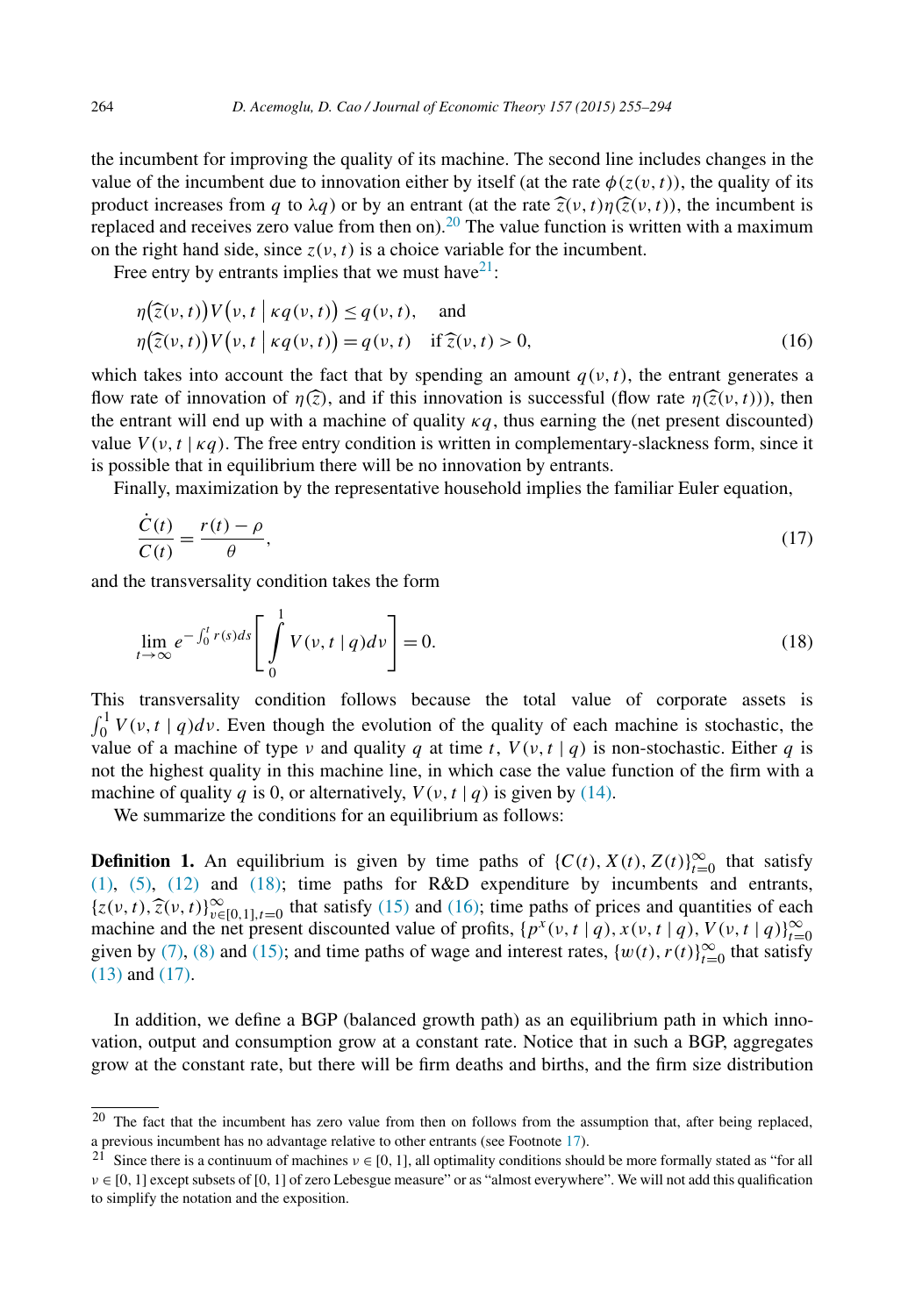the incumbent for improving the quality of its machine. The second line includes changes in the value of the incumbent due to innovation either by itself (at the rate $\phi(z(\nu,t))$, the quality of its product increases from $q$ to $\lambda q$) or by an entrant (at the rate $\widehat{z}(\nu,t)\eta(\widehat{z}(\nu,t))$, the incumbent is replaced and receives zero value from then on).[20] The value function is written with a maximum on the right hand side, since $z(\nu,t)$ is a choice variable for the incumbent.

Free entry by entrants implies that we must have[21]:

$$\begin{aligned} &\eta\big(\widehat{z}(\nu,t)\big)V\big(\nu,t \mid \kappa q(\nu,t)\big) \leq q(\nu,t), \quad \text{and} \\ &\eta\big(\widehat{z}(\nu,t)\big)V\big(\nu,t \mid \kappa q(\nu,t)\big) = q(\nu,t) \quad \text{if } \widehat{z}(\nu,t) > 0, \end{aligned} \tag{16}$$

which takes into account the fact that by spending an amount $q(\nu,t)$, the entrant generates a flow rate of innovation of $\eta(\widehat{z})$, and if this innovation is successful (flow rate $\eta(\widehat{z}(\nu,t))$), then the entrant will end up with a machine of quality $\kappa q$, thus earning the (net present discounted) value $V(\nu,t \mid \kappa q)$. The free entry condition is written in complementary-slackness form, since it is possible that in equilibrium there will be no innovation by entrants.

Finally, maximization by the representative household implies the familiar Euler equation,

$$\frac{\dot{C}(t)}{C(t)} = \frac{r(t)-\rho}{\theta}, \tag{17}$$

and the transversality condition takes the form

$$\lim_{t\to\infty} e^{-\int_0^t r(s)ds}\left[\int_0^1 V(\nu,t \mid q)d\nu\right] = 0. \tag{18}$$

This transversality condition follows because the total value of corporate assets is $\int_0^1 V(\nu,t \mid q)d\nu$. Even though the evolution of the quality of each machine is stochastic, the value of a machine of type $\nu$ and quality $q$ at time $t$, $V(\nu,t \mid q)$ is non-stochastic. Either $q$ is not the highest quality in this machine line, in which case the value function of the firm with a machine of quality $q$ is 0, or alternatively, $V(\nu,t \mid q)$ is given by (14).

We summarize the conditions for an equilibrium as follows:

**Definition 1.** An equilibrium is given by time paths of $\{C(t), X(t), Z(t)\}_{t=0}^{\infty}$ that satisfy (1), (5), (12) and (18); time paths for R&D expenditure by incumbents and entrants, $\{z(\nu,t), \widehat{z}(\nu,t)\}_{\nu\in[0,1],t=0}^{\infty}$ that satisfy (15) and (16); time paths of prices and quantities of each machine and the net present discounted value of profits, $\{p^x(\nu,t \mid q), x(\nu,t \mid q), V(\nu,t \mid q)\}_{t=0}^{\infty}$ given by (7), (8) and (15); and time paths of wage and interest rates, $\{w(t), r(t)\}_{t=0}^{\infty}$ that satisfy (13) and (17).

In addition, we define a BGP (balanced growth path) as an equilibrium path in which innovation, output and consumption grow at a constant rate. Notice that in such a BGP, aggregates grow at the constant rate, but there will be firm deaths and births, and the firm size distribution

[20] The fact that the incumbent has zero value from then on follows from the assumption that, after being replaced, a previous incumbent has no advantage relative to other entrants (see Footnote 17).

[21] Since there is a continuum of machines $\nu \in [0,1]$, all optimality conditions should be more formally stated as "for all $\nu \in [0,1]$ except subsets of $[0,1]$ of zero Lebesgue measure" or as "almost everywhere". We will not add this qualification to simplify the notation and the exposition.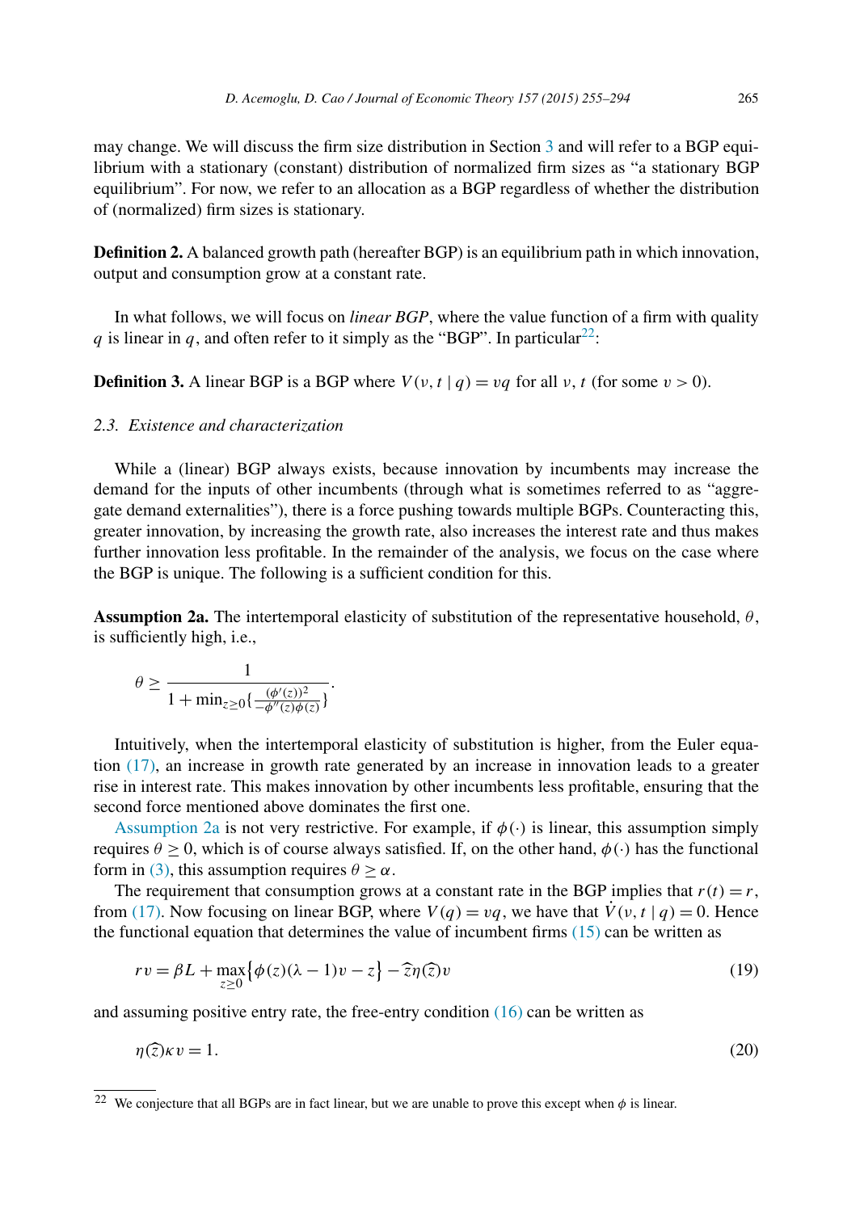may change. We will discuss the firm size distribution in Section 3 and will refer to a BGP equilibrium with a stationary (constant) distribution of normalized firm sizes as "a stationary BGP equilibrium". For now, we refer to an allocation as a BGP regardless of whether the distribution of (normalized) firm sizes is stationary.

**Definition 2.** A balanced growth path (hereafter BGP) is an equilibrium path in which innovation, output and consumption grow at a constant rate.

In what follows, we will focus on *linear BGP*, where the value function of a firm with quality $q$ is linear in $q$, and often refer to it simply as the "BGP". In particular[22]:

**Definition 3.** A linear BGP is a BGP where $V(\nu, t \mid q) = vq$ for all $\nu$, $t$ (for some $v > 0$).

### 2.3. Existence and characterization

While a (linear) BGP always exists, because innovation by incumbents may increase the demand for the inputs of other incumbents (through what is sometimes referred to as "aggregate demand externalities"), there is a force pushing towards multiple BGPs. Counteracting this, greater innovation, by increasing the growth rate, also increases the interest rate and thus makes further innovation less profitable. In the remainder of the analysis, we focus on the case where the BGP is unique. The following is a sufficient condition for this.

**Assumption 2a.** The intertemporal elasticity of substitution of the representative household, $\theta$, is sufficiently high, i.e.,

$$\theta \geq \frac{1}{1 + \min_{z \geq 0}\{\frac{(\phi'(z))^2}{-\phi''(z)\phi(z)}\}}.$$

Intuitively, when the intertemporal elasticity of substitution is higher, from the Euler equation (17), an increase in growth rate generated by an increase in innovation leads to a greater rise in interest rate. This makes innovation by other incumbents less profitable, ensuring that the second force mentioned above dominates the first one.

Assumption 2a is not very restrictive. For example, if $\phi(\cdot)$ is linear, this assumption simply requires $\theta \geq 0$, which is of course always satisfied. If, on the other hand, $\phi(\cdot)$ has the functional form in (3), this assumption requires $\theta \geq \alpha$.

The requirement that consumption grows at a constant rate in the BGP implies that $r(t) = r$, from (17). Now focusing on linear BGP, where $V(q) = vq$, we have that $\dot{V}(\nu, t \mid q) = 0$. Hence the functional equation that determines the value of incumbent firms (15) can be written as

$$rv = \beta L + \max_{z \geq 0}\{\phi(z)(\lambda - 1)v - z\} - \widehat{z}\eta(\widehat{z})v \tag{19}$$

and assuming positive entry rate, the free-entry condition (16) can be written as

$$\eta(\widehat{z})\kappa v = 1. \tag{20}$$

[22] We conjecture that all BGPs are in fact linear, but we are unable to prove this except when $\phi$ is linear.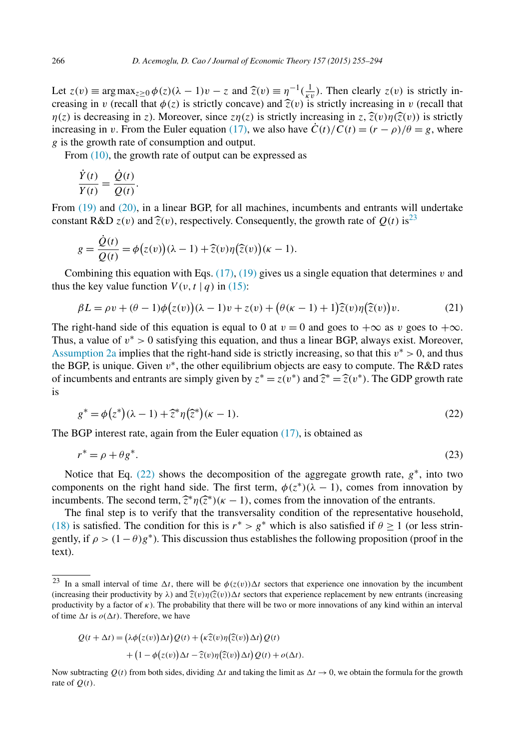Let $z(v) \equiv \arg\max_{z \geq 0} \phi(z)(\lambda - 1)v - z$ and $\widehat{z}(v) \equiv \eta^{-1}(\frac{1}{\kappa v})$. Then clearly $z(v)$ is strictly increasing in $v$ (recall that $\phi(z)$ is strictly concave) and $\widehat{z}(v)$ is strictly increasing in $v$ (recall that $\eta(z)$ is decreasing in $z$). Moreover, since $z\eta(z)$ is strictly increasing in $z$, $\widehat{z}(v)\eta(\widehat{z}(v))$ is strictly increasing in $v$. From the Euler equation (17), we also have $\dot{C}(t)/C(t) = (r - \rho)/\theta = g$, where $g$ is the growth rate of consumption and output.

From (10), the growth rate of output can be expressed as

$$\frac{\dot{Y}(t)}{Y(t)} = \frac{\dot{Q}(t)}{Q(t)}.$$

From (19) and (20), in a linear BGP, for all machines, incumbents and entrants will undertake constant R&D $z(v)$ and $\widehat{z}(v)$, respectively. Consequently, the growth rate of $Q(t)$ is[23]

$$g = \frac{\dot{Q}(t)}{Q(t)} = \phi\big(z(v)\big)(\lambda - 1) + \widehat{z}(v)\eta\big(\widehat{z}(v)\big)(\kappa - 1).$$

Combining this equation with Eqs. (17), (19) gives us a single equation that determines $v$ and thus the key value function $V(v, t \mid q)$ in (15):

$$\beta L = \rho v + (\theta - 1)\phi\big(z(v)\big)(\lambda - 1)v + z(v) + \big(\theta(\kappa - 1) + 1\big)\widehat{z}(v)\eta\big(\widehat{z}(v)\big)v. \tag{21}$$

The right-hand side of this equation is equal to 0 at $v = 0$ and goes to $+\infty$ as $v$ goes to $+\infty$. Thus, a value of $v^* > 0$ satisfying this equation, and thus a linear BGP, always exist. Moreover, Assumption 2a implies that the right-hand side is strictly increasing, so that this $v^* > 0$, and thus the BGP, is unique. Given $v^*$, the other equilibrium objects are easy to compute. The R&D rates of incumbents and entrants are simply given by $z^* = z(v^*)$ and $\widehat{z}^* = \widehat{z}(v^*)$. The GDP growth rate is

$$g^* = \phi\big(z^*\big)(\lambda - 1) + \widehat{z}^*\eta\big(\widehat{z}^*\big)(\kappa - 1). \tag{22}$$

The BGP interest rate, again from the Euler equation (17), is obtained as

$$r^* = \rho + \theta g^*. \tag{23}$$

Notice that Eq. (22) shows the decomposition of the aggregate growth rate, $g^*$, into two components on the right hand side. The first term, $\phi(z^*)(\lambda - 1)$, comes from innovation by incumbents. The second term, $\widehat{z}^*\eta(\widehat{z}^*)(\kappa - 1)$, comes from the innovation of the entrants.

The final step is to verify that the transversality condition of the representative household, (18) is satisfied. The condition for this is $r^* > g^*$ which is also satisfied if $\theta \geq 1$ (or less stringently, if $\rho > (1 - \theta)g^*$). This discussion thus establishes the following proposition (proof in the text).

---

[23] In a small interval of time $\Delta t$, there will be $\phi(z(v))\Delta t$ sectors that experience one innovation by the incumbent (increasing their productivity by $\lambda$) and $\widehat{z}(v)\eta(\widehat{z}(v))\Delta t$ sectors that experience replacement by new entrants (increasing productivity by a factor of $\kappa$). The probability that there will be two or more innovations of any kind within an interval of time $\Delta t$ is $o(\Delta t)$. Therefore, we have

$$Q(t + \Delta t) = \big(\lambda\phi\big(z(v)\big)\Delta t\big)Q(t) + \big(\kappa\widehat{z}(v)\eta\big(\widehat{z}(v)\big)\Delta t\big)Q(t)$$
$$+ \big(1 - \phi\big(z(v)\big)\Delta t - \widehat{z}(v)\eta\big(\widehat{z}(v)\big)\Delta t\big)Q(t) + o(\Delta t).$$

Now subtracting $Q(t)$ from both sides, dividing $\Delta t$ and taking the limit as $\Delta t \to 0$, we obtain the formula for the growth rate of $Q(t)$.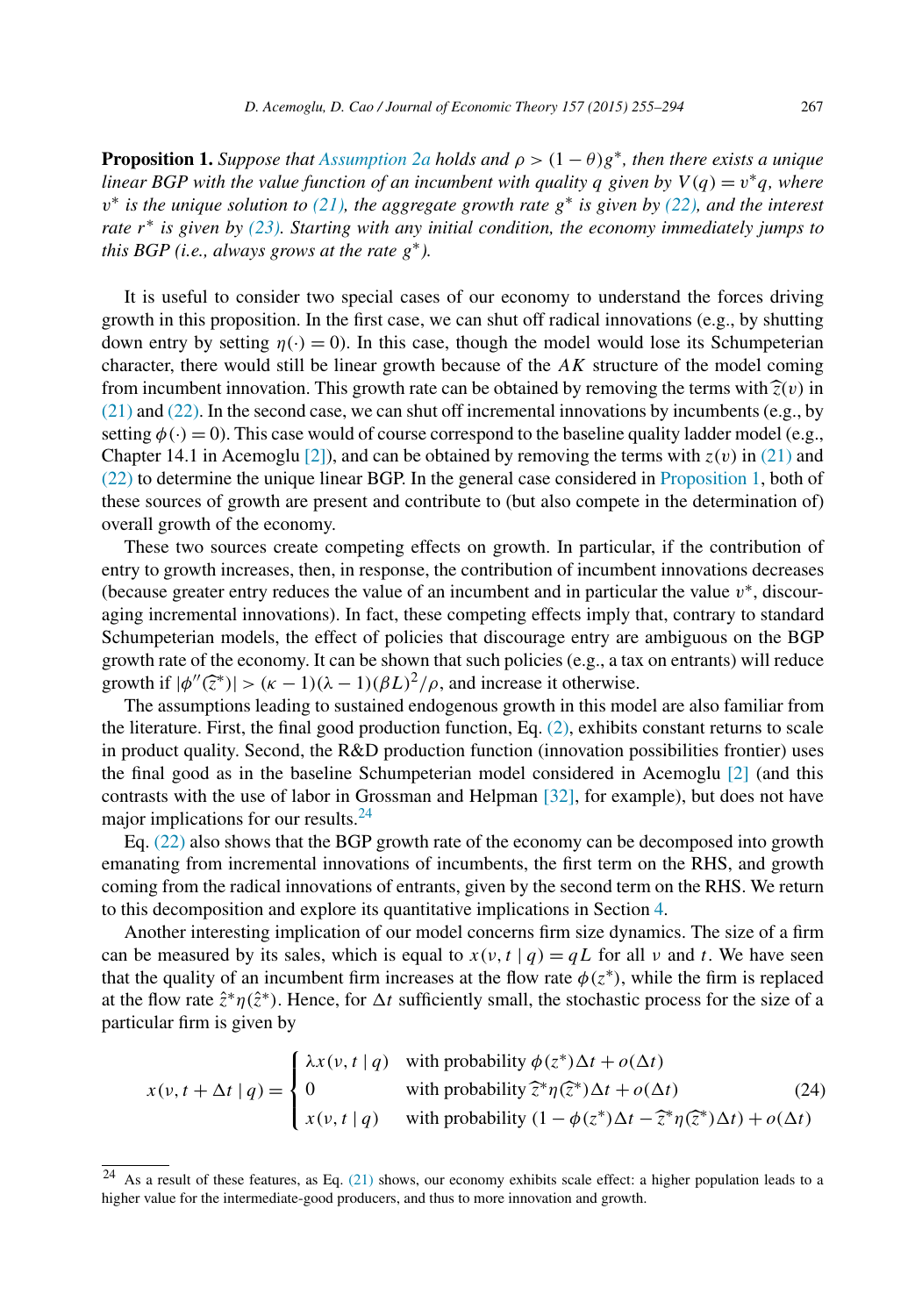**Proposition 1.** *Suppose that Assumption 2a holds and $\rho > (1-\theta)g^*$, then there exists a unique linear BGP with the value function of an incumbent with quality $q$ given by $V(q) = v^* q$, where $v^*$ is the unique solution to (21), the aggregate growth rate $g^*$ is given by (22), and the interest rate $r^*$ is given by (23). Starting with any initial condition, the economy immediately jumps to this BGP (i.e., always grows at the rate $g^*$).*

It is useful to consider two special cases of our economy to understand the forces driving growth in this proposition. In the first case, we can shut off radical innovations (e.g., by shutting down entry by setting $\eta(\cdot) = 0$). In this case, though the model would lose its Schumpeterian character, there would still be linear growth because of the $AK$ structure of the model coming from incumbent innovation. This growth rate can be obtained by removing the terms with $\widehat{z}(v)$ in (21) and (22). In the second case, we can shut off incremental innovations by incumbents (e.g., by setting $\phi(\cdot) = 0$). This case would of course correspond to the baseline quality ladder model (e.g., Chapter 14.1 in Acemoglu [2]), and can be obtained by removing the terms with $z(v)$ in (21) and (22) to determine the unique linear BGP. In the general case considered in Proposition 1, both of these sources of growth are present and contribute to (but also compete in the determination of) overall growth of the economy.

These two sources create competing effects on growth. In particular, if the contribution of entry to growth increases, then, in response, the contribution of incumbent innovations decreases (because greater entry reduces the value of an incumbent and in particular the value $v^*$, discouraging incremental innovations). In fact, these competing effects imply that, contrary to standard Schumpeterian models, the effect of policies that discourage entry are ambiguous on the BGP growth rate of the economy. It can be shown that such policies (e.g., a tax on entrants) will reduce growth if $|\phi''(\widehat{z}^*)| > (\kappa - 1)(\lambda - 1)(\beta L)^2/\rho$, and increase it otherwise.

The assumptions leading to sustained endogenous growth in this model are also familiar from the literature. First, the final good production function, Eq. (2), exhibits constant returns to scale in product quality. Second, the R&D production function (innovation possibilities frontier) uses the final good as in the baseline Schumpeterian model considered in Acemoglu [2] (and this contrasts with the use of labor in Grossman and Helpman [32], for example), but does not have major implications for our results.[24]

Eq. (22) also shows that the BGP growth rate of the economy can be decomposed into growth emanating from incremental innovations of incumbents, the first term on the RHS, and growth coming from the radical innovations of entrants, given by the second term on the RHS. We return to this decomposition and explore its quantitative implications in Section 4.

Another interesting implication of our model concerns firm size dynamics. The size of a firm can be measured by its sales, which is equal to $x(\nu, t \mid q) = qL$ for all $\nu$ and $t$. We have seen that the quality of an incumbent firm increases at the flow rate $\phi(z^*)$, while the firm is replaced at the flow rate $\hat{z}^* \eta(\hat{z}^*)$. Hence, for $\Delta t$ sufficiently small, the stochastic process for the size of a particular firm is given by

$$x(\nu, t + \Delta t \mid q) = \begin{cases} \lambda x(\nu, t \mid q) & \text{with probability } \phi(z^*)\Delta t + o(\Delta t) \\ 0 & \text{with probability } \widehat{z}^* \eta(\widehat{z}^*)\Delta t + o(\Delta t) \\ x(\nu, t \mid q) & \text{with probability } (1 - \phi(z^*)\Delta t - \widehat{z}^* \eta(\widehat{z}^*)\Delta t) + o(\Delta t) \end{cases} \tag{24}$$

[24] As a result of these features, as Eq. (21) shows, our economy exhibits scale effect: a higher population leads to a higher value for the intermediate-good producers, and thus to more innovation and growth.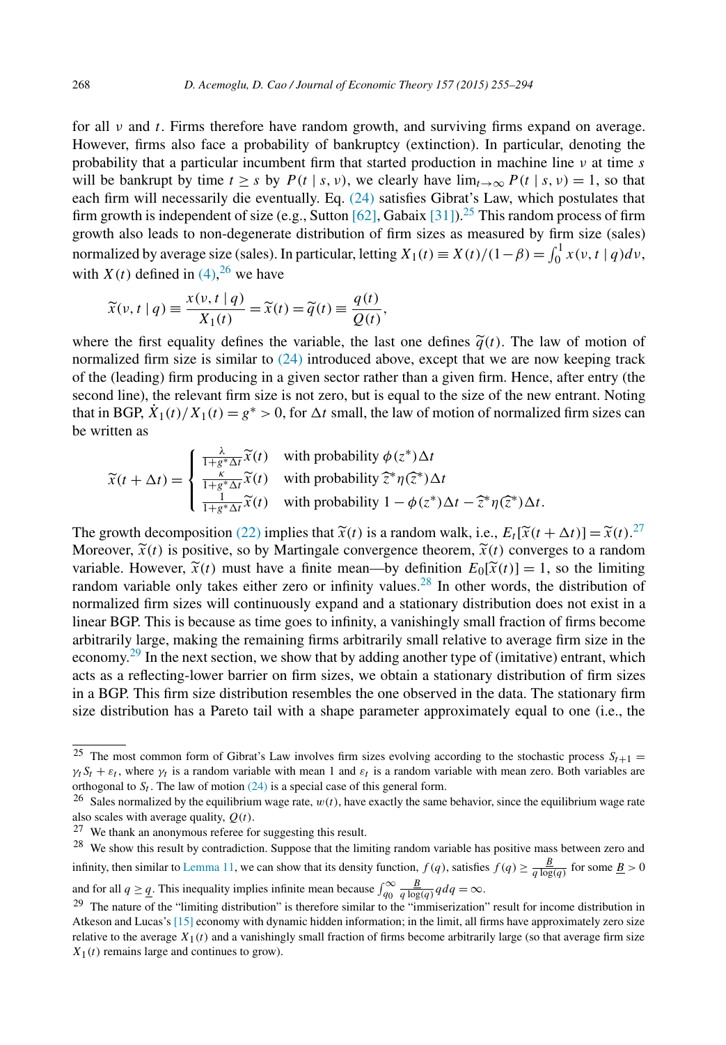for all $\nu$ and $t$. Firms therefore have random growth, and surviving firms expand on average. However, firms also face a probability of bankruptcy (extinction). In particular, denoting the probability that a particular incumbent firm that started production in machine line $\nu$ at time $s$ will be bankrupt by time $t \geq s$ by $P(t \mid s, \nu)$, we clearly have $\lim_{t\to\infty} P(t \mid s, \nu) = 1$, so that each firm will necessarily die eventually. Eq. (24) satisfies Gibrat's Law, which postulates that firm growth is independent of size (e.g., Sutton [62], Gabaix [31]).[25] This random process of firm growth also leads to non-degenerate distribution of firm sizes as measured by firm size (sales) normalized by average size (sales). In particular, letting $X_1(t) \equiv X(t)/(1-\beta) = \int_0^1 x(\nu, t \mid q)d\nu$, with $X(t)$ defined in (4),[26] we have

$$\widetilde{x}(\nu, t \mid q) \equiv \frac{x(\nu, t \mid q)}{X_1(t)} = \widetilde{x}(t) = \widetilde{q}(t) \equiv \frac{q(t)}{Q(t)},$$

where the first equality defines the variable, the last one defines $\widetilde{q}(t)$. The law of motion of normalized firm size is similar to (24) introduced above, except that we are now keeping track of the (leading) firm producing in a given sector rather than a given firm. Hence, after entry (the second line), the relevant firm size is not zero, but is equal to the size of the new entrant. Noting that in BGP, $\dot{X}_1(t)/X_1(t) = g^* > 0$, for $\Delta t$ small, the law of motion of normalized firm sizes can be written as

$$\widetilde{x}(t+\Delta t) = \begin{cases} \frac{\lambda}{1+g^*\Delta t}\widetilde{x}(t) & \text{with probability } \phi(z^*)\Delta t \\ \frac{\kappa}{1+g^*\Delta t}\widetilde{x}(t) & \text{with probability } \widehat{z}^*\eta(\widehat{z}^*)\Delta t \\ \frac{1}{1+g^*\Delta t}\widetilde{x}(t) & \text{with probability } 1-\phi(z^*)\Delta t - \widehat{z}^*\eta(\widehat{z}^*)\Delta t. \end{cases}$$

The growth decomposition (22) implies that $\widetilde{x}(t)$ is a random walk, i.e., $E_t[\widetilde{x}(t+\Delta t)] = \widetilde{x}(t)$.[27] Moreover, $\widetilde{x}(t)$ is positive, so by Martingale convergence theorem, $\widetilde{x}(t)$ converges to a random variable. However, $\widetilde{x}(t)$ must have a finite mean—by definition $E_0[\widetilde{x}(t)] = 1$, so the limiting random variable only takes either zero or infinity values.[28] In other words, the distribution of normalized firm sizes will continuously expand and a stationary distribution does not exist in a linear BGP. This is because as time goes to infinity, a vanishingly small fraction of firms become arbitrarily large, making the remaining firms arbitrarily small relative to average firm size in the economy.[29] In the next section, we show that by adding another type of (imitative) entrant, which acts as a reflecting-lower barrier on firm sizes, we obtain a stationary distribution of firm sizes in a BGP. This firm size distribution resembles the one observed in the data. The stationary firm size distribution has a Pareto tail with a shape parameter approximately equal to one (i.e., the

---

[25] The most common form of Gibrat's Law involves firm sizes evolving according to the stochastic process $S_{t+1} = \gamma_t S_t + \varepsilon_t$, where $\gamma_t$ is a random variable with mean 1 and $\varepsilon_t$ is a random variable with mean zero. Both variables are orthogonal to $S_t$. The law of motion (24) is a special case of this general form.

[26] Sales normalized by the equilibrium wage rate, $w(t)$, have exactly the same behavior, since the equilibrium wage rate also scales with average quality, $Q(t)$.

[27] We thank an anonymous referee for suggesting this result.

[28] We show this result by contradiction. Suppose that the limiting random variable has positive mass between zero and infinity, then similar to Lemma 11, we can show that its density function, $f(q)$, satisfies $f(q) \geq \frac{\underline{B}}{q\log(q)}$ for some $\underline{B} > 0$ and for all $q \geq \underline{q}$. This inequality implies infinite mean because $\int_{q_0}^{\infty} \frac{\underline{B}}{q\log(q)} q\,dq = \infty$.

[29] The nature of the "limiting distribution" is therefore similar to the "immiserization" result for income distribution in Atkeson and Lucas's [15] economy with dynamic hidden information; in the limit, all firms have approximately zero size relative to the average $X_1(t)$ and a vanishingly small fraction of firms become arbitrarily large (so that average firm size $X_1(t)$ remains large and continues to grow).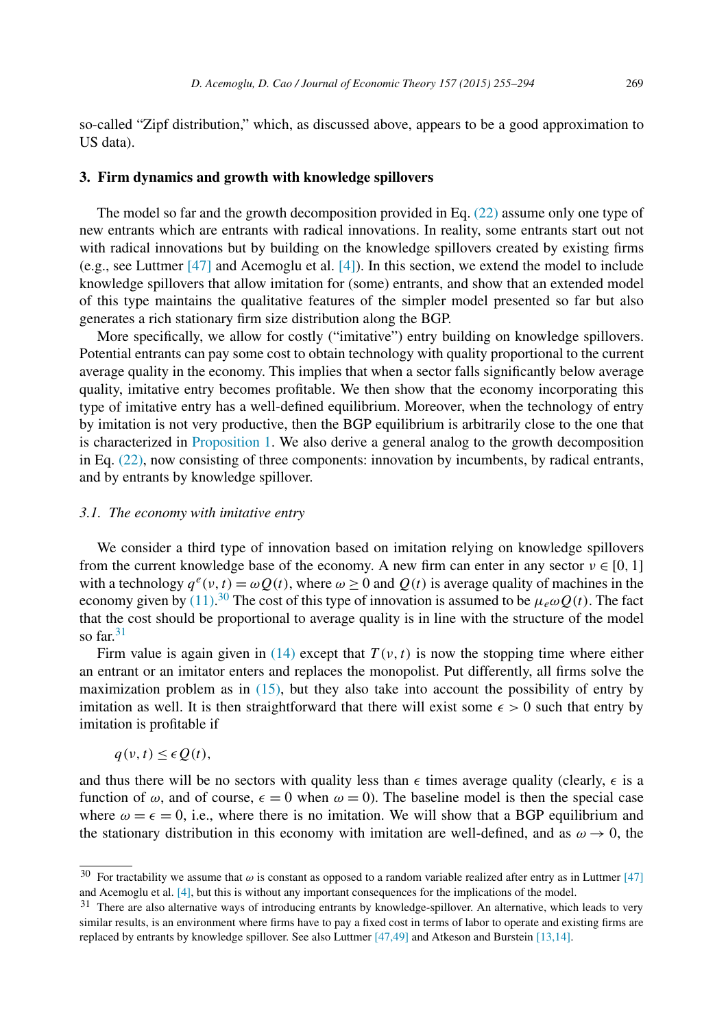so-called "Zipf distribution," which, as discussed above, appears to be a good approximation to US data).

## 3. Firm dynamics and growth with knowledge spillovers

The model so far and the growth decomposition provided in Eq. (22) assume only one type of new entrants which are entrants with radical innovations. In reality, some entrants start out not with radical innovations but by building on the knowledge spillovers created by existing firms (e.g., see Luttmer [47] and Acemoglu et al. [4]). In this section, we extend the model to include knowledge spillovers that allow imitation for (some) entrants, and show that an extended model of this type maintains the qualitative features of the simpler model presented so far but also generates a rich stationary firm size distribution along the BGP.

More specifically, we allow for costly ("imitative") entry building on knowledge spillovers. Potential entrants can pay some cost to obtain technology with quality proportional to the current average quality in the economy. This implies that when a sector falls significantly below average quality, imitative entry becomes profitable. We then show that the economy incorporating this type of imitative entry has a well-defined equilibrium. Moreover, when the technology of entry by imitation is not very productive, then the BGP equilibrium is arbitrarily close to the one that is characterized in Proposition 1. We also derive a general analog to the growth decomposition in Eq. (22), now consisting of three components: innovation by incumbents, by radical entrants, and by entrants by knowledge spillover.

### 3.1. The economy with imitative entry

We consider a third type of innovation based on imitation relying on knowledge spillovers from the current knowledge base of the economy. A new firm can enter in any sector $\nu \in [0, 1]$ with a technology $q^e(\nu, t) = \omega Q(t)$, where $\omega \geq 0$ and $Q(t)$ is average quality of machines in the economy given by (11).[30] The cost of this type of innovation is assumed to be $\mu_e \omega Q(t)$. The fact that the cost should be proportional to average quality is in line with the structure of the model so far.[31]

Firm value is again given in (14) except that $T(\nu, t)$ is now the stopping time where either an entrant or an imitator enters and replaces the monopolist. Put differently, all firms solve the maximization problem as in (15), but they also take into account the possibility of entry by imitation as well. It is then straightforward that there will exist some $\epsilon > 0$ such that entry by imitation is profitable if

$$q(\nu, t) \leq \epsilon Q(t),$$

and thus there will be no sectors with quality less than $\epsilon$ times average quality (clearly, $\epsilon$ is a function of $\omega$, and of course, $\epsilon = 0$ when $\omega = 0$). The baseline model is then the special case where $\omega = \epsilon = 0$, i.e., where there is no imitation. We will show that a BGP equilibrium and the stationary distribution in this economy with imitation are well-defined, and as $\omega \to 0$, the

[30] For tractability we assume that $\omega$ is constant as opposed to a random variable realized after entry as in Luttmer [47] and Acemoglu et al. [4], but this is without any important consequences for the implications of the model.

[31] There are also alternative ways of introducing entrants by knowledge-spillover. An alternative, which leads to very similar results, is an environment where firms have to pay a fixed cost in terms of labor to operate and existing firms are replaced by entrants by knowledge spillover. See also Luttmer [47,49] and Atkeson and Burstein [13,14].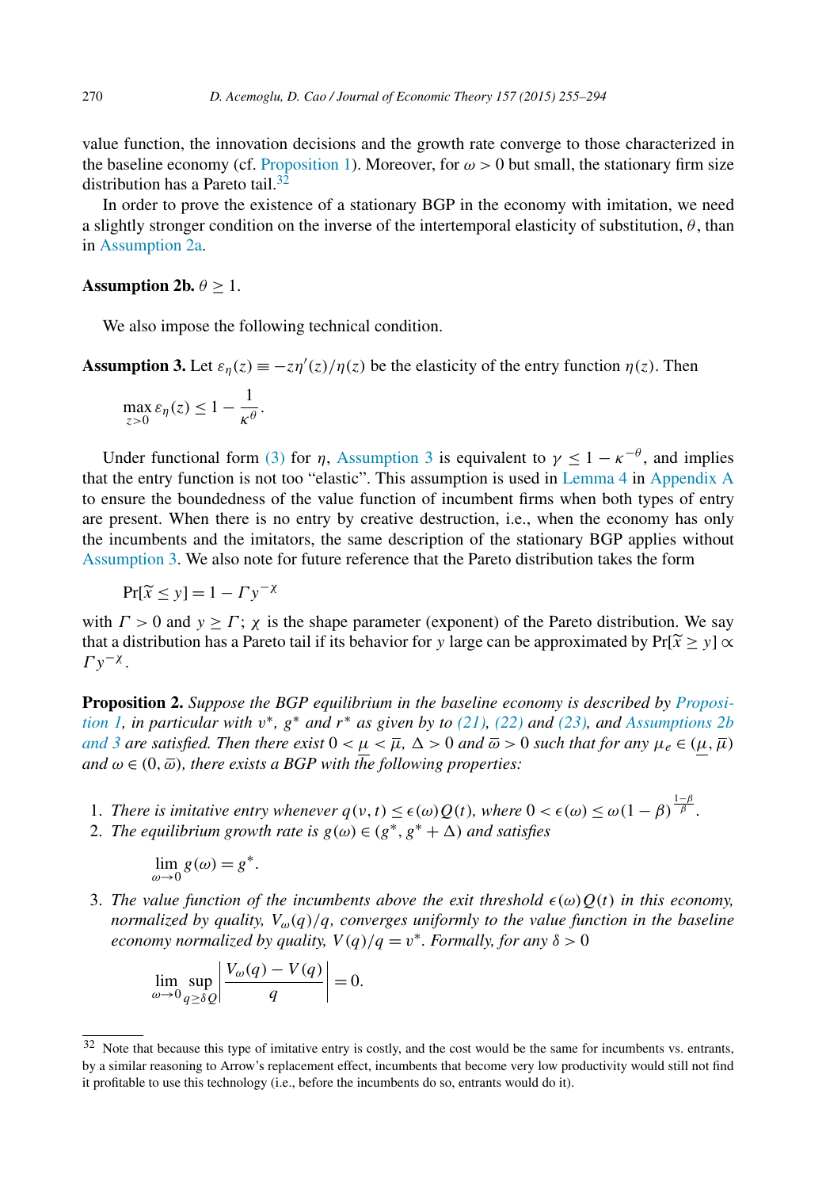value function, the innovation decisions and the growth rate converge to those characterized in the baseline economy (cf. Proposition 1). Moreover, for $\omega > 0$ but small, the stationary firm size distribution has a Pareto tail.[32]

In order to prove the existence of a stationary BGP in the economy with imitation, we need a slightly stronger condition on the inverse of the intertemporal elasticity of substitution, $\theta$, than in Assumption 2a.

**Assumption 2b.** $\theta \geq 1$.

We also impose the following technical condition.

**Assumption 3.** Let $\varepsilon_\eta(z) \equiv -z\eta'(z)/\eta(z)$ be the elasticity of the entry function $\eta(z)$. Then

$$\max_{z>0} \varepsilon_\eta(z) \leq 1 - \frac{1}{\kappa^\theta}.$$

Under functional form (3) for $\eta$, Assumption 3 is equivalent to $\gamma \leq 1 - \kappa^{-\theta}$, and implies that the entry function is not too "elastic". This assumption is used in Lemma 4 in Appendix A to ensure the boundedness of the value function of incumbent firms when both types of entry are present. When there is no entry by creative destruction, i.e., when the economy has only the incumbents and the imitators, the same description of the stationary BGP applies without Assumption 3. We also note for future reference that the Pareto distribution takes the form

$$\Pr[\widetilde{x} \leq y] = 1 - \Gamma y^{-\chi}$$

with $\Gamma > 0$ and $y \geq \Gamma$; $\chi$ is the shape parameter (exponent) of the Pareto distribution. We say that a distribution has a Pareto tail if its behavior for $y$ large can be approximated by $\Pr[\widetilde{x} \geq y] \propto \Gamma y^{-\chi}$.

**Proposition 2.** *Suppose the BGP equilibrium in the baseline economy is described by Proposition 1, in particular with $v^*$, $g^*$ and $r^*$ as given by (21), (22) and (23), and Assumptions 2b and 3 are satisfied. Then there exist $0 < \underline{\mu} < \overline{\mu}$, $\Delta > 0$ and $\overline{\omega} > 0$ such that for any $\mu_e \in (\underline{\mu}, \overline{\mu})$ and $\omega \in (0, \overline{\omega})$, there exists a BGP with the following properties:*

1. *There is imitative entry whenever $q(\nu, t) \leq \epsilon(\omega)Q(t)$, where $0 < \epsilon(\omega) \leq \omega(1-\beta)^{\frac{1-\beta}{\beta}}$.*
2. *The equilibrium growth rate is $g(\omega) \in (g^*, g^* + \Delta)$ and satisfies*

$$\lim_{\omega \to 0} g(\omega) = g^*.$$

3. *The value function of the incumbents above the exit threshold $\epsilon(\omega)Q(t)$ in this economy, normalized by quality, $V_\omega(q)/q$, converges uniformly to the value function in the baseline economy normalized by quality, $V(q)/q = v^*$. Formally, for any $\delta > 0$*

$$\lim_{\omega \to 0} \sup_{q \geq \delta Q} \left| \frac{V_\omega(q) - V(q)}{q} \right| = 0.$$

[32] Note that because this type of imitative entry is costly, and the cost would be the same for incumbents vs. entrants, by a similar reasoning to Arrow's replacement effect, incumbents that become very low productivity would still not find it profitable to use this technology (i.e., before the incumbents do so, entrants would do it).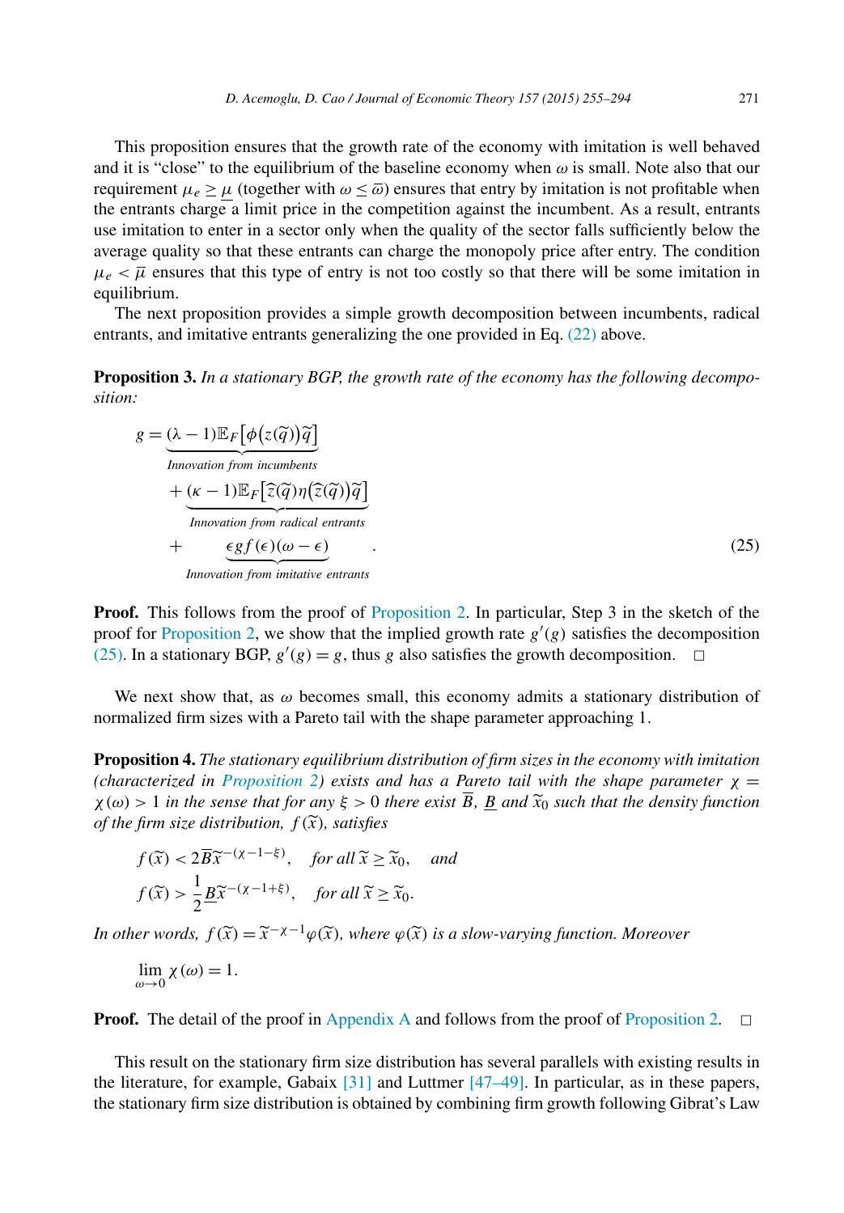This proposition ensures that the growth rate of the economy with imitation is well behaved and it is "close" to the equilibrium of the baseline economy when $\omega$ is small. Note also that our requirement $\mu_e \geq \underline{\mu}$ (together with $\omega \leq \overline{\omega}$) ensures that entry by imitation is not profitable when the entrants charge a limit price in the competition against the incumbent. As a result, entrants use imitation to enter in a sector only when the quality of the sector falls sufficiently below the average quality so that these entrants can charge the monopoly price after entry. The condition $\mu_e < \overline{\mu}$ ensures that this type of entry is not too costly so that there will be some imitation in equilibrium.

The next proposition provides a simple growth decomposition between incumbents, radical entrants, and imitative entrants generalizing the one provided in Eq. (22) above.

**Proposition 3.** *In a stationary BGP, the growth rate of the economy has the following decomposition:*

$$
\begin{aligned}
g = & \underbrace{(\lambda - 1)\mathbb{E}_F\left[\phi\left(z(\widetilde{q})\right)\widetilde{q}\right]}_{\text{Innovation from incumbents}} \\
& + \underbrace{(\kappa - 1)\mathbb{E}_F\left[\widehat{z}(\widetilde{q})\eta\left(\widehat{z}(\widetilde{q})\right)\widetilde{q}\right]}_{\text{Innovation from radical entrants}} \\
& + \underbrace{\epsilon g f(\epsilon)(\omega - \epsilon)}_{\text{Innovation from imitative entrants}} .
\end{aligned}
\tag{25}
$$

**Proof.** This follows from the proof of Proposition 2. In particular, Step 3 in the sketch of the proof for Proposition 2, we show that the implied growth rate $g'(g)$ satisfies the decomposition (25). In a stationary BGP, $g'(g) = g$, thus $g$ also satisfies the growth decomposition. $\square$

We next show that, as $\omega$ becomes small, this economy admits a stationary distribution of normalized firm sizes with a Pareto tail with the shape parameter approaching 1.

**Proposition 4.** *The stationary equilibrium distribution of firm sizes in the economy with imitation (characterized in Proposition 2) exists and has a Pareto tail with the shape parameter $\chi = \chi(\omega) > 1$ in the sense that for any $\xi > 0$ there exist $\overline{B}$, $\underline{B}$ and $\widetilde{x}_0$ such that the density function of the firm size distribution, $f(\widetilde{x})$, satisfies*

$$
\begin{aligned}
& f(\widetilde{x}) < 2\overline{B}\widetilde{x}^{-(\chi-1-\xi)}, \quad \text{for all } \widetilde{x} \geq \widetilde{x}_0, \quad \text{and} \\
& f(\widetilde{x}) > \frac{1}{2}\underline{B}\widetilde{x}^{-(\chi-1+\xi)}, \quad \text{for all } \widetilde{x} \geq \widetilde{x}_0.
\end{aligned}
$$

*In other words, $f(\widetilde{x}) = \widetilde{x}^{-\chi-1}\varphi(\widetilde{x})$, where $\varphi(\widetilde{x})$ is a slow-varying function. Moreover*

$$
\lim_{\omega \to 0} \chi(\omega) = 1.
$$

**Proof.** The detail of the proof in Appendix A and follows from the proof of Proposition 2. $\square$

This result on the stationary firm size distribution has several parallels with existing results in the literature, for example, Gabaix [31] and Luttmer [47–49]. In particular, as in these papers, the stationary firm size distribution is obtained by combining firm growth following Gibrat's Law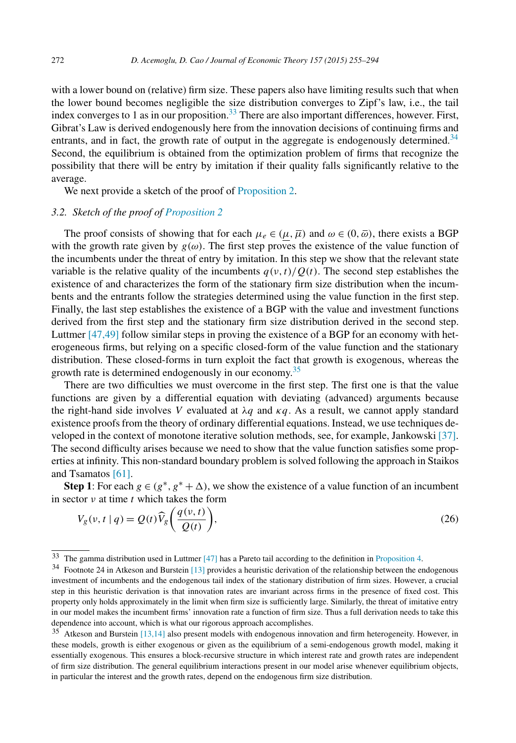with a lower bound on (relative) firm size. These papers also have limiting results such that when the lower bound becomes negligible the size distribution converges to Zipf's law, i.e., the tail index converges to 1 as in our proposition.[33] There are also important differences, however. First, Gibrat's Law is derived endogenously here from the innovation decisions of continuing firms and entrants, and in fact, the growth rate of output in the aggregate is endogenously determined.[34] Second, the equilibrium is obtained from the optimization problem of firms that recognize the possibility that there will be entry by imitation if their quality falls significantly relative to the average.

We next provide a sketch of the proof of Proposition 2.

### 3.2. Sketch of the proof of Proposition 2

The proof consists of showing that for each $\mu_e \in (\underline{\mu}, \overline{\mu})$ and $\omega \in (0, \overline{\omega})$, there exists a BGP with the growth rate given by $g(\omega)$. The first step proves the existence of the value function of the incumbents under the threat of entry by imitation. In this step we show that the relevant state variable is the relative quality of the incumbents $q(\nu, t)/Q(t)$. The second step establishes the existence of and characterizes the form of the stationary firm size distribution when the incumbents and the entrants follow the strategies determined using the value function in the first step. Finally, the last step establishes the existence of a BGP with the value and investment functions derived from the first step and the stationary firm size distribution derived in the second step. Luttmer [47,49] follow similar steps in proving the existence of a BGP for an economy with heterogeneous firms, but relying on a specific closed-form of the value function and the stationary distribution. These closed-forms in turn exploit the fact that growth is exogenous, whereas the growth rate is determined endogenously in our economy.[35]

There are two difficulties we must overcome in the first step. The first one is that the value functions are given by a differential equation with deviating (advanced) arguments because the right-hand side involves $V$ evaluated at $\lambda q$ and $\kappa q$. As a result, we cannot apply standard existence proofs from the theory of ordinary differential equations. Instead, we use techniques developed in the context of monotone iterative solution methods, see, for example, Jankowski [37]. The second difficulty arises because we need to show that the value function satisfies some properties at infinity. This non-standard boundary problem is solved following the approach in Staikos and Tsamatos [61].

**Step 1**: For each $g \in (g^*, g^* + \Delta)$, we show the existence of a value function of an incumbent in sector $\nu$ at time $t$ which takes the form

$$V_g(\nu, t \mid q) = Q(t)\widehat{V}_g\left(\frac{q(\nu, t)}{Q(t)}\right), \tag{26}$$

---

[33] The gamma distribution used in Luttmer [47] has a Pareto tail according to the definition in Proposition 4.

[34] Footnote 24 in Atkeson and Burstein [13] provides a heuristic derivation of the relationship between the endogenous investment of incumbents and the endogenous tail index of the stationary distribution of firm sizes. However, a crucial step in this heuristic derivation is that innovation rates are invariant across firms in the presence of fixed cost. This property only holds approximately in the limit when firm size is sufficiently large. Similarly, the threat of imitative entry in our model makes the incumbent firms' innovation rate a function of firm size. Thus a full derivation needs to take this dependence into account, which is what our rigorous approach accomplishes.

[35] Atkeson and Burstein [13,14] also present models with endogenous innovation and firm heterogeneity. However, in these models, growth is either exogenous or given as the equilibrium of a semi-endogenous growth model, making it essentially exogenous. This ensures a block-recursive structure in which interest rate and growth rates are independent of firm size distribution. The general equilibrium interactions present in our model arise whenever equilibrium objects, in particular the interest and the growth rates, depend on the endogenous firm size distribution.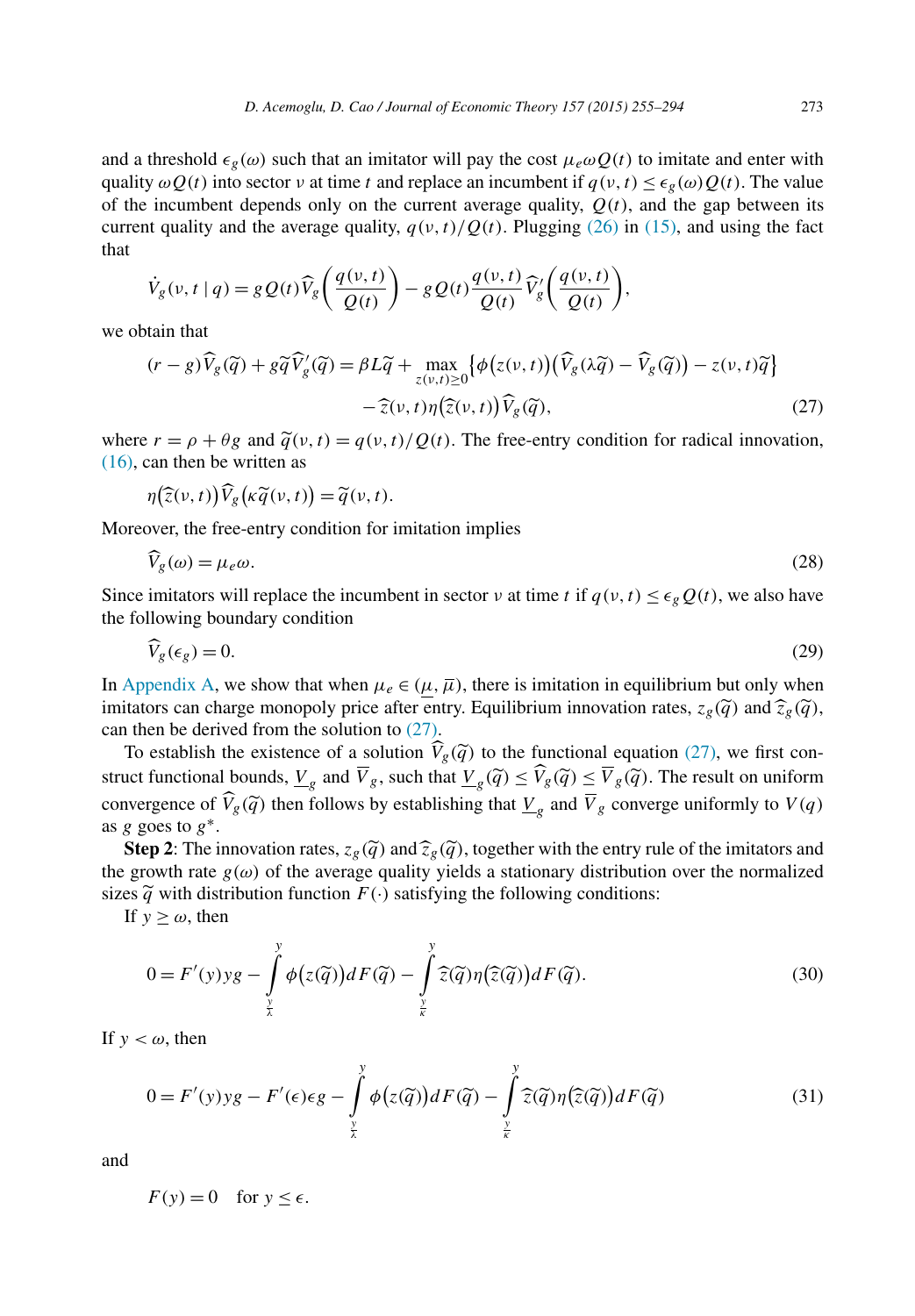and a threshold $\epsilon_g(\omega)$ such that an imitator will pay the cost $\mu_e \omega Q(t)$ to imitate and enter with quality $\omega Q(t)$ into sector $\nu$ at time $t$ and replace an incumbent if $q(\nu,t) \le \epsilon_g(\omega) Q(t)$. The value of the incumbent depends only on the current average quality, $Q(t)$, and the gap between its current quality and the average quality, $q(\nu,t)/Q(t)$. Plugging (26) in (15), and using the fact that

$$\dot{V}_g(\nu, t \mid q) = gQ(t)\widehat{V}_g\left(\frac{q(\nu,t)}{Q(t)}\right) - gQ(t)\frac{q(\nu,t)}{Q(t)}\widehat{V}_g'\left(\frac{q(\nu,t)}{Q(t)}\right),$$

we obtain that

$$\begin{aligned}(r-g)\widehat{V}_g(\widetilde{q}) + g\widetilde{q}\widehat{V}_g'(\widetilde{q}) = \beta L\widetilde{q} + \max_{z(\nu,t)\ge 0}\left\{\phi\big(z(\nu,t)\big)\big(\widehat{V}_g(\lambda\widetilde{q}) - \widehat{V}_g(\widetilde{q})\big) - z(\nu,t)\widetilde{q}\right\} \\ - \widehat{z}(\nu,t)\eta\big(\widehat{z}(\nu,t)\big)\widehat{V}_g(\widetilde{q}),\end{aligned} \tag{27}$$

where $r = \rho + \theta g$ and $\widetilde{q}(\nu,t) = q(\nu,t)/Q(t)$. The free-entry condition for radical innovation, (16), can then be written as

$$\eta\big(\widehat{z}(\nu,t)\big)\widehat{V}_g\big(\kappa\widetilde{q}(\nu,t)\big) = \widetilde{q}(\nu,t).$$

Moreover, the free-entry condition for imitation implies

$$\widehat{V}_g(\omega) = \mu_e\omega. \tag{28}$$

Since imitators will replace the incumbent in sector $\nu$ at time $t$ if $q(\nu,t) \le \epsilon_g Q(t)$, we also have the following boundary condition

$$\widehat{V}_g(\epsilon_g) = 0. \tag{29}$$

In Appendix A, we show that when $\mu_e \in (\underline{\mu}, \overline{\mu})$, there is imitation in equilibrium but only when imitators can charge monopoly price after entry. Equilibrium innovation rates, $z_g(\widetilde{q})$ and $\widehat{z}_g(\widetilde{q})$, can then be derived from the solution to (27).

To establish the existence of a solution $\widehat{V}_g(\widetilde{q})$ to the functional equation (27), we first construct functional bounds, $\underline{V}_g$ and $\overline{V}_g$, such that $\underline{V}_g(\widetilde{q}) \le \widehat{V}_g(\widetilde{q}) \le \overline{V}_g(\widetilde{q})$. The result on uniform convergence of $\widehat{V}_g(\widetilde{q})$ then follows by establishing that $\underline{V}_g$ and $\overline{V}_g$ converge uniformly to $V(q)$ as $g$ goes to $g^*$.

**Step 2**: The innovation rates, $z_g(\widetilde{q})$ and $\widehat{z}_g(\widetilde{q})$, together with the entry rule of the imitators and the growth rate $g(\omega)$ of the average quality yields a stationary distribution over the normalized sizes $\widetilde{q}$ with distribution function $F(\cdot)$ satisfying the following conditions:

If $y \ge \omega$, then

$$0 = F'(y)yg - \int_{\frac{y}{\lambda}}^{y} \phi\big(z(\widetilde{q})\big)dF(\widetilde{q}) - \int_{\frac{y}{\kappa}}^{y} \widehat{z}(\widetilde{q})\eta\big(\widehat{z}(\widetilde{q})\big)dF(\widetilde{q}). \tag{30}$$

If $y < \omega$, then

$$0 = F'(y)yg - F'(\epsilon)\epsilon g - \int_{\frac{y}{\lambda}}^{y} \phi\big(z(\widetilde{q})\big)dF(\widetilde{q}) - \int_{\frac{y}{\kappa}}^{y} \widehat{z}(\widetilde{q})\eta\big(\widehat{z}(\widetilde{q})\big)dF(\widetilde{q}) \tag{31}$$

and

$$F(y) = 0 \quad \text{for } y \le \epsilon.$$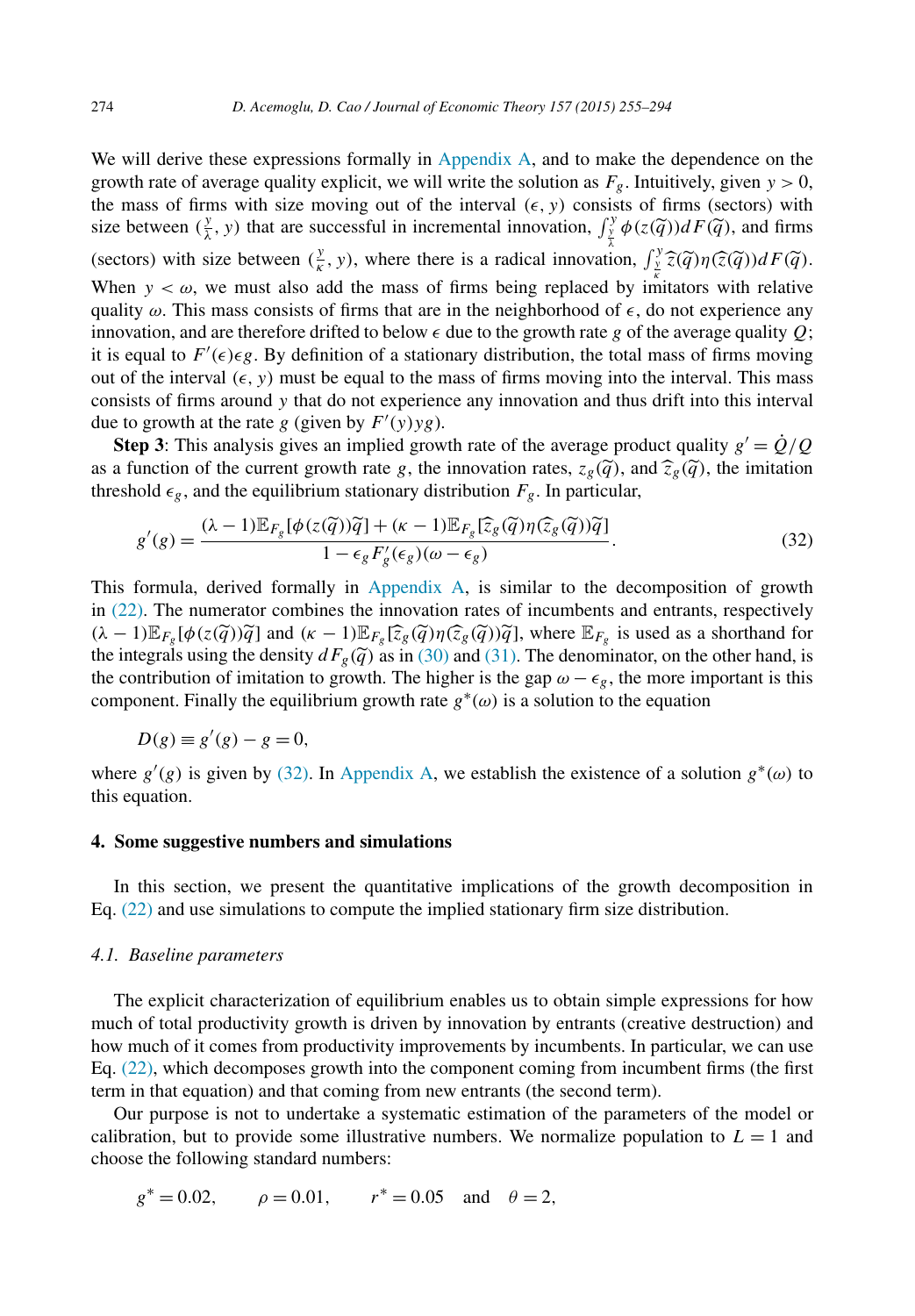We will derive these expressions formally in Appendix A, and to make the dependence on the growth rate of average quality explicit, we will write the solution as $F_g$. Intuitively, given $y > 0$, the mass of firms with size moving out of the interval $(\epsilon, y)$ consists of firms (sectors) with size between $(\frac{y}{\lambda}, y)$ that are successful in incremental innovation, $\int_{\frac{y}{\lambda}}^{y} \phi(z(\widetilde{q}))dF(\widetilde{q})$, and firms (sectors) with size between $(\frac{y}{\kappa}, y)$, where there is a radical innovation, $\int_{\frac{y}{\kappa}}^{y} \widehat{z}(\widetilde{q})\eta(\widehat{z}(\widetilde{q}))dF(\widetilde{q})$. When $y < \omega$, we must also add the mass of firms being replaced by imitators with relative quality $\omega$. This mass consists of firms that are in the neighborhood of $\epsilon$, do not experience any innovation, and are therefore drifted to below $\epsilon$ due to the growth rate $g$ of the average quality $Q$; it is equal to $F'(\epsilon)\epsilon g$. By definition of a stationary distribution, the total mass of firms moving out of the interval $(\epsilon, y)$ must be equal to the mass of firms moving into the interval. This mass consists of firms around $y$ that do not experience any innovation and thus drift into this interval due to growth at the rate $g$ (given by $F'(y)yg$).

**Step 3**: This analysis gives an implied growth rate of the average product quality $g' = \dot{Q}/Q$ as a function of the current growth rate $g$, the innovation rates, $z_g(\widetilde{q})$, and $\widehat{z}_g(\widetilde{q})$, the imitation threshold $\epsilon_g$, and the equilibrium stationary distribution $F_g$. In particular,

$$g'(g) = \frac{(\lambda - 1)\mathbb{E}_{F_g}[\phi(z(\widetilde{q}))\widetilde{q}] + (\kappa - 1)\mathbb{E}_{F_g}[\widehat{z}_g(\widetilde{q})\eta(\widehat{z}_g(\widetilde{q}))\widetilde{q}]}{1 - \epsilon_g F_g'(\epsilon_g)(\omega - \epsilon_g)}. \tag{32}$$

This formula, derived formally in Appendix A, is similar to the decomposition of growth in (22). The numerator combines the innovation rates of incumbents and entrants, respectively $(\lambda - 1)\mathbb{E}_{F_g}[\phi(z(\widetilde{q}))\widetilde{q}]$ and $(\kappa - 1)\mathbb{E}_{F_g}[\widehat{z}_g(\widetilde{q})\eta(\widehat{z}_g(\widetilde{q}))\widetilde{q}]$, where $\mathbb{E}_{F_g}$ is used as a shorthand for the integrals using the density $dF_g(\widetilde{q})$ as in (30) and (31). The denominator, on the other hand, is the contribution of imitation to growth. The higher is the gap $\omega - \epsilon_g$, the more important is this component. Finally the equilibrium growth rate $g^*(\omega)$ is a solution to the equation

$$D(g) \equiv g'(g) - g = 0,$$

where $g'(g)$ is given by (32). In Appendix A, we establish the existence of a solution $g^*(\omega)$ to this equation.

## 4. Some suggestive numbers and simulations

In this section, we present the quantitative implications of the growth decomposition in Eq. (22) and use simulations to compute the implied stationary firm size distribution.

### *4.1. Baseline parameters*

The explicit characterization of equilibrium enables us to obtain simple expressions for how much of total productivity growth is driven by innovation by entrants (creative destruction) and how much of it comes from productivity improvements by incumbents. In particular, we can use Eq. (22), which decomposes growth into the component coming from incumbent firms (the first term in that equation) and that coming from new entrants (the second term).

Our purpose is not to undertake a systematic estimation of the parameters of the model or calibration, but to provide some illustrative numbers. We normalize population to $L = 1$ and choose the following standard numbers:

$$g^* = 0.02, \qquad \rho = 0.01, \qquad r^* = 0.05 \quad \text{and} \quad \theta = 2,$$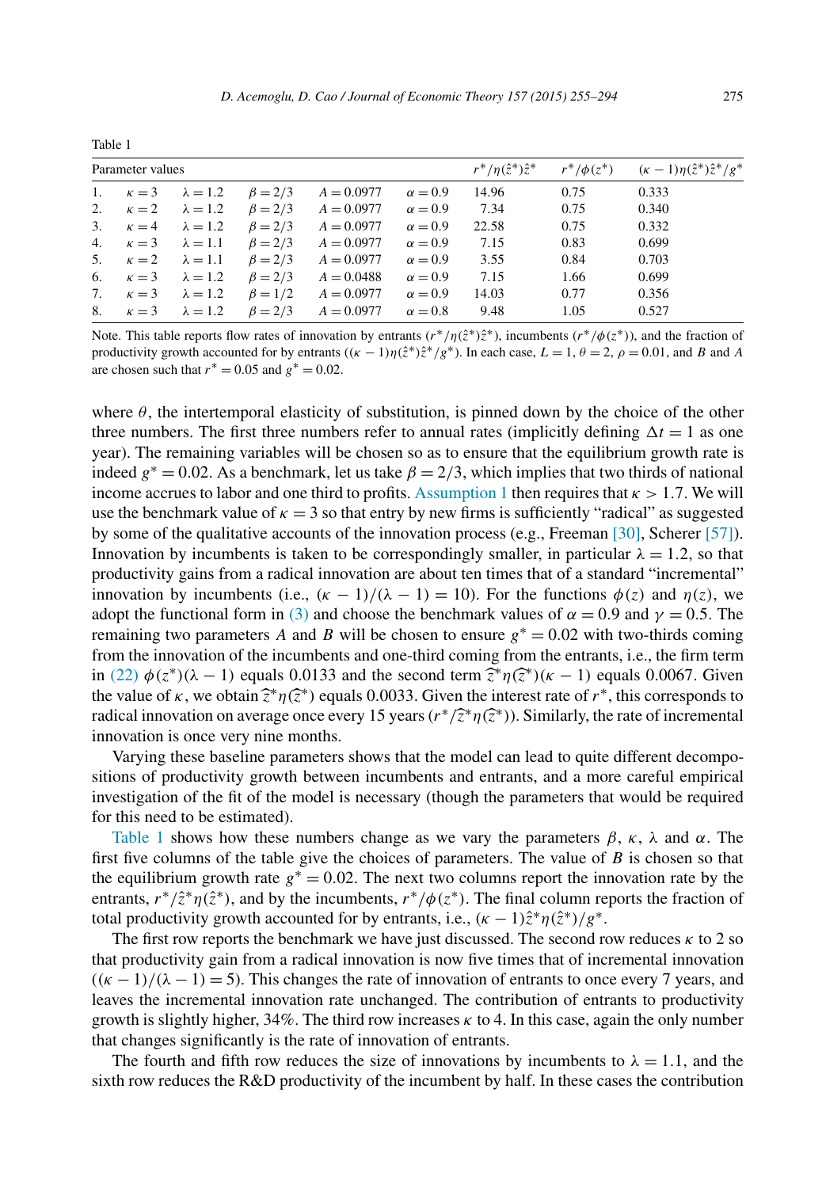Table 1

| | Parameter values | | | | | $r^*/\eta(\hat{z}^*)\hat{z}^*$ | $r^*/\phi(z^*)$ | $(\kappa-1)\eta(\hat{z}^*)\hat{z}^*/g^*$ |
|---|---|---|---|---|---|---|---|---|
| 1. | $\kappa = 3$ | $\lambda = 1.2$ | $\beta = 2/3$ | $A = 0.0977$ | $\alpha = 0.9$ | 14.96 | 0.75 | 0.333 |
| 2. | $\kappa = 2$ | $\lambda = 1.2$ | $\beta = 2/3$ | $A = 0.0977$ | $\alpha = 0.9$ | 7.34 | 0.75 | 0.340 |
| 3. | $\kappa = 4$ | $\lambda = 1.2$ | $\beta = 2/3$ | $A = 0.0977$ | $\alpha = 0.9$ | 22.58 | 0.75 | 0.332 |
| 4. | $\kappa = 3$ | $\lambda = 1.1$ | $\beta = 2/3$ | $A = 0.0977$ | $\alpha = 0.9$ | 7.15 | 0.83 | 0.699 |
| 5. | $\kappa = 2$ | $\lambda = 1.1$ | $\beta = 2/3$ | $A = 0.0977$ | $\alpha = 0.9$ | 3.55 | 0.84 | 0.703 |
| 6. | $\kappa = 3$ | $\lambda = 1.2$ | $\beta = 2/3$ | $A = 0.0488$ | $\alpha = 0.9$ | 7.15 | 1.66 | 0.699 |
| 7. | $\kappa = 3$ | $\lambda = 1.2$ | $\beta = 1/2$ | $A = 0.0977$ | $\alpha = 0.9$ | 14.03 | 0.77 | 0.356 |
| 8. | $\kappa = 3$ | $\lambda = 1.2$ | $\beta = 2/3$ | $A = 0.0977$ | $\alpha = 0.8$ | 9.48 | 1.05 | 0.527 |

Note. This table reports flow rates of innovation by entrants ($r^*/\eta(\hat{z}^*)\hat{z}^*$), incumbents ($r^*/\phi(z^*)$), and the fraction of productivity growth accounted for by entrants ($(\kappa-1)\eta(\hat{z}^*)\hat{z}^*/g^*$). In each case, $L = 1$, $\theta = 2$, $\rho = 0.01$, and $B$ and $A$ are chosen such that $r^* = 0.05$ and $g^* = 0.02$.

where $\theta$, the intertemporal elasticity of substitution, is pinned down by the choice of the other three numbers. The first three numbers refer to annual rates (implicitly defining $\Delta t = 1$ as one year). The remaining variables will be chosen so as to ensure that the equilibrium growth rate is indeed $g^* = 0.02$. As a benchmark, let us take $\beta = 2/3$, which implies that two thirds of national income accrues to labor and one third to profits. Assumption 1 then requires that $\kappa > 1.7$. We will use the benchmark value of $\kappa = 3$ so that entry by new firms is sufficiently "radical" as suggested by some of the qualitative accounts of the innovation process (e.g., Freeman [30], Scherer [57]). Innovation by incumbents is taken to be correspondingly smaller, in particular $\lambda = 1.2$, so that productivity gains from a radical innovation are about ten times that of a standard "incremental" innovation by incumbents (i.e., $(\kappa - 1)/(\lambda - 1) = 10$). For the functions $\phi(z)$ and $\eta(z)$, we adopt the functional form in (3) and choose the benchmark values of $\alpha = 0.9$ and $\gamma = 0.5$. The remaining two parameters $A$ and $B$ will be chosen to ensure $g^* = 0.02$ with two-thirds coming from the innovation of the incumbents and one-third coming from the entrants, i.e., the firm term in (22) $\phi(z^*)(\lambda - 1)$ equals 0.0133 and the second term $\widehat{z}^*\eta(\widehat{z}^*)(\kappa - 1)$ equals 0.0067. Given the value of $\kappa$, we obtain $\widehat{z}^*\eta(\widehat{z}^*)$ equals 0.0033. Given the interest rate of $r^*$, this corresponds to radical innovation on average once every 15 years ($r^*/\widehat{z}^*\eta(\widehat{z}^*)$). Similarly, the rate of incremental innovation is once very nine months.

Varying these baseline parameters shows that the model can lead to quite different decompositions of productivity growth between incumbents and entrants, and a more careful empirical investigation of the fit of the model is necessary (though the parameters that would be required for this need to be estimated).

Table 1 shows how these numbers change as we vary the parameters $\beta$, $\kappa$, $\lambda$ and $\alpha$. The first five columns of the table give the choices of parameters. The value of $B$ is chosen so that the equilibrium growth rate $g^* = 0.02$. The next two columns report the innovation rate by the entrants, $r^*/\hat{z}^*\eta(\hat{z}^*)$, and by the incumbents, $r^*/\phi(z^*)$. The final column reports the fraction of total productivity growth accounted for by entrants, i.e., $(\kappa - 1)\hat{z}^*\eta(\hat{z}^*)/g^*$.

The first row reports the benchmark we have just discussed. The second row reduces $\kappa$ to 2 so that productivity gain from a radical innovation is now five times that of incremental innovation ($(\kappa - 1)/(\lambda - 1) = 5$). This changes the rate of innovation of entrants to once every 7 years, and leaves the incremental innovation rate unchanged. The contribution of entrants to productivity growth is slightly higher, 34%. The third row increases $\kappa$ to 4. In this case, again the only number that changes significantly is the rate of innovation of entrants.

The fourth and fifth row reduces the size of innovations by incumbents to $\lambda = 1.1$, and the sixth row reduces the R&D productivity of the incumbent by half. In these cases the contribution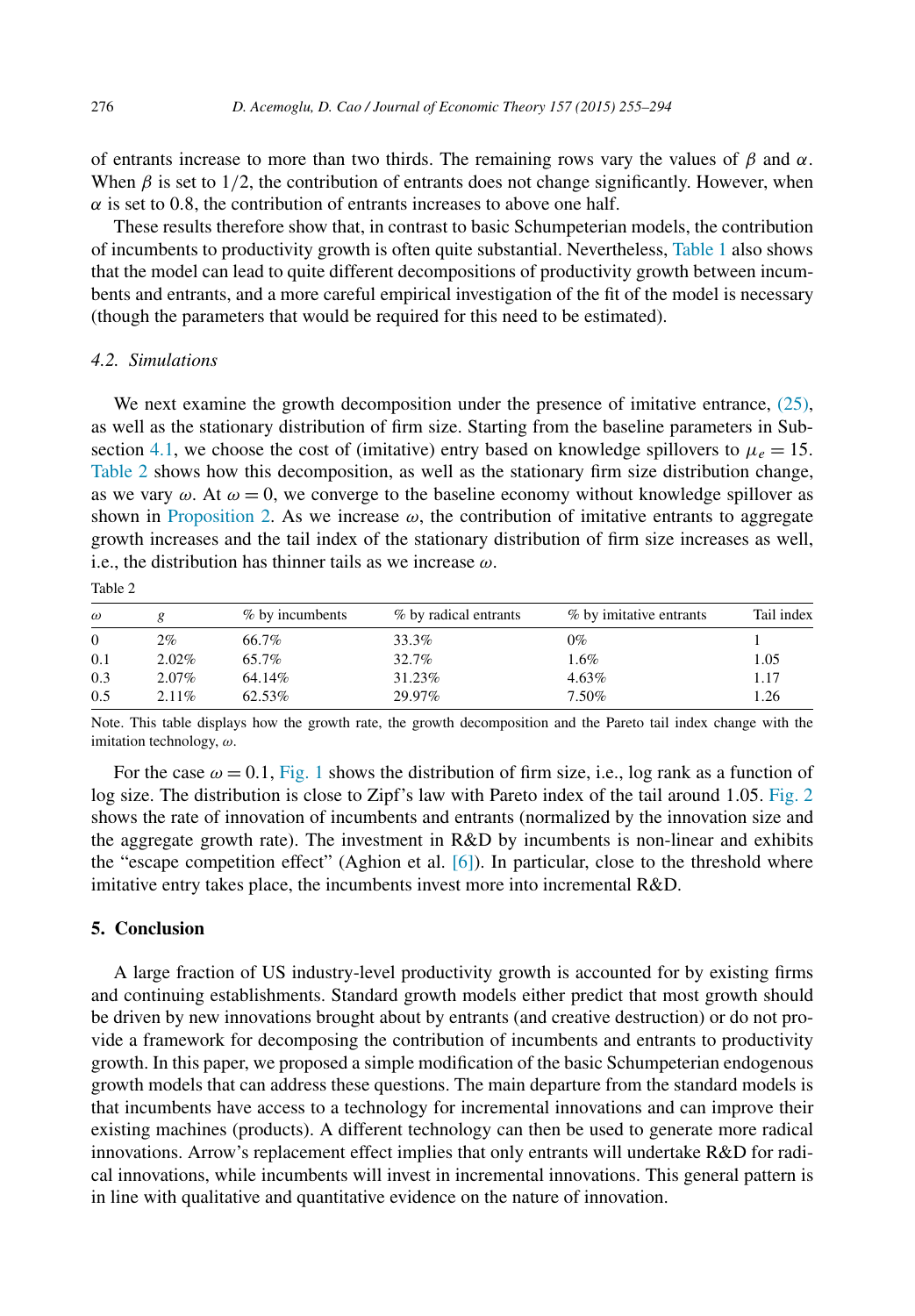of entrants increase to more than two thirds. The remaining rows vary the values of $\beta$ and $\alpha$. When $\beta$ is set to $1/2$, the contribution of entrants does not change significantly. However, when $\alpha$ is set to 0.8, the contribution of entrants increases to above one half.

These results therefore show that, in contrast to basic Schumpeterian models, the contribution of incumbents to productivity growth is often quite substantial. Nevertheless, Table 1 also shows that the model can lead to quite different decompositions of productivity growth between incumbents and entrants, and a more careful empirical investigation of the fit of the model is necessary (though the parameters that would be required for this need to be estimated).

### 4.2. Simulations

We next examine the growth decomposition under the presence of imitative entrance, (25), as well as the stationary distribution of firm size. Starting from the baseline parameters in Subsection 4.1, we choose the cost of (imitative) entry based on knowledge spillovers to $\mu_e = 15$. Table 2 shows how this decomposition, as well as the stationary firm size distribution change, as we vary $\omega$. At $\omega = 0$, we converge to the baseline economy without knowledge spillover as shown in Proposition 2. As we increase $\omega$, the contribution of imitative entrants to aggregate growth increases and the tail index of the stationary distribution of firm size increases as well, i.e., the distribution has thinner tails as we increase $\omega$.

Table 2

| $\omega$ | $g$ | % by incumbents | % by radical entrants | % by imitative entrants | Tail index |
|---|---|---|---|---|---|
| 0 | 2% | 66.7% | 33.3% | 0% | 1 |
| 0.1 | 2.02% | 65.7% | 32.7% | 1.6% | 1.05 |
| 0.3 | 2.07% | 64.14% | 31.23% | 4.63% | 1.17 |
| 0.5 | 2.11% | 62.53% | 29.97% | 7.50% | 1.26 |

Note. This table displays how the growth rate, the growth decomposition and the Pareto tail index change with the imitation technology, $\omega$.

For the case $\omega = 0.1$, Fig. 1 shows the distribution of firm size, i.e., log rank as a function of log size. The distribution is close to Zipf's law with Pareto index of the tail around 1.05. Fig. 2 shows the rate of innovation of incumbents and entrants (normalized by the innovation size and the aggregate growth rate). The investment in R&D by incumbents is non-linear and exhibits the "escape competition effect" (Aghion et al. [6]). In particular, close to the threshold where imitative entry takes place, the incumbents invest more into incremental R&D.

## 5. Conclusion

A large fraction of US industry-level productivity growth is accounted for by existing firms and continuing establishments. Standard growth models either predict that most growth should be driven by new innovations brought about by entrants (and creative destruction) or do not provide a framework for decomposing the contribution of incumbents and entrants to productivity growth. In this paper, we proposed a simple modification of the basic Schumpeterian endogenous growth models that can address these questions. The main departure from the standard models is that incumbents have access to a technology for incremental innovations and can improve their existing machines (products). A different technology can then be used to generate more radical innovations. Arrow's replacement effect implies that only entrants will undertake R&D for radical innovations, while incumbents will invest in incremental innovations. This general pattern is in line with qualitative and quantitative evidence on the nature of innovation.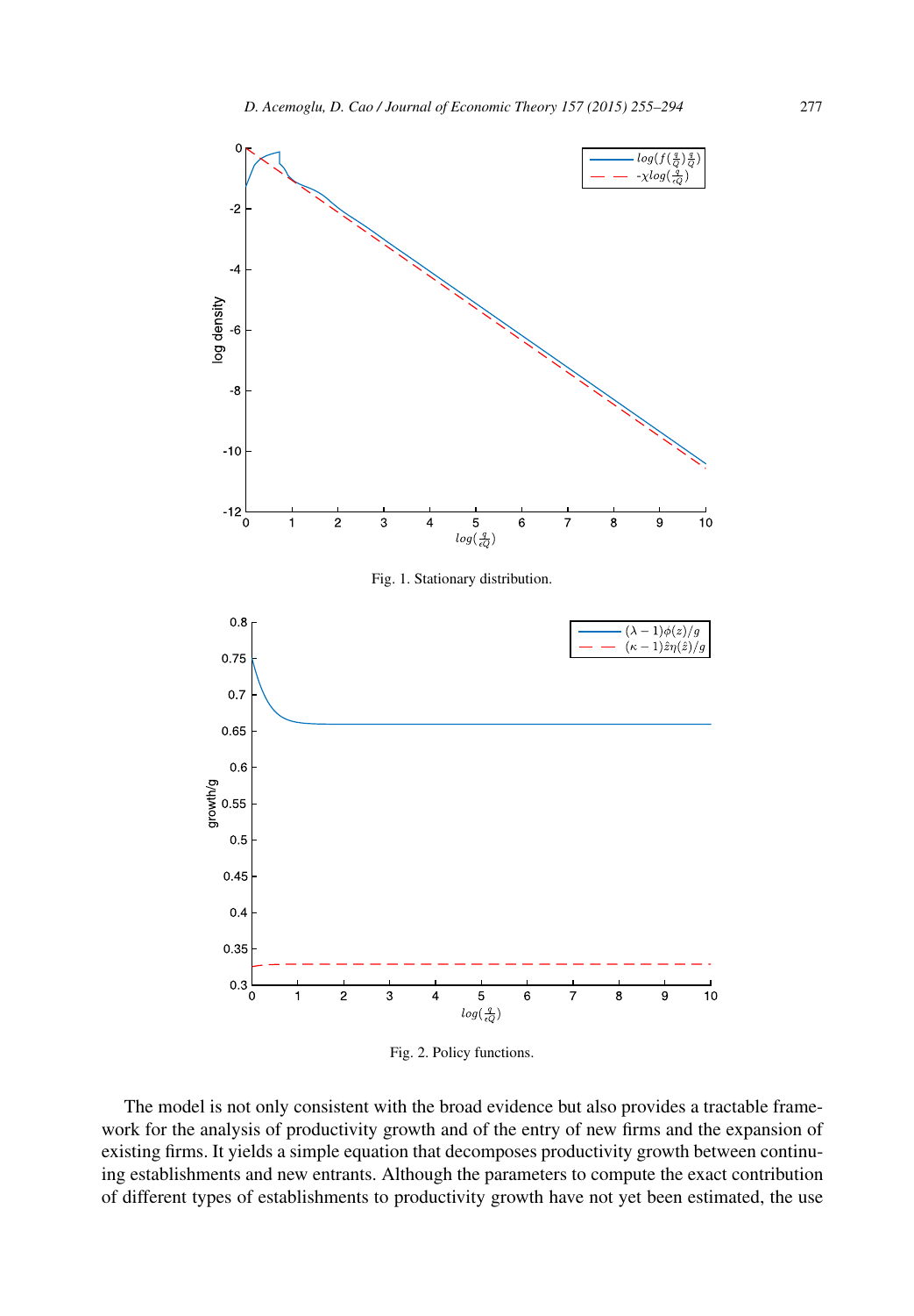Fig. 1. Stationary distribution.

Fig. 2. Policy functions.

The model is not only consistent with the broad evidence but also provides a tractable framework for the analysis of productivity growth and of the entry of new firms and the expansion of existing firms. It yields a simple equation that decomposes productivity growth between continuing establishments and new entrants. Although the parameters to compute the exact contribution of different types of establishments to productivity growth have not yet been estimated, the use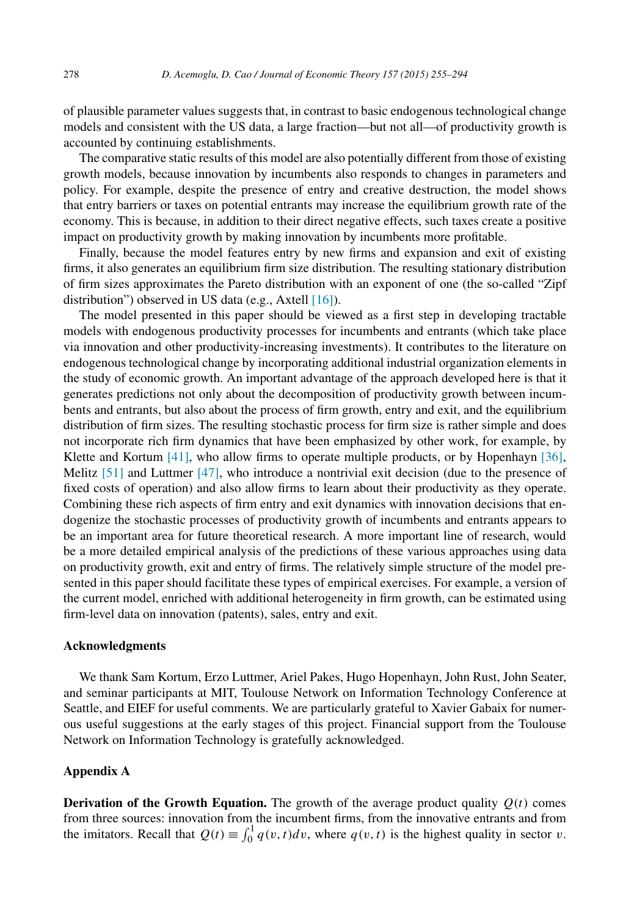of plausible parameter values suggests that, in contrast to basic endogenous technological change models and consistent with the US data, a large fraction—but not all—of productivity growth is accounted by continuing establishments.

The comparative static results of this model are also potentially different from those of existing growth models, because innovation by incumbents also responds to changes in parameters and policy. For example, despite the presence of entry and creative destruction, the model shows that entry barriers or taxes on potential entrants may increase the equilibrium growth rate of the economy. This is because, in addition to their direct negative effects, such taxes create a positive impact on productivity growth by making innovation by incumbents more profitable.

Finally, because the model features entry by new firms and expansion and exit of existing firms, it also generates an equilibrium firm size distribution. The resulting stationary distribution of firm sizes approximates the Pareto distribution with an exponent of one (the so-called "Zipf distribution") observed in US data (e.g., Axtell [16]).

The model presented in this paper should be viewed as a first step in developing tractable models with endogenous productivity processes for incumbents and entrants (which take place via innovation and other productivity-increasing investments). It contributes to the literature on endogenous technological change by incorporating additional industrial organization elements in the study of economic growth. An important advantage of the approach developed here is that it generates predictions not only about the decomposition of productivity growth between incumbents and entrants, but also about the process of firm growth, entry and exit, and the equilibrium distribution of firm sizes. The resulting stochastic process for firm size is rather simple and does not incorporate rich firm dynamics that have been emphasized by other work, for example, by Klette and Kortum [41], who allow firms to operate multiple products, or by Hopenhayn [36], Melitz [51] and Luttmer [47], who introduce a nontrivial exit decision (due to the presence of fixed costs of operation) and also allow firms to learn about their productivity as they operate. Combining these rich aspects of firm entry and exit dynamics with innovation decisions that endogenize the stochastic processes of productivity growth of incumbents and entrants appears to be an important area for future theoretical research. A more important line of research, would be a more detailed empirical analysis of the predictions of these various approaches using data on productivity growth, exit and entry of firms. The relatively simple structure of the model presented in this paper should facilitate these types of empirical exercises. For example, a version of the current model, enriched with additional heterogeneity in firm growth, can be estimated using firm-level data on innovation (patents), sales, entry and exit.

## Acknowledgments

We thank Sam Kortum, Erzo Luttmer, Ariel Pakes, Hugo Hopenhayn, John Rust, John Seater, and seminar participants at MIT, Toulouse Network on Information Technology Conference at Seattle, and EIEF for useful comments. We are particularly grateful to Xavier Gabaix for numerous useful suggestions at the early stages of this project. Financial support from the Toulouse Network on Information Technology is gratefully acknowledged.

## Appendix A

**Derivation of the Growth Equation.** The growth of the average product quality $Q(t)$ comes from three sources: innovation from the incumbent firms, from the innovative entrants and from the imitators. Recall that $Q(t) \equiv \int_0^1 q(v,t)dv$, where $q(v,t)$ is the highest quality in sector $v$.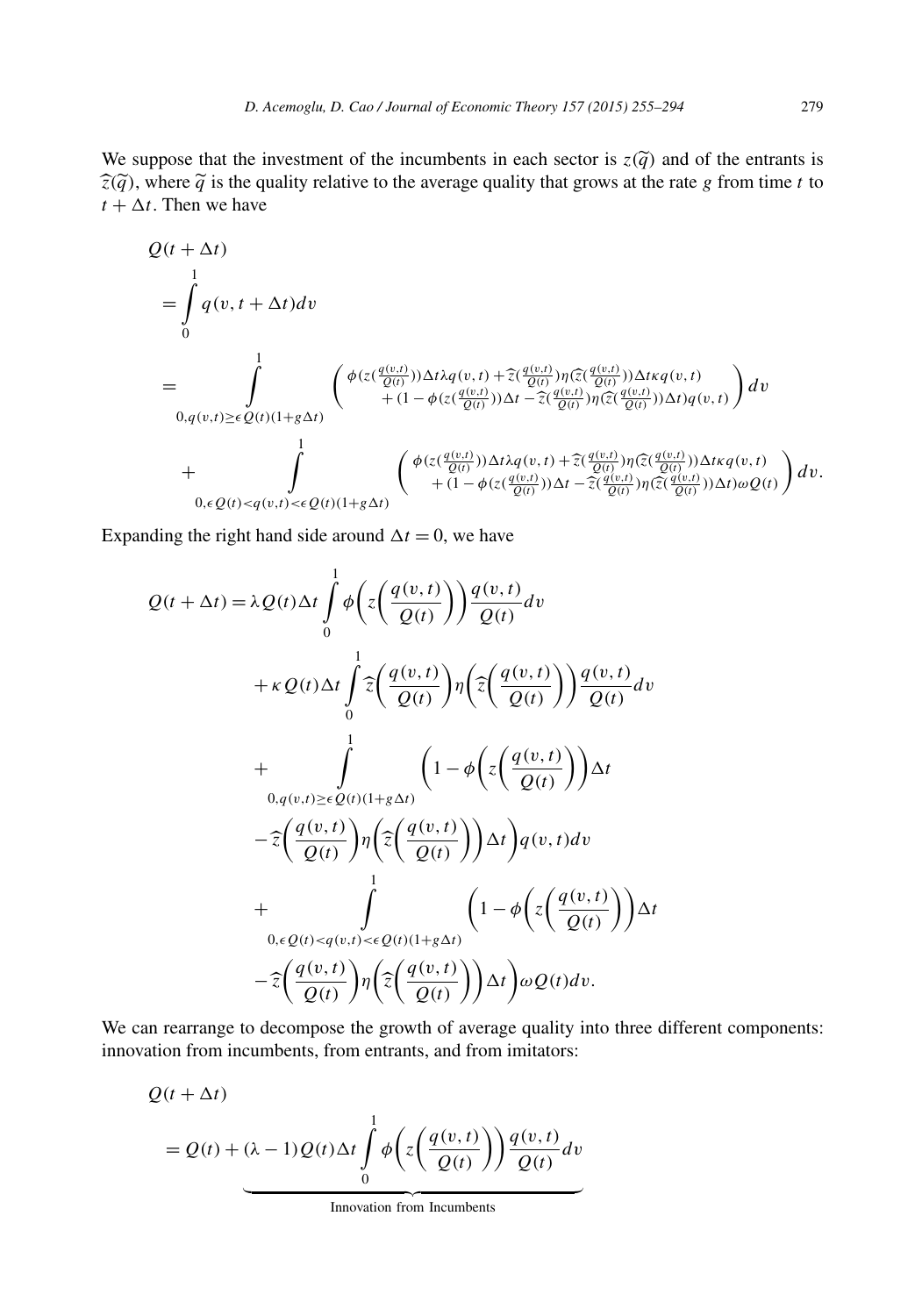We suppose that the investment of the incumbents in each sector is $z(\widetilde{q})$ and of the entrants is $\widehat{z}(\widetilde{q})$, where $\widetilde{q}$ is the quality relative to the average quality that grows at the rate $g$ from time $t$ to $t + \Delta t$. Then we have

$$
\begin{aligned}
&Q(t+\Delta t) \\
&= \int_0^1 q(v, t+\Delta t) dv \\
&= \int_{0, q(v,t) \geq \epsilon Q(t)(1+g\Delta t)}^{1} \begin{pmatrix} \phi(z(\frac{q(v,t)}{Q(t)}))\Delta t \lambda q(v,t) + \widehat{z}(\frac{q(v,t)}{Q(t)})\eta(\widehat{z}(\frac{q(v,t)}{Q(t)}))\Delta t \kappa q(v,t) \\ + (1 - \phi(z(\frac{q(v,t)}{Q(t)}))\Delta t - \widehat{z}(\frac{q(v,t)}{Q(t)})\eta(\widehat{z}(\frac{q(v,t)}{Q(t)}))\Delta t) q(v,t) \end{pmatrix} dv \\
&\quad + \int_{0, \epsilon Q(t) < q(v,t) < \epsilon Q(t)(1+g\Delta t)}^{1} \begin{pmatrix} \phi(z(\frac{q(v,t)}{Q(t)}))\Delta t \lambda q(v,t) + \widehat{z}(\frac{q(v,t)}{Q(t)})\eta(\widehat{z}(\frac{q(v,t)}{Q(t)}))\Delta t \kappa q(v,t) \\ + (1 - \phi(z(\frac{q(v,t)}{Q(t)}))\Delta t - \widehat{z}(\frac{q(v,t)}{Q(t)})\eta(\widehat{z}(\frac{q(v,t)}{Q(t)}))\Delta t) \omega Q(t) \end{pmatrix} dv.
\end{aligned}
$$

Expanding the right hand side around $\Delta t = 0$, we have

$$
\begin{aligned}
Q(t+\Delta t) &= \lambda Q(t) \Delta t \int_0^1 \phi\left(z\left(\frac{q(v,t)}{Q(t)}\right)\right) \frac{q(v,t)}{Q(t)} dv \\
&\quad + \kappa Q(t) \Delta t \int_0^1 \widehat{z}\left(\frac{q(v,t)}{Q(t)}\right) \eta\left(\widehat{z}\left(\frac{q(v,t)}{Q(t)}\right)\right) \frac{q(v,t)}{Q(t)} dv \\
&\quad + \int_{0, q(v,t) \geq \epsilon Q(t)(1+g\Delta t)}^{1} \left(1 - \phi\left(z\left(\frac{q(v,t)}{Q(t)}\right)\right) \Delta t \right. \\
&\quad \left. - \widehat{z}\left(\frac{q(v,t)}{Q(t)}\right) \eta\left(\widehat{z}\left(\frac{q(v,t)}{Q(t)}\right)\right) \Delta t \right) q(v,t) dv \\
&\quad + \int_{0, \epsilon Q(t) < q(v,t) < \epsilon Q(t)(1+g\Delta t)}^{1} \left(1 - \phi\left(z\left(\frac{q(v,t)}{Q(t)}\right)\right) \Delta t \right. \\
&\quad \left. - \widehat{z}\left(\frac{q(v,t)}{Q(t)}\right) \eta\left(\widehat{z}\left(\frac{q(v,t)}{Q(t)}\right)\right) \Delta t \right) \omega Q(t) dv.
\end{aligned}
$$

We can rearrange to decompose the growth of average quality into three different components: innovation from incumbents, from entrants, and from imitators:

$$
\begin{aligned}
&Q(t+\Delta t) \\
&= Q(t) + \underbrace{(\lambda - 1) Q(t) \Delta t \int_0^1 \phi\left(z\left(\frac{q(v,t)}{Q(t)}\right)\right) \frac{q(v,t)}{Q(t)} dv}_{\text{Innovation from Incumbents}}
\end{aligned}
$$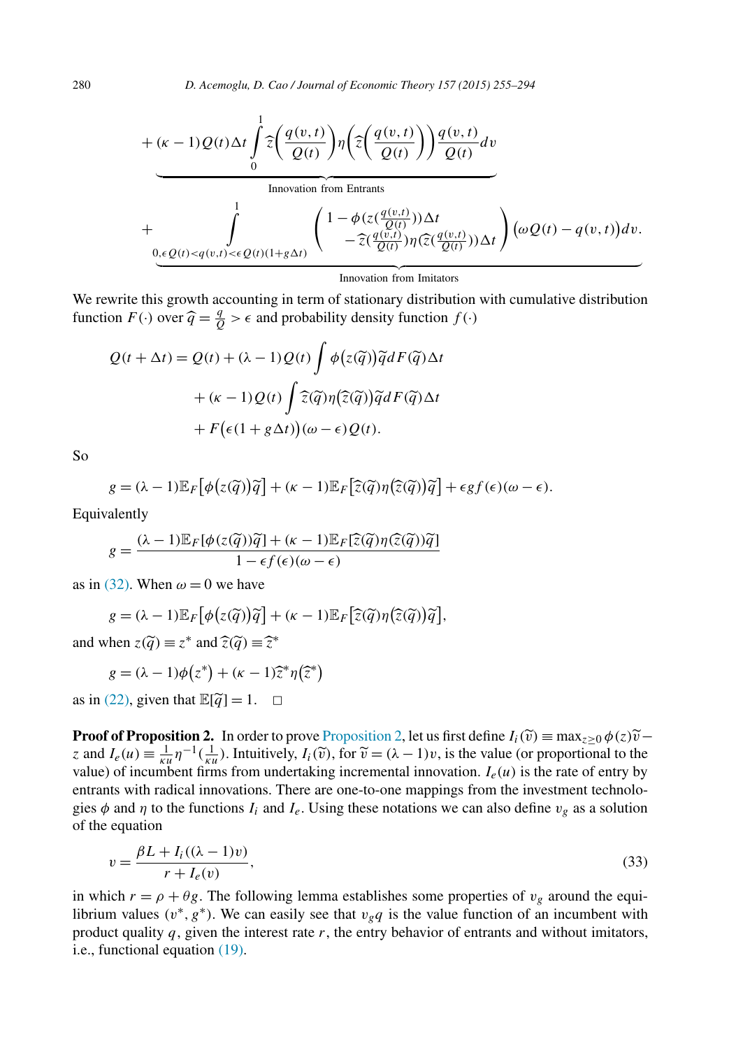$$+ \underbrace{(\kappa - 1)Q(t)\Delta t \int_0^1 \widehat{z}\left(\frac{q(v,t)}{Q(t)}\right)\eta\left(\widehat{z}\left(\frac{q(v,t)}{Q(t)}\right)\right)\frac{q(v,t)}{Q(t)}dv}_{\text{Innovation from Entrants}}$$

$$+ \underbrace{\int_{0,\epsilon Q(t)<q(v,t)<\epsilon Q(t)(1+g\Delta t)}^{1} \begin{pmatrix} 1-\phi(z(\frac{q(v,t)}{Q(t)}))\Delta t \\ -\widehat{z}(\frac{q(v,t)}{Q(t)})\eta(\widehat{z}(\frac{q(v,t)}{Q(t)}))\Delta t \end{pmatrix} \big(\omega Q(t) - q(v,t)\big)dv.}_{\text{Innovation from Imitators}}$$

We rewrite this growth accounting in term of stationary distribution with cumulative distribution function $F(\cdot)$ over $\widehat{q} = \frac{q}{Q} > \epsilon$ and probability density function $f(\cdot)$

$$\begin{aligned} Q(t+\Delta t) &= Q(t) + (\lambda - 1)Q(t)\int \phi\big(z(\widetilde{q})\big)\widetilde{q}dF(\widetilde{q})\Delta t \\ &\quad + (\kappa - 1)Q(t)\int \widehat{z}(\widetilde{q})\eta\big(\widehat{z}(\widetilde{q})\big)\widetilde{q}dF(\widetilde{q})\Delta t \\ &\quad + F\big(\epsilon(1+g\Delta t)\big)(\omega - \epsilon)Q(t). \end{aligned}$$

So

$$g = (\lambda - 1)\mathbb{E}_F\big[\phi\big(z(\widetilde{q})\big)\widetilde{q}\big] + (\kappa - 1)\mathbb{E}_F\big[\widehat{z}(\widetilde{q})\eta\big(\widehat{z}(\widetilde{q})\big)\widetilde{q}\big] + \epsilon g f(\epsilon)(\omega - \epsilon).$$

Equivalently

$$g = \frac{(\lambda - 1)\mathbb{E}_F[\phi(z(\widetilde{q}))\widetilde{q}] + (\kappa - 1)\mathbb{E}_F[\widehat{z}(\widetilde{q})\eta(\widehat{z}(\widetilde{q}))\widetilde{q}]}{1 - \epsilon f(\epsilon)(\omega - \epsilon)}$$

as in (32). When $\omega = 0$ we have

$$g = (\lambda - 1)\mathbb{E}_F\big[\phi\big(z(\widetilde{q})\big)\widetilde{q}\big] + (\kappa - 1)\mathbb{E}_F\big[\widehat{z}(\widetilde{q})\eta\big(\widehat{z}(\widetilde{q})\big)\widetilde{q}\big],$$

and when $z(\widetilde{q}) \equiv z^*$ and $\widehat{z}(\widetilde{q}) \equiv \widehat{z}^*$

$$g = (\lambda - 1)\phi\big(z^*\big) + (\kappa - 1)\widehat{z}^*\eta\big(\widehat{z}^*\big)$$

as in (22), given that $\mathbb{E}[\widetilde{q}] = 1$. $\square$

**Proof of Proposition 2.** In order to prove Proposition 2, let us first define $I_i(\widetilde{v}) \equiv \max_{z\geq 0}\phi(z)\widetilde{v} - z$ and $I_e(u) \equiv \frac{1}{\kappa u}\eta^{-1}(\frac{1}{\kappa u})$. Intuitively, $I_i(\widetilde{v})$, for $\widetilde{v} = (\lambda - 1)v$, is the value (or proportional to the value) of incumbent firms from undertaking incremental innovation. $I_e(u)$ is the rate of entry by entrants with radical innovations. There are one-to-one mappings from the investment technologies $\phi$ and $\eta$ to the functions $I_i$ and $I_e$. Using these notations we can also define $v_g$ as a solution of the equation

$$v = \frac{\beta L + I_i((\lambda - 1)v)}{r + I_e(v)}, \tag{33}$$

in which $r = \rho + \theta g$. The following lemma establishes some properties of $v_g$ around the equilibrium values $(v^*, g^*)$. We can easily see that $v_g q$ is the value function of an incumbent with product quality $q$, given the interest rate $r$, the entry behavior of entrants and without imitators, i.e., functional equation (19).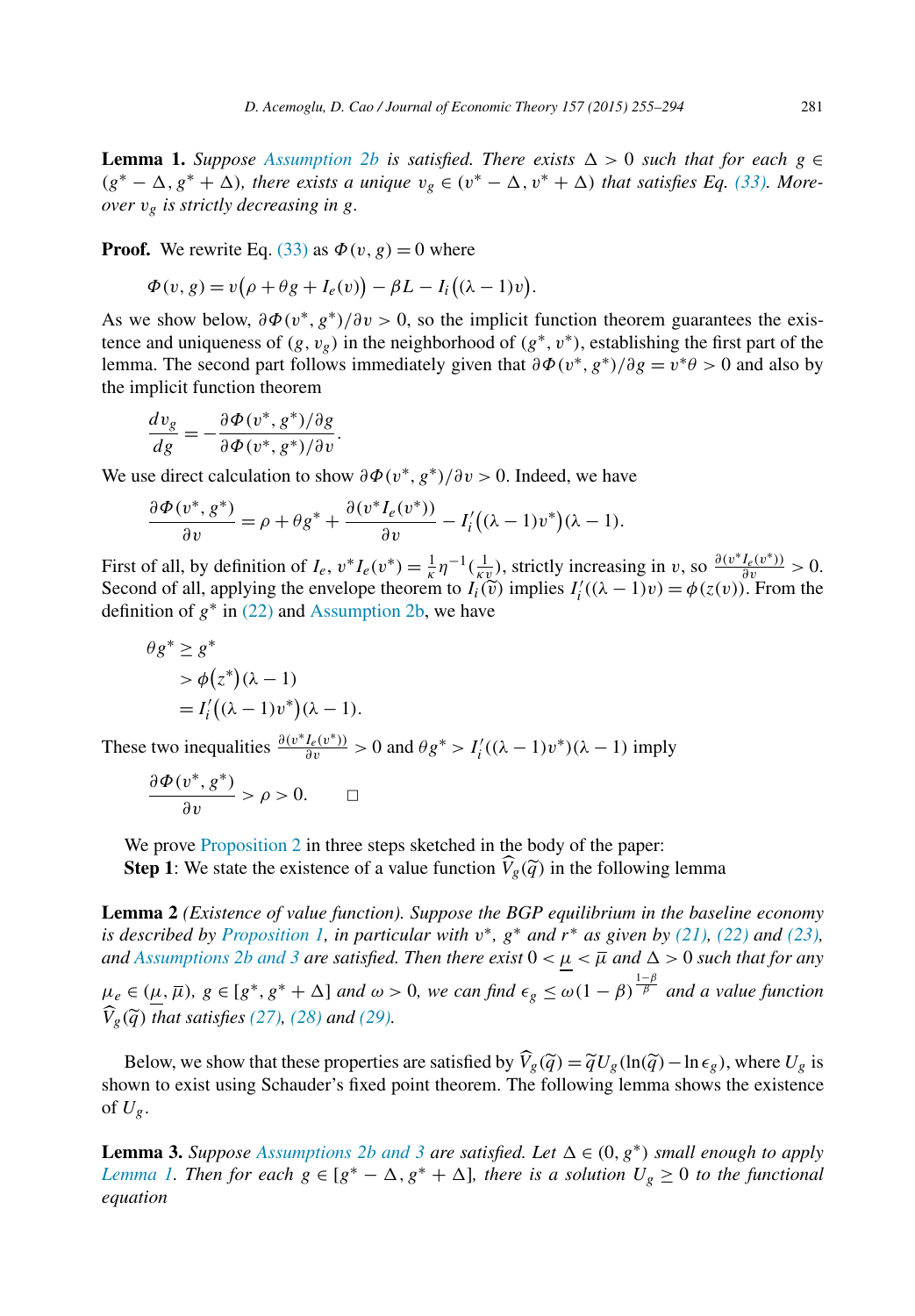**Lemma 1.** *Suppose Assumption 2b is satisfied. There exists $\Delta > 0$ such that for each $g \in (g^* - \Delta, g^* + \Delta)$, there exists a unique $v_g \in (v^* - \Delta, v^* + \Delta)$ that satisfies Eq. (33). Moreover $v_g$ is strictly decreasing in $g$.*

**Proof.** We rewrite Eq. (33) as $\Phi(v, g) = 0$ where

$$\Phi(v, g) = v\big(\rho + \theta g + I_e(v)\big) - \beta L - I_i\big((\lambda - 1)v\big).$$

As we show below, $\partial\Phi(v^*, g^*)/\partial v > 0$, so the implicit function theorem guarantees the existence and uniqueness of $(g, v_g)$ in the neighborhood of $(g^*, v^*)$, establishing the first part of the lemma. The second part follows immediately given that $\partial\Phi(v^*, g^*)/\partial g = v^*\theta > 0$ and also by the implicit function theorem

$$\frac{dv_g}{dg} = -\frac{\partial\Phi(v^*, g^*)/\partial g}{\partial\Phi(v^*, g^*)/\partial v}.$$

We use direct calculation to show $\partial\Phi(v^*, g^*)/\partial v > 0$. Indeed, we have

$$\frac{\partial\Phi(v^*, g^*)}{\partial v} = \rho + \theta g^* + \frac{\partial(v^* I_e(v^*))}{\partial v} - I_i'\big((\lambda - 1)v^*\big)(\lambda - 1).$$

First of all, by definition of $I_e$, $v^* I_e(v^*) = \frac{1}{\kappa}\eta^{-1}(\frac{1}{\kappa v})$, strictly increasing in $v$, so $\frac{\partial(v^* I_e(v^*))}{\partial v} > 0$. Second of all, applying the envelope theorem to $I_i(\widetilde{v})$ implies $I_i'((\lambda - 1)v) = \phi(z(v))$. From the definition of $g^*$ in (22) and Assumption 2b, we have

$$\begin{aligned}
\theta g^* &\geq g^* \\
&> \phi\big(z^*\big)(\lambda - 1) \\
&= I_i'\big((\lambda - 1)v^*\big)(\lambda - 1).
\end{aligned}$$

These two inequalities $\frac{\partial(v^* I_e(v^*))}{\partial v} > 0$ and $\theta g^* > I_i'((\lambda - 1)v^*)(\lambda - 1)$ imply

$$\frac{\partial\Phi(v^*, g^*)}{\partial v} > \rho > 0. \qquad \square$$

We prove Proposition 2 in three steps sketched in the body of the paper:

**Step 1**: We state the existence of a value function $\widehat{V}_g(\widetilde{q})$ in the following lemma

**Lemma 2** *(Existence of value function). Suppose the BGP equilibrium in the baseline economy is described by Proposition 1, in particular with $v^*$, $g^*$ and $r^*$ as given by (21), (22) and (23), and Assumptions 2b and 3 are satisfied. Then there exist $0 < \underline{\mu} < \overline{\mu}$ and $\Delta > 0$ such that for any $\mu_e \in (\underline{\mu}, \overline{\mu})$, $g \in [g^*, g^* + \Delta]$ and $\omega > 0$, we can find $\epsilon_g \leq \omega(1 - \beta)^{\frac{1-\beta}{\beta}}$ and a value function $\widehat{V}_g(\widetilde{q})$ that satisfies (27), (28) and (29).*

Below, we show that these properties are satisfied by $\widehat{V}_g(\widetilde{q}) = \widetilde{q}U_g(\ln(\widetilde{q}) - \ln\epsilon_g)$, where $U_g$ is shown to exist using Schauder's fixed point theorem. The following lemma shows the existence of $U_g$.

**Lemma 3.** *Suppose Assumptions 2b and 3 are satisfied. Let $\Delta \in (0, g^*)$ small enough to apply Lemma 1. Then for each $g \in [g^* - \Delta, g^* + \Delta]$, there is a solution $U_g \geq 0$ to the functional equation*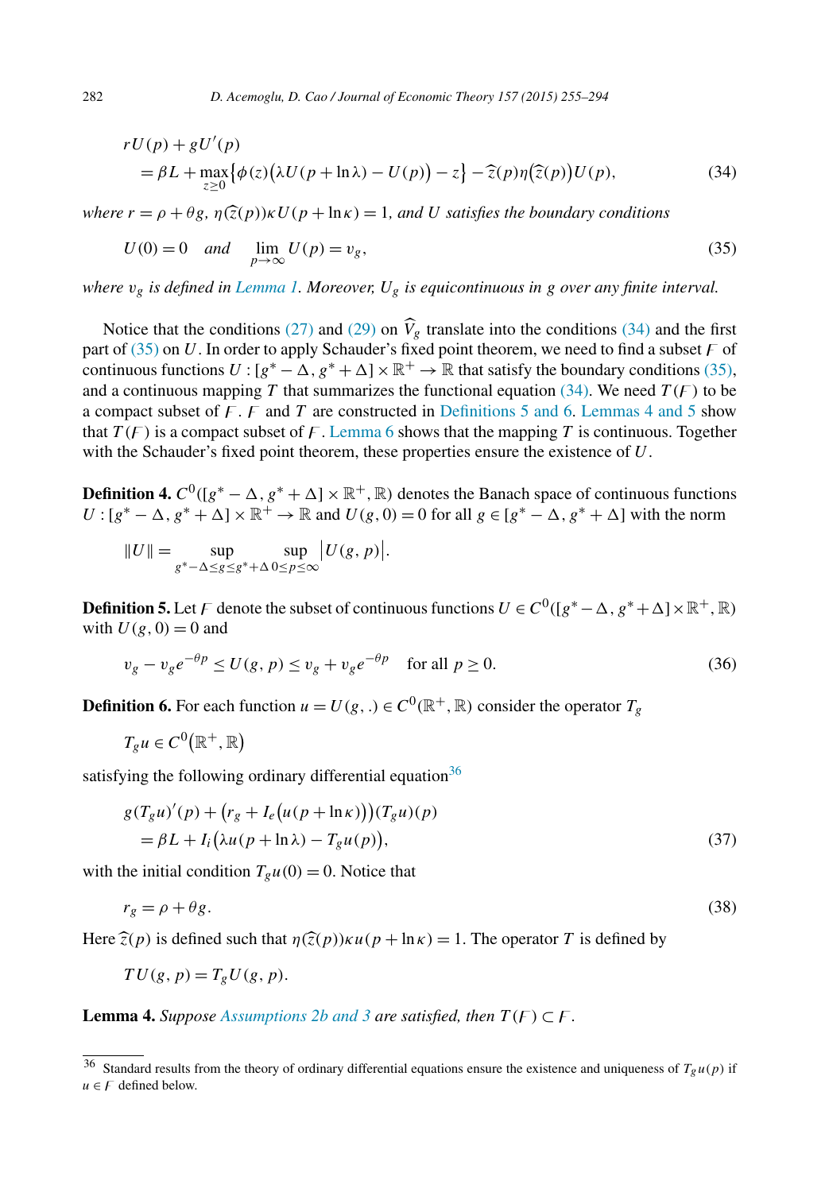$$rU(p) + gU'(p)$$
$$= \beta L + \max_{z \geq 0} \left\{ \phi(z) \left( \lambda U(p + \ln \lambda) - U(p) \right) - z \right\} - \widehat{z}(p) \eta\left(\widehat{z}(p)\right) U(p), \tag{34}$$

*where $r = \rho + \theta g$, $\eta(\widehat{z}(p)) \kappa U(p + \ln \kappa) = 1$, and $U$ satisfies the boundary conditions*

$$U(0) = 0 \quad \text{and} \quad \lim_{p \to \infty} U(p) = v_g, \tag{35}$$

*where $v_g$ is defined in Lemma 1. Moreover, $U_g$ is equicontinuous in $g$ over any finite interval.*

Notice that the conditions (27) and (29) on $\widehat{V}_g$ translate into the conditions (34) and the first part of (35) on $U$. In order to apply Schauder's fixed point theorem, we need to find a subset $\mathcal{F}$ of continuous functions $U : [g^* - \Delta, g^* + \Delta] \times \mathbb{R}^+ \to \mathbb{R}$ that satisfy the boundary conditions (35), and a continuous mapping $T$ that summarizes the functional equation (34). We need $T(\mathcal{F})$ to be a compact subset of $\mathcal{F}$. $\mathcal{F}$ and $T$ are constructed in Definitions 5 and 6. Lemmas 4 and 5 show that $T(\mathcal{F})$ is a compact subset of $\mathcal{F}$. Lemma 6 shows that the mapping $T$ is continuous. Together with the Schauder's fixed point theorem, these properties ensure the existence of $U$.

**Definition 4.** $C^0([g^* - \Delta, g^* + \Delta] \times \mathbb{R}^+, \mathbb{R})$ denotes the Banach space of continuous functions $U : [g^* - \Delta, g^* + \Delta] \times \mathbb{R}^+ \to \mathbb{R}$ and $U(g, 0) = 0$ for all $g \in [g^* - \Delta, g^* + \Delta]$ with the norm

$$\|U\| = \sup_{g^* - \Delta \leq g \leq g^* + \Delta} \sup_{0 \leq p \leq \infty} \left| U(g, p) \right|.$$

**Definition 5.** Let $\mathcal{F}$ denote the subset of continuous functions $U \in C^0([g^* - \Delta, g^* + \Delta] \times \mathbb{R}^+, \mathbb{R})$ with $U(g, 0) = 0$ and

$$v_g - v_g e^{-\theta p} \leq U(g, p) \leq v_g + v_g e^{-\theta p} \quad \text{for all } p \geq 0. \tag{36}$$

**Definition 6.** For each function $u = U(g, .) \in C^0(\mathbb{R}^+, \mathbb{R})$ consider the operator $T_g$

$$T_g u \in C^0\left(\mathbb{R}^+, \mathbb{R}\right)$$

satisfying the following ordinary differential equation[36]

$$g(T_g u)'(p) + \left(r_g + I_e\left(u(p + \ln \kappa)\right)\right)(T_g u)(p)$$
$$= \beta L + I_i\left(\lambda u(p + \ln \lambda) - T_g u(p)\right), \tag{37}$$

with the initial condition $T_g u(0) = 0$. Notice that

$$r_g = \rho + \theta g. \tag{38}$$

Here $\widehat{z}(p)$ is defined such that $\eta(\widehat{z}(p)) \kappa u(p + \ln \kappa) = 1$. The operator $T$ is defined by

$$TU(g, p) = T_g U(g, p).$$

**Lemma 4.** *Suppose Assumptions 2b and 3 are satisfied, then $T(\mathcal{F}) \subset \mathcal{F}$.*

---

[36] Standard results from the theory of ordinary differential equations ensure the existence and uniqueness of $T_g u(p)$ if $u \in \mathcal{F}$ defined below.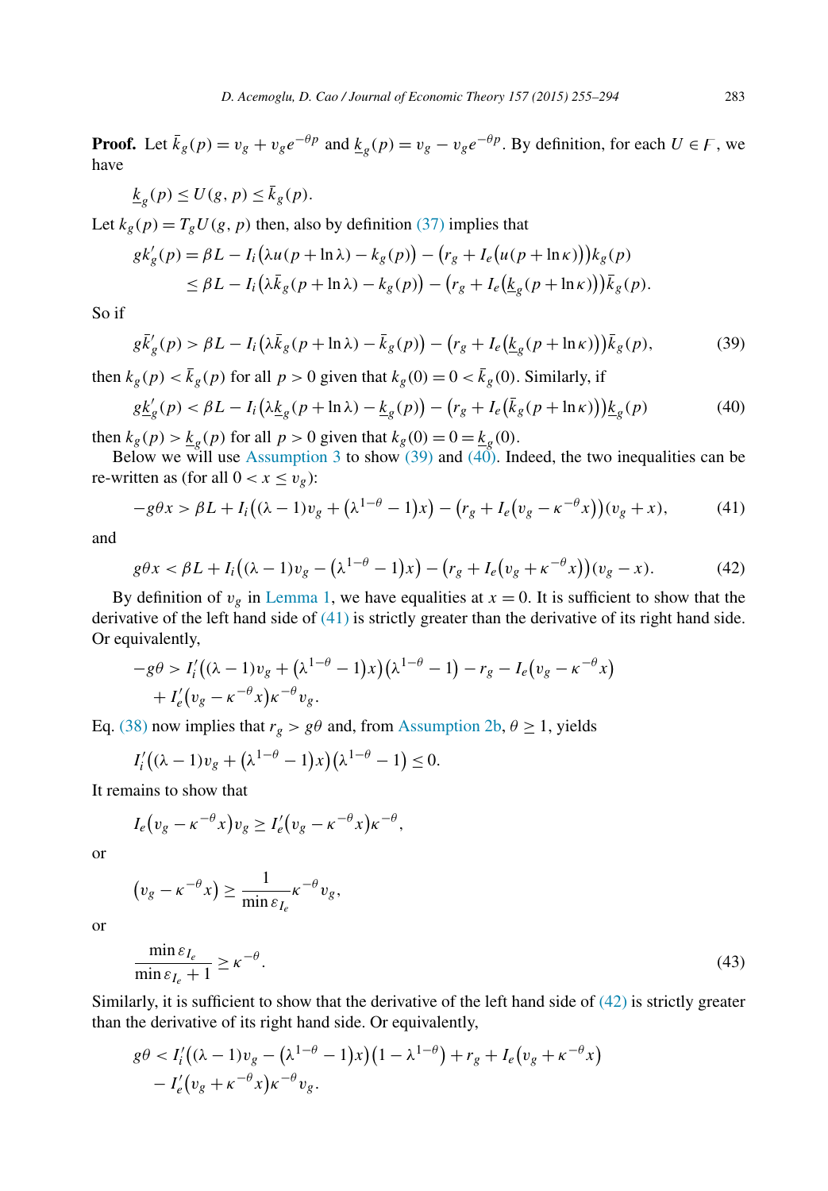**Proof.** Let $\bar{k}_g(p) = v_g + v_g e^{-\theta p}$ and $\underline{k}_g(p) = v_g - v_g e^{-\theta p}$. By definition, for each $U \in \mathcal{F}$, we have

$$\underline{k}_g(p) \le U(g,p) \le \bar{k}_g(p).$$

Let $k_g(p) = T_g U(g,p)$ then, also by definition (37) implies that

$$\begin{aligned} g k_g'(p) &= \beta L - I_i\big(\lambda u(p+\ln\lambda) - k_g(p)\big) - \big(r_g + I_e\big(u(p+\ln\kappa)\big)\big)k_g(p) \\ &\le \beta L - I_i\big(\lambda \bar{k}_g(p+\ln\lambda) - k_g(p)\big) - \big(r_g + I_e\big(\underline{k}_g(p+\ln\kappa)\big)\big)\bar{k}_g(p). \end{aligned}$$

So if

$$g\bar{k}_g'(p) > \beta L - I_i\big(\lambda \bar{k}_g(p+\ln\lambda) - \bar{k}_g(p)\big) - \big(r_g + I_e\big(\underline{k}_g(p+\ln\kappa)\big)\big)\bar{k}_g(p), \tag{39}$$

then $k_g(p) < \bar{k}_g(p)$ for all $p > 0$ given that $k_g(0) = 0 < \bar{k}_g(0)$. Similarly, if

$$g\underline{k}_g'(p) < \beta L - I_i\big(\lambda \underline{k}_g(p+\ln\lambda) - \underline{k}_g(p)\big) - \big(r_g + I_e\big(\bar{k}_g(p+\ln\kappa)\big)\big)\underline{k}_g(p) \tag{40}$$

then $k_g(p) > \underline{k}_g(p)$ for all $p > 0$ given that $k_g(0) = 0 = \underline{k}_g(0)$.

Below we will use Assumption 3 to show (39) and (40). Indeed, the two inequalities can be re-written as (for all $0 < x \le v_g$):

$$-g\theta x > \beta L + I_i\big((\lambda-1)v_g + \big(\lambda^{1-\theta}-1\big)x\big) - \big(r_g + I_e\big(v_g - \kappa^{-\theta}x\big)\big)(v_g + x), \tag{41}$$

and

$$g\theta x < \beta L + I_i\big((\lambda-1)v_g - \big(\lambda^{1-\theta}-1\big)x\big) - \big(r_g + I_e\big(v_g + \kappa^{-\theta}x\big)\big)(v_g - x). \tag{42}$$

By definition of $v_g$ in Lemma 1, we have equalities at $x = 0$. It is sufficient to show that the derivative of the left hand side of (41) is strictly greater than the derivative of its right hand side. Or equivalently,

$$\begin{aligned} -g\theta &> I_i'\big((\lambda-1)v_g + \big(\lambda^{1-\theta}-1\big)x\big)\big(\lambda^{1-\theta}-1\big) - r_g - I_e\big(v_g - \kappa^{-\theta}x\big) \\ &\quad + I_e'\big(v_g - \kappa^{-\theta}x\big)\kappa^{-\theta}v_g. \end{aligned}$$

Eq. (38) now implies that $r_g > g\theta$ and, from Assumption 2b, $\theta \ge 1$, yields

$$I_i'\big((\lambda-1)v_g + \big(\lambda^{1-\theta}-1\big)x\big)\big(\lambda^{1-\theta}-1\big) \le 0.$$

It remains to show that

$$I_e\big(v_g - \kappa^{-\theta}x\big)v_g \ge I_e'\big(v_g - \kappa^{-\theta}x\big)\kappa^{-\theta},$$

or

$$\big(v_g - \kappa^{-\theta}x\big) \ge \frac{1}{\min \varepsilon_{I_e}}\kappa^{-\theta}v_g,$$

or

$$\frac{\min \varepsilon_{I_e}}{\min \varepsilon_{I_e} + 1} \ge \kappa^{-\theta}. \tag{43}$$

Similarly, it is sufficient to show that the derivative of the left hand side of (42) is strictly greater than the derivative of its right hand side. Or equivalently,

$$\begin{aligned} g\theta &< I_i'\big((\lambda-1)v_g - \big(\lambda^{1-\theta}-1\big)x\big)\big(1-\lambda^{1-\theta}\big) + r_g + I_e\big(v_g + \kappa^{-\theta}x\big) \\ &\quad - I_e'\big(v_g + \kappa^{-\theta}x\big)\kappa^{-\theta}v_g. \end{aligned}$$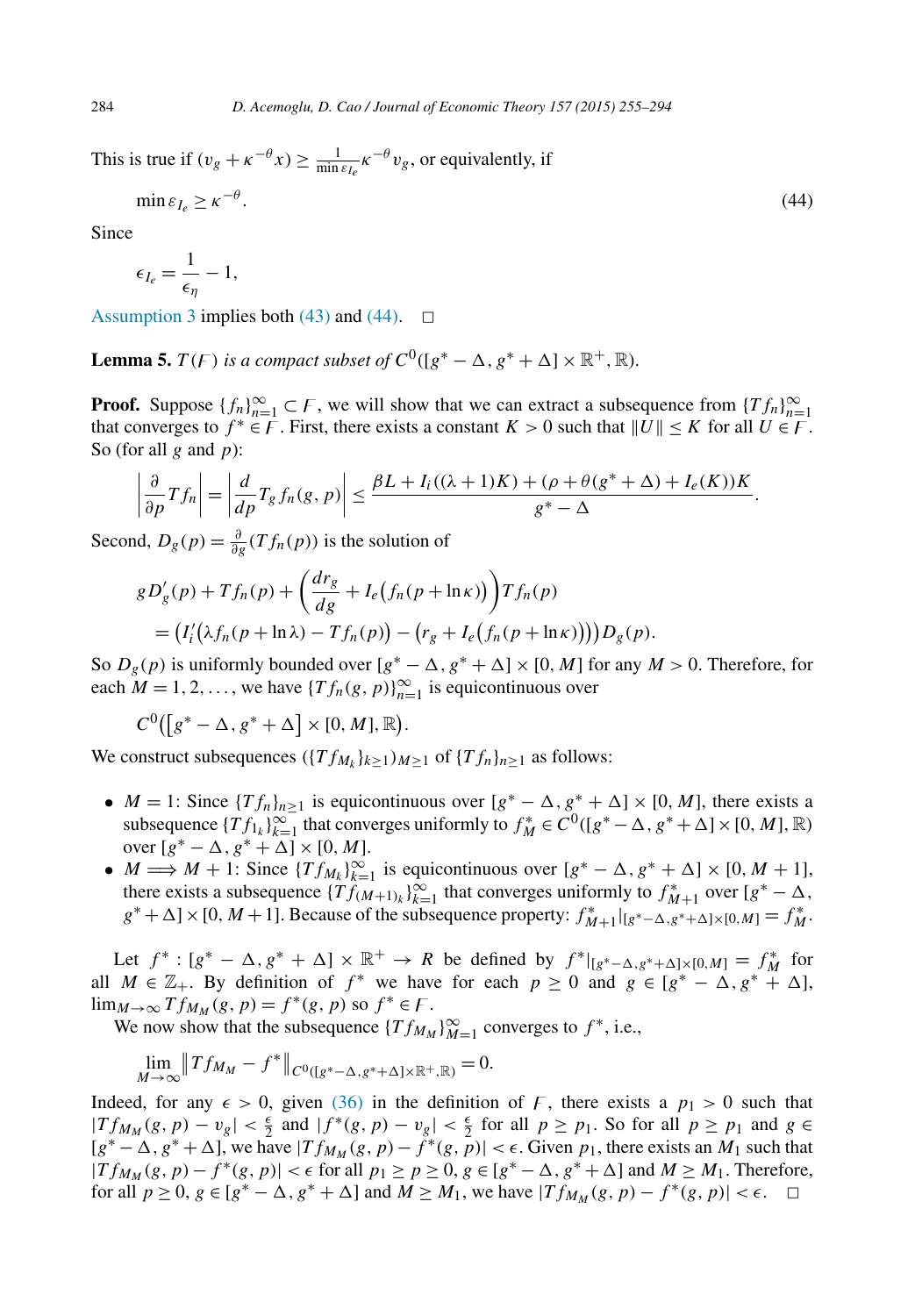This is true if $(v_g + \kappa^{-\theta} x) \geq \frac{1}{\min \varepsilon_{I_e}} \kappa^{-\theta} v_g$, or equivalently, if

$$\min \varepsilon_{I_e} \geq \kappa^{-\theta}. \tag{44}$$

Since

$$\epsilon_{I_e} = \frac{1}{\epsilon_\eta} - 1,$$

Assumption 3 implies both (43) and (44). □

**Lemma 5.** *$T(\mathcal{F})$ is a compact subset of $C^0([g^* - \Delta, g^* + \Delta] \times \mathbb{R}^+, \mathbb{R})$.*

**Proof.** Suppose $\{f_n\}_{n=1}^{\infty} \subset \mathcal{F}$, we will show that we can extract a subsequence from $\{Tf_n\}_{n=1}^{\infty}$ that converges to $f^* \in \mathcal{F}$. First, there exists a constant $K > 0$ such that $\|U\| \leq K$ for all $U \in \mathcal{F}$. So (for all $g$ and $p$):

$$\left| \frac{\partial}{\partial p} T f_n \right| = \left| \frac{d}{dp} T_g f_n(g, p) \right| \leq \frac{\beta L + I_i((\lambda + 1)K) + (\rho + \theta(g^* + \Delta) + I_e(K))K}{g^* - \Delta}.$$

Second, $D_g(p) = \frac{\partial}{\partial g}(T f_n(p))$ is the solution of

$$g D_g'(p) + T f_n(p) + \left( \frac{dr_g}{dg} + I_e\big(f_n(p + \ln \kappa)\big) \right) T f_n(p)$$
$$= \big(I_i'\big(\lambda f_n(p + \ln \lambda) - T f_n(p)\big) - \big(r_g + I_e\big(f_n(p + \ln \kappa)\big)\big)\big) D_g(p).$$

So $D_g(p)$ is uniformly bounded over $[g^* - \Delta, g^* + \Delta] \times [0, M]$ for any $M > 0$. Therefore, for each $M = 1, 2, \ldots$, we have $\{T f_n(g, p)\}_{n=1}^{\infty}$ is equicontinuous over

$$C^0\big(\big[g^* - \Delta, g^* + \Delta\big] \times [0, M], \mathbb{R}\big).$$

We construct subsequences $(\{T f_{M_k}\}_{k \geq 1})_{M \geq 1}$ of $\{T f_n\}_{n \geq 1}$ as follows:

- $M = 1$: Since $\{T f_n\}_{n \geq 1}$ is equicontinuous over $[g^* - \Delta, g^* + \Delta] \times [0, M]$, there exists a subsequence $\{T f_{1_k}\}_{k=1}^{\infty}$ that converges uniformly to $f_M^* \in C^0([g^* - \Delta, g^* + \Delta] \times [0, M], \mathbb{R})$ over $[g^* - \Delta, g^* + \Delta] \times [0, M]$.
- $M \Longrightarrow M + 1$: Since $\{T f_{M_k}\}_{k=1}^{\infty}$ is equicontinuous over $[g^* - \Delta, g^* + \Delta] \times [0, M + 1]$, there exists a subsequence $\{T f_{(M+1)_k}\}_{k=1}^{\infty}$ that converges uniformly to $f_{M+1}^*$ over $[g^* - \Delta, g^* + \Delta] \times [0, M + 1]$. Because of the subsequence property: $f_{M+1}^*|_{[g^* - \Delta, g^* + \Delta] \times [0, M]} = f_M^*$.

Let $f^* : [g^* - \Delta, g^* + \Delta] \times \mathbb{R}^+ \to R$ be defined by $f^*|_{[g^* - \Delta, g^* + \Delta] \times [0, M]} = f_M^*$ for all $M \in \mathbb{Z}_+$. By definition of $f^*$ we have for each $p \geq 0$ and $g \in [g^* - \Delta, g^* + \Delta]$, $\lim_{M \to \infty} T f_{M_M}(g, p) = f^*(g, p)$ so $f^* \in \mathcal{F}$.

We now show that the subsequence $\{T f_{M_M}\}_{M=1}^{\infty}$ converges to $f^*$, i.e.,

$$\lim_{M \to \infty} \big\| T f_{M_M} - f^* \big\|_{C^0([g^* - \Delta, g^* + \Delta] \times \mathbb{R}^+, \mathbb{R})} = 0.$$

Indeed, for any $\epsilon > 0$, given (36) in the definition of $\mathcal{F}$, there exists a $p_1 > 0$ such that $|T f_{M_M}(g, p) - v_g| < \frac{\epsilon}{2}$ and $|f^*(g, p) - v_g| < \frac{\epsilon}{2}$ for all $p \geq p_1$. So for all $p \geq p_1$ and $g \in [g^* - \Delta, g^* + \Delta]$, we have $|T f_{M_M}(g, p) - f^*(g, p)| < \epsilon$. Given $p_1$, there exists an $M_1$ such that $|T f_{M_M}(g, p) - f^*(g, p)| < \epsilon$ for all $p_1 \geq p \geq 0$, $g \in [g^* - \Delta, g^* + \Delta]$ and $M \geq M_1$. Therefore, for all $p \geq 0$, $g \in [g^* - \Delta, g^* + \Delta]$ and $M \geq M_1$, we have $|T f_{M_M}(g, p) - f^*(g, p)| < \epsilon$. □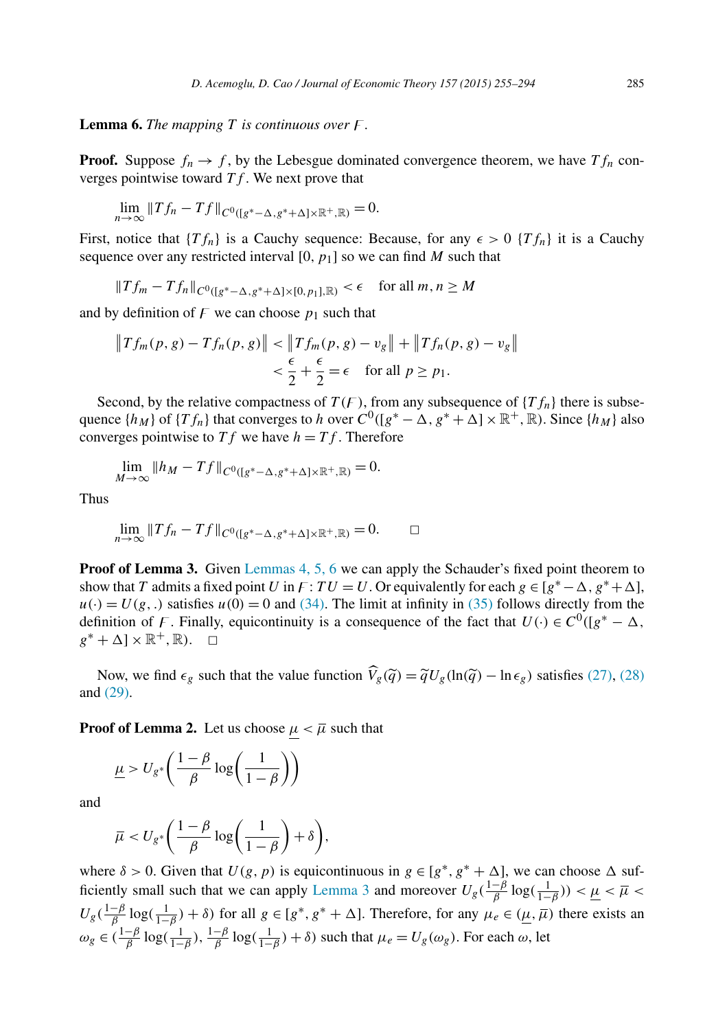**Lemma 6.** *The mapping $T$ is continuous over $\mathcal{F}$.*

**Proof.** Suppose $f_n \to f$, by the Lebesgue dominated convergence theorem, we have $Tf_n$ converges pointwise toward $Tf$. We next prove that

$$\lim_{n\to\infty} \|Tf_n - Tf\|_{C^0([g^*-\Delta, g^*+\Delta]\times\mathbb{R}^+,\mathbb{R})} = 0.$$

First, notice that $\{Tf_n\}$ is a Cauchy sequence: Because, for any $\epsilon > 0$ $\{Tf_n\}$ it is a Cauchy sequence over any restricted interval $[0, p_1]$ so we can find $M$ such that

$$\|Tf_m - Tf_n\|_{C^0([g^*-\Delta, g^*+\Delta]\times[0,p_1],\mathbb{R})} < \epsilon \quad \text{for all } m, n \geq M$$

and by definition of $\mathcal{F}$ we can choose $p_1$ such that

$$\begin{aligned}\left\|Tf_m(p,g) - Tf_n(p,g)\right\| &< \left\|Tf_m(p,g) - v_g\right\| + \left\|Tf_n(p,g) - v_g\right\| \\ &< \frac{\epsilon}{2} + \frac{\epsilon}{2} = \epsilon \quad \text{for all } p \geq p_1.\end{aligned}$$

Second, by the relative compactness of $T(\mathcal{F})$, from any subsequence of $\{Tf_n\}$ there is subsequence $\{h_M\}$ of $\{Tf_n\}$ that converges to $h$ over $C^0([g^*-\Delta, g^*+\Delta]\times\mathbb{R}^+,\mathbb{R})$. Since $\{h_M\}$ also converges pointwise to $Tf$ we have $h = Tf$. Therefore

$$\lim_{M\to\infty} \|h_M - Tf\|_{C^0([g^*-\Delta, g^*+\Delta]\times\mathbb{R}^+,\mathbb{R})} = 0.$$

Thus

$$\lim_{n\to\infty} \|Tf_n - Tf\|_{C^0([g^*-\Delta, g^*+\Delta]\times\mathbb{R}^+,\mathbb{R})} = 0. \qquad \square$$

**Proof of Lemma 3.** Given Lemmas 4, 5, 6 we can apply the Schauder's fixed point theorem to show that $T$ admits a fixed point $U$ in $\mathcal{F}$: $TU = U$. Or equivalently for each $g \in [g^*-\Delta, g^*+\Delta]$, $u(\cdot) = U(g, .)$ satisfies $u(0) = 0$ and (34). The limit at infinity in (35) follows directly from the definition of $\mathcal{F}$. Finally, equicontinuity is a consequence of the fact that $U(\cdot) \in C^0([g^*-\Delta, g^*+\Delta]\times\mathbb{R}^+,\mathbb{R})$. $\square$

Now, we find $\epsilon_g$ such that the value function $\widehat{V}_g(\widetilde{q}) = \widetilde{q}U_g(\ln(\widetilde{q}) - \ln\epsilon_g)$ satisfies (27), (28) and (29).

**Proof of Lemma 2.** Let us choose $\underline{\mu} < \overline{\mu}$ such that

$$\underline{\mu} > U_{g^*}\left(\frac{1-\beta}{\beta}\log\left(\frac{1}{1-\beta}\right)\right)$$

and

$$\overline{\mu} < U_{g^*}\left(\frac{1-\beta}{\beta}\log\left(\frac{1}{1-\beta}\right) + \delta\right),$$

where $\delta > 0$. Given that $U(g, p)$ is equicontinuous in $g \in [g^*, g^*+\Delta]$, we can choose $\Delta$ sufficiently small such that we can apply Lemma 3 and moreover $U_g(\frac{1-\beta}{\beta}\log(\frac{1}{1-\beta})) < \underline{\mu} < \overline{\mu} < U_g(\frac{1-\beta}{\beta}\log(\frac{1}{1-\beta}) + \delta)$ for all $g \in [g^*, g^*+\Delta]$. Therefore, for any $\mu_e \in (\underline{\mu}, \overline{\mu})$ there exists an $\omega_g \in (\frac{1-\beta}{\beta}\log(\frac{1}{1-\beta}), \frac{1-\beta}{\beta}\log(\frac{1}{1-\beta}) + \delta)$ such that $\mu_e = U_g(\omega_g)$. For each $\omega$, let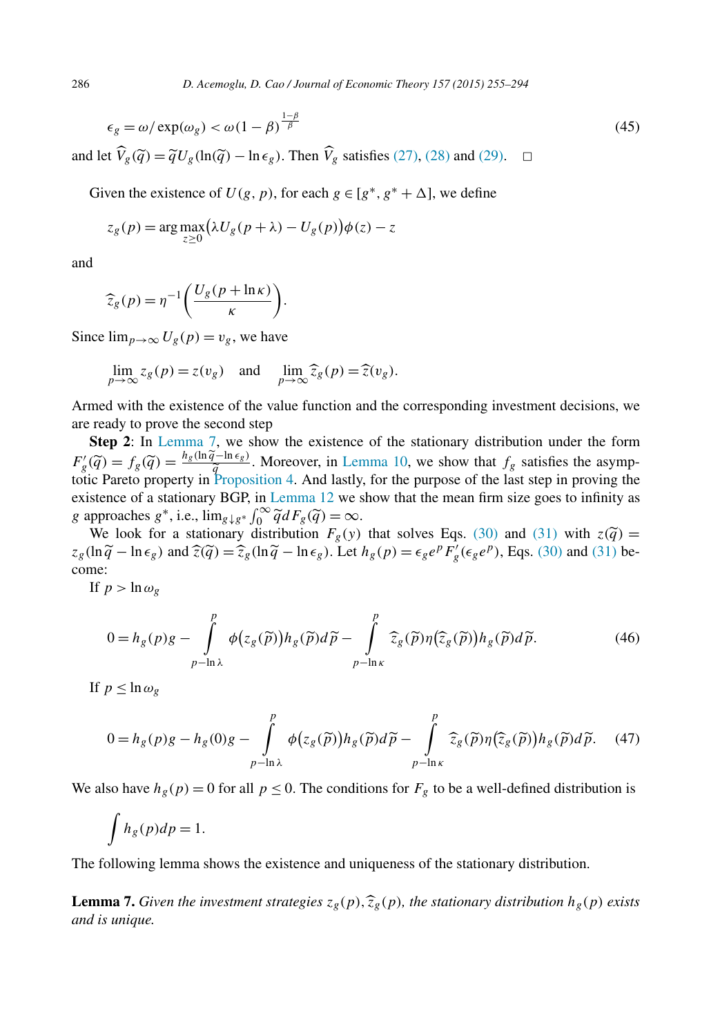$$\epsilon_g = \omega / \exp(\omega_g) < \omega(1-\beta)^{\frac{1-\beta}{\beta}} \tag{45}$$

and let $\widehat{V}_g(\widetilde{q}) = \widetilde{q} U_g(\ln(\widetilde{q}) - \ln \epsilon_g)$. Then $\widehat{V}_g$ satisfies (27), (28) and (29). $\square$

Given the existence of $U(g, p)$, for each $g \in [g^*, g^* + \Delta]$, we define

$$z_g(p) = \arg\max_{z \geq 0} \big(\lambda U_g(p+\lambda) - U_g(p)\big)\phi(z) - z$$

and

$$\widehat{z}_g(p) = \eta^{-1}\left(\frac{U_g(p + \ln \kappa)}{\kappa}\right).$$

Since $\lim_{p\to\infty} U_g(p) = v_g$, we have

$$\lim_{p\to\infty} z_g(p) = z(v_g) \quad \text{and} \quad \lim_{p\to\infty} \widehat{z}_g(p) = \widehat{z}(v_g).$$

Armed with the existence of the value function and the corresponding investment decisions, we are ready to prove the second step

**Step 2**: In Lemma 7, we show the existence of the stationary distribution under the form $F_g'(\widetilde{q}) = f_g(\widetilde{q}) = \frac{h_g(\ln \widetilde{q} - \ln \epsilon_g)}{\widetilde{q}}$. Moreover, in Lemma 10, we show that $f_g$ satisfies the asymptotic Pareto property in Proposition 4. And lastly, for the purpose of the last step in proving the existence of a stationary BGP, in Lemma 12 we show that the mean firm size goes to infinity as $g$ approaches $g^*$, i.e., $\lim_{g\downarrow g^*} \int_0^\infty \widetilde{q} dF_g(\widetilde{q}) = \infty$.

We look for a stationary distribution $F_g(y)$ that solves Eqs. (30) and (31) with $z(\widetilde{q}) = z_g(\ln \widetilde{q} - \ln \epsilon_g)$ and $\widehat{z}(\widetilde{q}) = \widehat{z}_g(\ln \widetilde{q} - \ln \epsilon_g)$. Let $h_g(p) = \epsilon_g e^p F_g'(\epsilon_g e^p)$, Eqs. (30) and (31) become:

If $p > \ln \omega_g$

$$0 = h_g(p) g - \int_{p-\ln\lambda}^{p} \phi\big(z_g(\widetilde{p})\big) h_g(\widetilde{p}) d\widetilde{p} - \int_{p-\ln\kappa}^{p} \widehat{z}_g(\widetilde{p}) \eta\big(\widehat{z}_g(\widetilde{p})\big) h_g(\widetilde{p}) d\widetilde{p}. \tag{46}$$

If $p \leq \ln \omega_g$

$$0 = h_g(p) g - h_g(0) g - \int_{p-\ln\lambda}^{p} \phi\big(z_g(\widetilde{p})\big) h_g(\widetilde{p}) d\widetilde{p} - \int_{p-\ln\kappa}^{p} \widehat{z}_g(\widetilde{p}) \eta\big(\widehat{z}_g(\widetilde{p})\big) h_g(\widetilde{p}) d\widetilde{p}. \tag{47}$$

We also have $h_g(p) = 0$ for all $p \leq 0$. The conditions for $F_g$ to be a well-defined distribution is

$$\int h_g(p) dp = 1.$$

The following lemma shows the existence and uniqueness of the stationary distribution.

**Lemma 7.** *Given the investment strategies $z_g(p), \widehat{z}_g(p)$, the stationary distribution $h_g(p)$ exists and is unique.*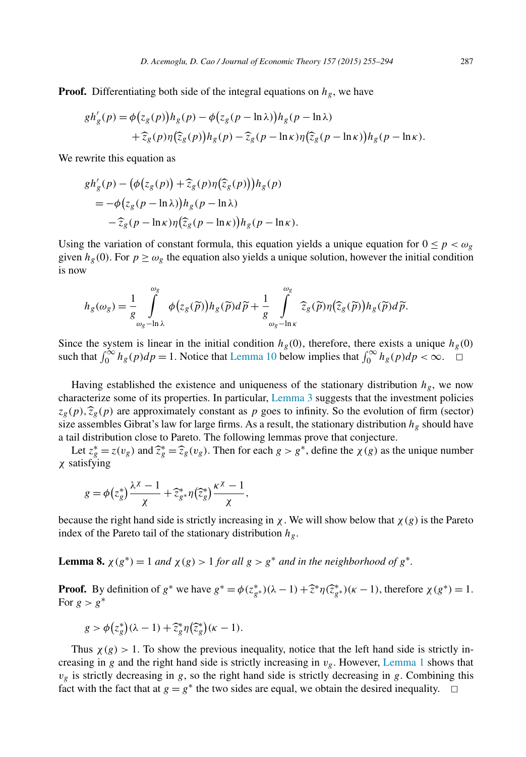**Proof.** Differentiating both side of the integral equations on $h_g$, we have

$$
\begin{aligned}
gh_g'(p) &= \phi\big(z_g(p)\big)h_g(p) - \phi\big(z_g(p-\ln\lambda)\big)h_g(p-\ln\lambda) \\
&\quad + \widehat{z}_g(p)\eta\big(\widehat{z}_g(p)\big)h_g(p) - \widehat{z}_g(p-\ln\kappa)\eta\big(\widehat{z}_g(p-\ln\kappa)\big)h_g(p-\ln\kappa).
\end{aligned}
$$

We rewrite this equation as

$$
\begin{aligned}
&gh_g'(p) - \big(\phi\big(z_g(p)\big) + \widehat{z}_g(p)\eta\big(\widehat{z}_g(p)\big)\big)h_g(p) \\
&\quad = -\phi\big(z_g(p-\ln\lambda)\big)h_g(p-\ln\lambda) \\
&\qquad - \widehat{z}_g(p-\ln\kappa)\eta\big(\widehat{z}_g(p-\ln\kappa)\big)h_g(p-\ln\kappa).
\end{aligned}
$$

Using the variation of constant formula, this equation yields a unique equation for $0 \le p < \omega_g$ given $h_g(0)$. For $p \ge \omega_g$ the equation also yields a unique solution, however the initial condition is now

$$
h_g(\omega_g) = \frac{1}{g}\int_{\omega_g-\ln\lambda}^{\omega_g} \phi\big(z_g(\widetilde{p})\big)h_g(\widetilde{p})d\widetilde{p} + \frac{1}{g}\int_{\omega_g-\ln\kappa}^{\omega_g} \widehat{z}_g(\widetilde{p})\eta\big(\widehat{z}_g(\widetilde{p})\big)h_g(\widetilde{p})d\widetilde{p}.
$$

Since the system is linear in the initial condition $h_g(0)$, therefore, there exists a unique $h_g(0)$ such that $\int_0^\infty h_g(p)dp = 1$. Notice that Lemma 10 below implies that $\int_0^\infty h_g(p)dp < \infty$. $\square$

Having established the existence and uniqueness of the stationary distribution $h_g$, we now characterize some of its properties. In particular, Lemma 3 suggests that the investment policies $z_g(p), \widehat{z}_g(p)$ are approximately constant as $p$ goes to infinity. So the evolution of firm (sector) size assembles Gibrat's law for large firms. As a result, the stationary distribution $h_g$ should have a tail distribution close to Pareto. The following lemmas prove that conjecture.

Let $z_g^* = z(v_g)$ and $\widehat{z}_g^* = \widehat{z}_g(v_g)$. Then for each $g > g^*$, define the $\chi(g)$ as the unique number $\chi$ satisfying

$$
g = \phi\big(z_g^*\big)\frac{\lambda^\chi - 1}{\chi} + \widehat{z}_{g^*}^*\eta\big(\widehat{z}_g^*\big)\frac{\kappa^\chi - 1}{\chi},
$$

because the right hand side is strictly increasing in $\chi$. We will show below that $\chi(g)$ is the Pareto index of the Pareto tail of the stationary distribution $h_g$.

**Lemma 8.** *$\chi(g^*) = 1$ and $\chi(g) > 1$ for all $g > g^*$ and in the neighborhood of $g^*$.*

**Proof.** By definition of $g^*$ we have $g^* = \phi(z_{g^*}^*)(\lambda - 1) + \widehat{z}^*\eta(\widehat{z}_{g^*}^*)(\kappa - 1)$, therefore $\chi(g^*) = 1$. For $g > g^*$

$$
g > \phi\big(z_g^*\big)(\lambda - 1) + \widehat{z}_g^*\eta\big(\widehat{z}_g^*\big)(\kappa - 1).
$$

Thus $\chi(g) > 1$. To show the previous inequality, notice that the left hand side is strictly increasing in $g$ and the right hand side is strictly increasing in $v_g$. However, Lemma 1 shows that $v_g$ is strictly decreasing in $g$, so the right hand side is strictly decreasing in $g$. Combining this fact with the fact that at $g = g^*$ the two sides are equal, we obtain the desired inequality. $\square$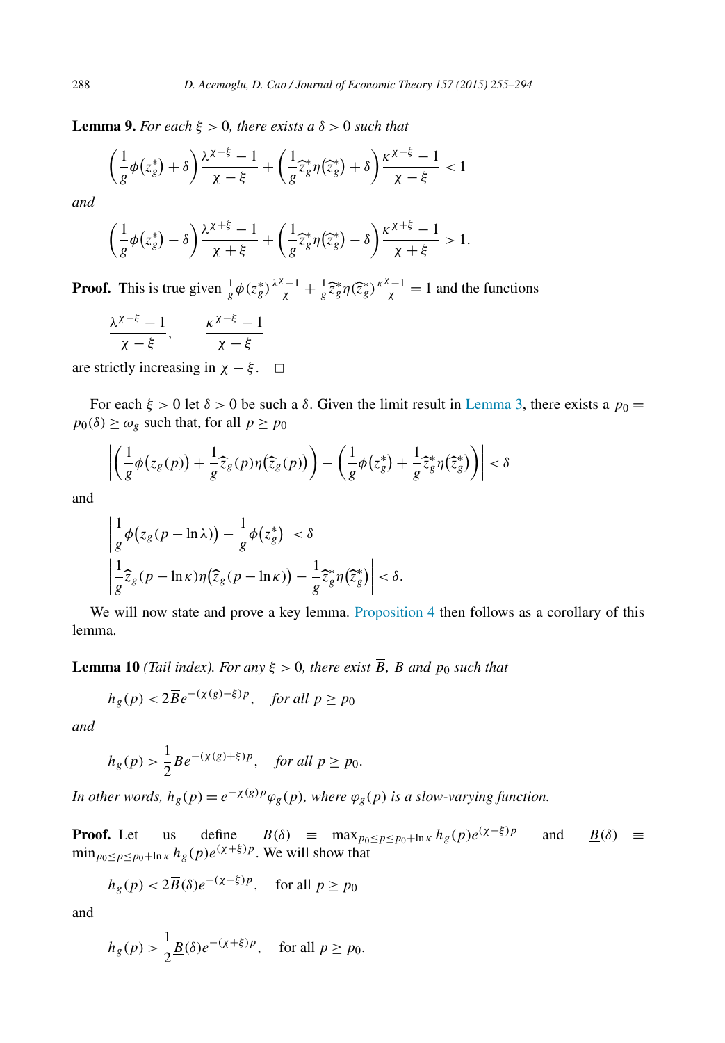**Lemma 9.** *For each $\xi > 0$, there exists a $\delta > 0$ such that*

$$\left(\frac{1}{g}\phi\left(z_g^*\right)+\delta\right)\frac{\lambda^{\chi-\xi}-1}{\chi-\xi}+\left(\frac{1}{g}\widehat{z}_g^*\eta\left(\widehat{z}_g^*\right)+\delta\right)\frac{\kappa^{\chi-\xi}-1}{\chi-\xi}<1$$

*and*

$$\left(\frac{1}{g}\phi\left(z_g^*\right)-\delta\right)\frac{\lambda^{\chi+\xi}-1}{\chi+\xi}+\left(\frac{1}{g}\widehat{z}_g^*\eta\left(\widehat{z}_g^*\right)-\delta\right)\frac{\kappa^{\chi+\xi}-1}{\chi+\xi}>1.$$

**Proof.** This is true given $\frac{1}{g}\phi(z_g^*)\frac{\lambda^{\chi}-1}{\chi}+\frac{1}{g}\widehat{z}_g^*\eta(\widehat{z}_g^*)\frac{\kappa^{\chi}-1}{\chi}=1$ and the functions

$$\frac{\lambda^{\chi-\xi}-1}{\chi-\xi},\qquad \frac{\kappa^{\chi-\xi}-1}{\chi-\xi}$$

are strictly increasing in $\chi-\xi$. $\square$

For each $\xi > 0$ let $\delta > 0$ be such a $\delta$. Given the limit result in Lemma 3, there exists a $p_0 = p_0(\delta) \geq \omega_g$ such that, for all $p \geq p_0$

$$\left|\left(\frac{1}{g}\phi\left(z_g(p)\right)+\frac{1}{g}\widehat{z}_g(p)\eta\left(\widehat{z}_g(p)\right)\right)-\left(\frac{1}{g}\phi\left(z_g^*\right)+\frac{1}{g}\widehat{z}_g^*\eta\left(\widehat{z}_g^*\right)\right)\right|<\delta$$

and

$$\left|\frac{1}{g}\phi\left(z_g(p-\ln\lambda)\right)-\frac{1}{g}\phi\left(z_g^*\right)\right|<\delta$$
$$\left|\frac{1}{g}\widehat{z}_g(p-\ln\kappa)\eta\left(\widehat{z}_g(p-\ln\kappa)\right)-\frac{1}{g}\widehat{z}_g^*\eta\left(\widehat{z}_g^*\right)\right|<\delta.$$

We will now state and prove a key lemma. Proposition 4 then follows as a corollary of this lemma.

**Lemma 10** *(Tail index). For any $\xi > 0$, there exist $\overline{B}$, $\underline{B}$ and $p_0$ such that*

$$h_g(p) < 2\overline{B}e^{-(\chi(g)-\xi)p}, \quad \text{for all } p \geq p_0$$

*and*

$$h_g(p) > \frac{1}{2}\underline{B}e^{-(\chi(g)+\xi)p}, \quad \text{for all } p \geq p_0.$$

*In other words, $h_g(p) = e^{-\chi(g)p}\varphi_g(p)$, where $\varphi_g(p)$ is a slow-varying function.*

**Proof.** Let us define $\overline{B}(\delta) \equiv \max_{p_0 \leq p \leq p_0+\ln\kappa} h_g(p)e^{(\chi-\xi)p}$ and $\underline{B}(\delta) \equiv \min_{p_0 \leq p \leq p_0+\ln\kappa} h_g(p)e^{(\chi+\xi)p}$. We will show that

$$h_g(p) < 2\overline{B}(\delta)e^{-(\chi-\xi)p}, \quad \text{for all } p \geq p_0$$

and

$$h_g(p) > \frac{1}{2}\underline{B}(\delta)e^{-(\chi+\xi)p}, \quad \text{for all } p \geq p_0.$$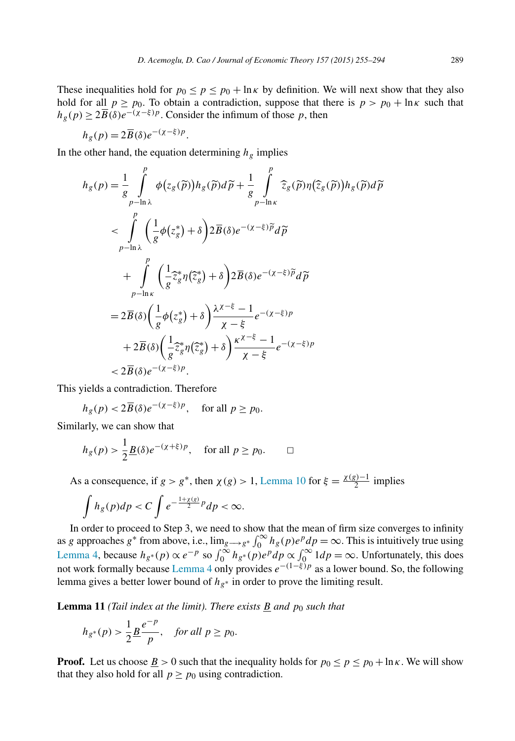These inequalities hold for $p_0 \leq p \leq p_0 + \ln \kappa$ by definition. We will next show that they also hold for all $p \geq p_0$. To obtain a contradiction, suppose that there is $p > p_0 + \ln \kappa$ such that $h_g(p) \geq 2\overline{B}(\delta)e^{-(\chi-\xi)p}$. Consider the infimum of those $p$, then

$$h_g(p) = 2\overline{B}(\delta)e^{-(\chi-\xi)p}.$$

In the other hand, the equation determining $h_g$ implies

$$\begin{aligned}
h_g(p) &= \frac{1}{g}\int_{p-\ln\lambda}^{p} \phi\big(z_g(\widetilde{p})\big)h_g(\widetilde{p})d\widetilde{p} + \frac{1}{g}\int_{p-\ln\kappa}^{p} \widehat{z}_g(\widetilde{p})\eta\big(\widehat{z}_g(\widetilde{p})\big)h_g(\widetilde{p})d\widetilde{p} \\
&< \int_{p-\ln\lambda}^{p} \left(\frac{1}{g}\phi\big(z_g^*\big) + \delta\right) 2\overline{B}(\delta)e^{-(\chi-\xi)\widetilde{p}}d\widetilde{p} \\
&\quad + \int_{p-\ln\kappa}^{p} \left(\frac{1}{g}\widehat{z}_g^*\eta\big(\widehat{z}_g^*\big) + \delta\right) 2\overline{B}(\delta)e^{-(\chi-\xi)\widetilde{p}}d\widetilde{p} \\
&= 2\overline{B}(\delta)\left(\frac{1}{g}\phi\big(z_g^*\big) + \delta\right)\frac{\lambda^{\chi-\xi}-1}{\chi-\xi}e^{-(\chi-\xi)p} \\
&\quad + 2\overline{B}(\delta)\left(\frac{1}{g}\widehat{z}_g^*\eta\big(\widehat{z}_g^*\big) + \delta\right)\frac{\kappa^{\chi-\xi}-1}{\chi-\xi}e^{-(\chi-\xi)p} \\
&< 2\overline{B}(\delta)e^{-(\chi-\xi)p}.
\end{aligned}$$

This yields a contradiction. Therefore

$$h_g(p) < 2\overline{B}(\delta)e^{-(\chi-\xi)p}, \quad \text{for all } p \geq p_0.$$

Similarly, we can show that

$$h_g(p) > \frac{1}{2}\underline{B}(\delta)e^{-(\chi+\xi)p}, \quad \text{for all } p \geq p_0. \qquad \square$$

As a consequence, if $g > g^*$, then $\chi(g) > 1$, Lemma 10 for $\xi = \frac{\chi(g)-1}{2}$ implies

$$\int h_g(p)dp < C\int e^{-\frac{1+\chi(g)}{2}p}dp < \infty.$$

In order to proceed to Step 3, we need to show that the mean of firm size converges to infinity as $g$ approaches $g^*$ from above, i.e., $\lim_{g\longrightarrow g^*}\int_0^\infty h_g(p)e^p dp = \infty$. This is intuitively true using Lemma 4, because $h_{g^*}(p) \propto e^{-p}$ so $\int_0^\infty h_{g^*}(p)e^p dp \propto \int_0^\infty 1dp = \infty$. Unfortunately, this does not work formally because Lemma 4 only provides $e^{-(1-\xi)p}$ as a lower bound. So, the following lemma gives a better lower bound of $h_{g^*}$ in order to prove the limiting result.

**Lemma 11** *(Tail index at the limit). There exists $\underline{B}$ and $p_0$ such that*

$$h_{g^*}(p) > \frac{1}{2}\underline{B}\frac{e^{-p}}{p}, \quad \textit{for all } p \geq p_0.$$

**Proof.** Let us choose $\underline{B} > 0$ such that the inequality holds for $p_0 \leq p \leq p_0 + \ln\kappa$. We will show that they also hold for all $p \geq p_0$ using contradiction.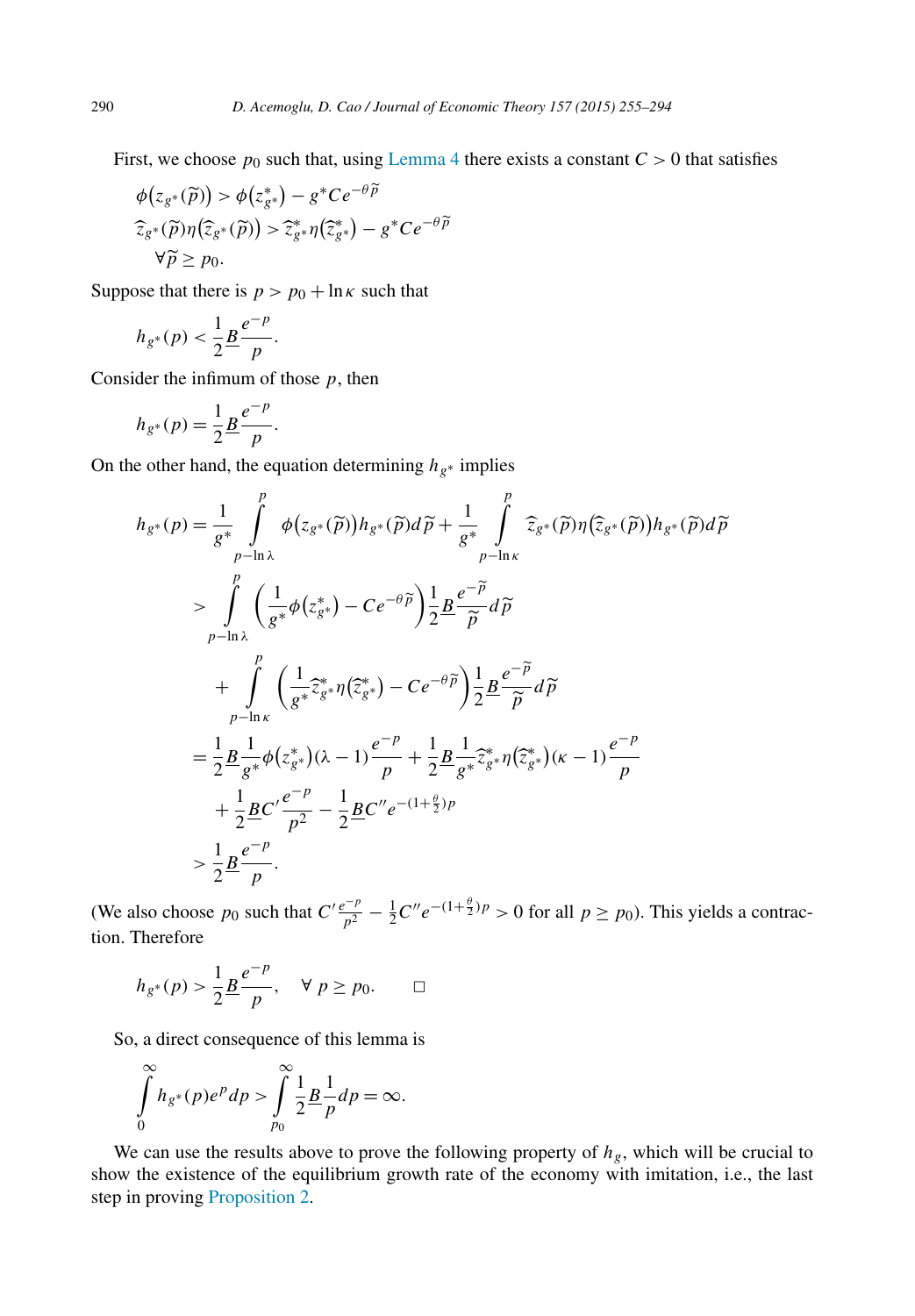First, we choose $p_0$ such that, using Lemma 4 there exists a constant $C > 0$ that satisfies

$$\phi\big(z_{g^*}(\widetilde{p})\big) > \phi\big(z^*_{g^*}\big) - g^* C e^{-\theta \widetilde{p}}$$
$$\widehat{z}_{g^*}(\widetilde{p})\eta\big(\widehat{z}_{g^*}(\widetilde{p})\big) > \widehat{z}^*_{g^*}\eta\big(\widehat{z}^*_{g^*}\big) - g^* C e^{-\theta \widetilde{p}}$$
$$\forall \widetilde{p} \geq p_0.$$

Suppose that there is $p > p_0 + \ln \kappa$ such that

$$h_{g^*}(p) < \frac{1}{2}\underline{B}\frac{e^{-p}}{p}.$$

Consider the infimum of those $p$, then

$$h_{g^*}(p) = \frac{1}{2}\underline{B}\frac{e^{-p}}{p}.$$

On the other hand, the equation determining $h_{g^*}$ implies

$$\begin{aligned}
h_{g^*}(p) &= \frac{1}{g^*}\int_{p-\ln\lambda}^{p} \phi\big(z_{g^*}(\widetilde{p})\big)h_{g^*}(\widetilde{p})d\widetilde{p} + \frac{1}{g^*}\int_{p-\ln\kappa}^{p} \widehat{z}_{g^*}(\widetilde{p})\eta\big(\widehat{z}_{g^*}(\widetilde{p})\big)h_{g^*}(\widetilde{p})d\widetilde{p} \\
&> \int_{p-\ln\lambda}^{p} \left(\frac{1}{g^*}\phi\big(z^*_{g^*}\big) - C e^{-\theta\widetilde{p}}\right)\frac{1}{2}\underline{B}\frac{e^{-\widetilde{p}}}{\widetilde{p}}d\widetilde{p} \\
&\quad + \int_{p-\ln\kappa}^{p} \left(\frac{1}{g^*}\widehat{z}^*_{g^*}\eta\big(\widehat{z}^*_{g^*}\big) - C e^{-\theta\widetilde{p}}\right)\frac{1}{2}\underline{B}\frac{e^{-\widetilde{p}}}{\widetilde{p}}d\widetilde{p} \\
&= \frac{1}{2}\underline{B}\frac{1}{g^*}\phi\big(z^*_{g^*}\big)(\lambda - 1)\frac{e^{-p}}{p} + \frac{1}{2}\underline{B}\frac{1}{g^*}\widehat{z}^*_{g^*}\eta\big(\widehat{z}^*_{g^*}\big)(\kappa - 1)\frac{e^{-p}}{p} \\
&\quad + \frac{1}{2}\underline{B}C'\frac{e^{-p}}{p^2} - \frac{1}{2}\underline{B}C''e^{-(1+\frac{\theta}{2})p} \\
&> \frac{1}{2}\underline{B}\frac{e^{-p}}{p}.
\end{aligned}$$

(We also choose $p_0$ such that $C'\frac{e^{-p}}{p^2} - \frac{1}{2}C''e^{-(1+\frac{\theta}{2})p} > 0$ for all $p \geq p_0$). This yields a contradiction. Therefore

$$h_{g^*}(p) > \frac{1}{2}\underline{B}\frac{e^{-p}}{p}, \quad \forall\, p \geq p_0. \qquad \square$$

So, a direct consequence of this lemma is

$$\int_0^\infty h_{g^*}(p)e^p dp > \int_{p_0}^\infty \frac{1}{2}\underline{B}\frac{1}{p}dp = \infty.$$

We can use the results above to prove the following property of $h_g$, which will be crucial to show the existence of the equilibrium growth rate of the economy with imitation, i.e., the last step in proving Proposition 2.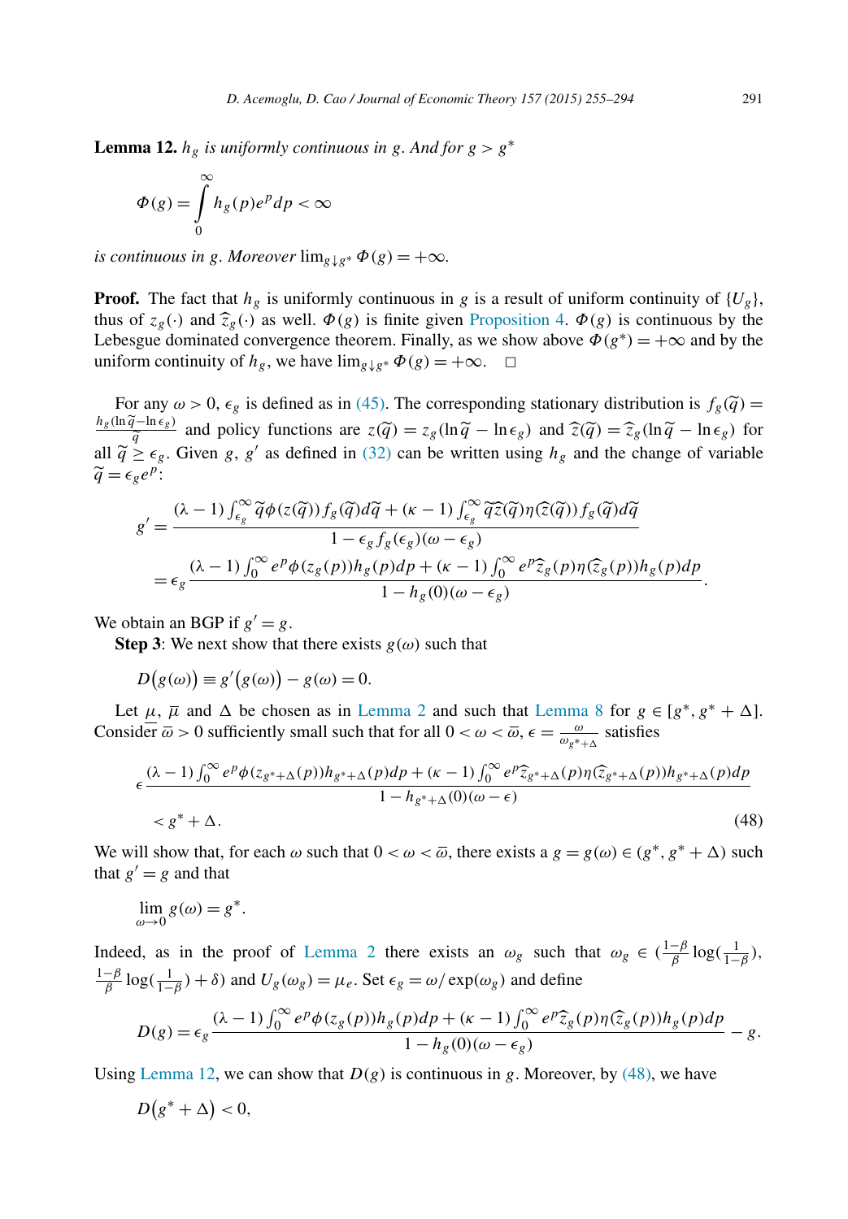**Lemma 12.** *$h_g$ is uniformly continuous in $g$. And for $g > g^*$*

$$\Phi(g) = \int_0^\infty h_g(p)e^p dp < \infty$$

*is continuous in $g$. Moreover $\lim_{g \downarrow g^*} \Phi(g) = +\infty$.*

**Proof.** The fact that $h_g$ is uniformly continuous in $g$ is a result of uniform continuity of $\{U_g\}$, thus of $z_g(\cdot)$ and $\widehat{z}_g(\cdot)$ as well. $\Phi(g)$ is finite given Proposition 4. $\Phi(g)$ is continuous by the Lebesgue dominated convergence theorem. Finally, as we show above $\Phi(g^*) = +\infty$ and by the uniform continuity of $h_g$, we have $\lim_{g \downarrow g^*} \Phi(g) = +\infty$. □

For any $\omega > 0$, $\epsilon_g$ is defined as in (45). The corresponding stationary distribution is $f_g(\widetilde{q}) = \frac{h_g(\ln \widetilde{q} - \ln \epsilon_g)}{\widetilde{q}}$ and policy functions are $z(\widetilde{q}) = z_g(\ln \widetilde{q} - \ln \epsilon_g)$ and $\widehat{z}(\widetilde{q}) = \widehat{z}_g(\ln \widetilde{q} - \ln \epsilon_g)$ for all $\widetilde{q} \geq \epsilon_g$. Given $g$, $g'$ as defined in (32) can be written using $h_g$ and the change of variable $\widetilde{q} = \epsilon_g e^p$:

$$\begin{aligned}
g' &= \frac{(\lambda - 1)\int_{\epsilon_g}^\infty \widetilde{q}\phi(z(\widetilde{q}))f_g(\widetilde{q})d\widetilde{q} + (\kappa - 1)\int_{\epsilon_g}^\infty \widetilde{q}\widehat{z}(\widetilde{q})\eta(\widehat{z}(\widetilde{q}))f_g(\widetilde{q})d\widetilde{q}}{1 - \epsilon_g f_g(\epsilon_g)(\omega - \epsilon_g)} \\
&= \epsilon_g \frac{(\lambda - 1)\int_0^\infty e^p \phi(z_g(p))h_g(p)dp + (\kappa - 1)\int_0^\infty e^p \widehat{z}_g(p)\eta(\widehat{z}_g(p))h_g(p)dp}{1 - h_g(0)(\omega - \epsilon_g)}.
\end{aligned}$$

We obtain an BGP if $g' = g$.

**Step 3**: We next show that there exists $g(\omega)$ such that

$$D(g(\omega)) \equiv g'(g(\omega)) - g(\omega) = 0.$$

Let $\underline{\mu}$, $\overline{\mu}$ and $\Delta$ be chosen as in Lemma 2 and such that Lemma 8 for $g \in [g^*, g^* + \Delta]$. Consider $\overline{\varpi} > 0$ sufficiently small such that for all $0 < \omega < \overline{\varpi}$, $\epsilon = \frac{\omega}{\omega_{g^*+\Delta}}$ satisfies

$$\begin{aligned}
&\epsilon \frac{(\lambda - 1)\int_0^\infty e^p \phi(z_{g^*+\Delta}(p))h_{g^*+\Delta}(p)dp + (\kappa - 1)\int_0^\infty e^p \widehat{z}_{g^*+\Delta}(p)\eta(\widehat{z}_{g^*+\Delta}(p))h_{g^*+\Delta}(p)dp}{1 - h_{g^*+\Delta}(0)(\omega - \epsilon)} \\
&\quad < g^* + \Delta. \qquad (48)
\end{aligned}$$

We will show that, for each $\omega$ such that $0 < \omega < \overline{\varpi}$, there exists a $g = g(\omega) \in (g^*, g^* + \Delta)$ such that $g' = g$ and that

$$\lim_{\omega \to 0} g(\omega) = g^*.$$

Indeed, as in the proof of Lemma 2 there exists an $\omega_g$ such that $\omega_g \in (\frac{1-\beta}{\beta}\log(\frac{1}{1-\beta}), \frac{1-\beta}{\beta}\log(\frac{1}{1-\beta}) + \delta)$ and $U_g(\omega_g) = \mu_e$. Set $\epsilon_g = \omega/\exp(\omega_g)$ and define

$$D(g) = \epsilon_g \frac{(\lambda - 1)\int_0^\infty e^p \phi(z_g(p))h_g(p)dp + (\kappa - 1)\int_0^\infty e^p \widehat{z}_g(p)\eta(\widehat{z}_g(p))h_g(p)dp}{1 - h_g(0)(\omega - \epsilon_g)} - g.$$

Using Lemma 12, we can show that $D(g)$ is continuous in $g$. Moreover, by (48), we have

$$D(g^* + \Delta) < 0,$$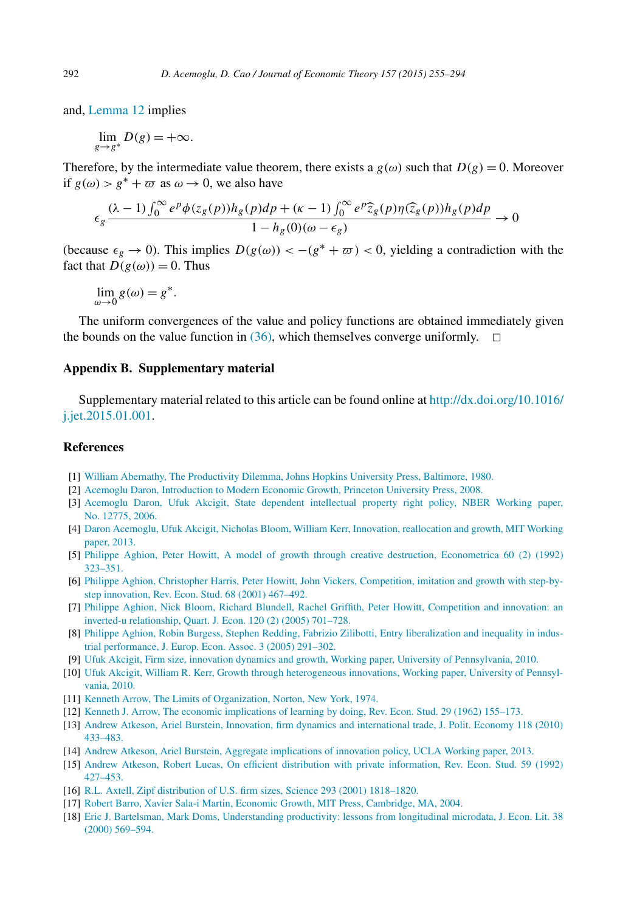and, Lemma 12 implies

$$\lim_{g \to g^*} D(g) = +\infty.$$

Therefore, by the intermediate value theorem, there exists a $g(\omega)$ such that $D(g) = 0$. Moreover if $g(\omega) > g^* + \varpi$ as $\omega \to 0$, we also have

$$\epsilon_g \frac{(\lambda - 1)\int_0^\infty e^p \phi(z_g(p)) h_g(p) dp + (\kappa - 1)\int_0^\infty e^p \widehat{z}_g(p)\eta(\widehat{z}_g(p)) h_g(p) dp}{1 - h_g(0)(\omega - \epsilon_g)} \to 0$$

(because $\epsilon_g \to 0$). This implies $D(g(\omega)) < -(g^* + \varpi) < 0$, yielding a contradiction with the fact that $D(g(\omega)) = 0$. Thus

$$\lim_{\omega \to 0} g(\omega) = g^*.$$

The uniform convergences of the value and policy functions are obtained immediately given the bounds on the value function in (36), which themselves converge uniformly. □

## Appendix B. Supplementary material

Supplementary material related to this article can be found online at http://dx.doi.org/10.1016/j.jet.2015.01.001.

## References

[1] William Abernathy, The Productivity Dilemma, Johns Hopkins University Press, Baltimore, 1980.

[2] Acemoglu Daron, Introduction to Modern Economic Growth, Princeton University Press, 2008.

[3] Acemoglu Daron, Ufuk Akcigit, State dependent intellectual property right policy, NBER Working paper, No. 12775, 2006.

[4] Daron Acemoglu, Ufuk Akcigit, Nicholas Bloom, William Kerr, Innovation, reallocation and growth, MIT Working paper, 2013.

[5] Philippe Aghion, Peter Howitt, A model of growth through creative destruction, Econometrica 60 (2) (1992) 323–351.

[6] Philippe Aghion, Christopher Harris, Peter Howitt, John Vickers, Competition, imitation and growth with step-by-step innovation, Rev. Econ. Stud. 68 (2001) 467–492.

[7] Philippe Aghion, Nick Bloom, Richard Blundell, Rachel Griffith, Peter Howitt, Competition and innovation: an inverted-u relationship, Quart. J. Econ. 120 (2) (2005) 701–728.

[8] Philippe Aghion, Robin Burgess, Stephen Redding, Fabrizio Zilibotti, Entry liberalization and inequality in industrial performance, J. Europ. Econ. Assoc. 3 (2005) 291–302.

[9] Ufuk Akcigit, Firm size, innovation dynamics and growth, Working paper, University of Pennsylvania, 2010.

[10] Ufuk Akcigit, William R. Kerr, Growth through heterogeneous innovations, Working paper, University of Pennsylvania, 2010.

[11] Kenneth Arrow, The Limits of Organization, Norton, New York, 1974.

[12] Kenneth J. Arrow, The economic implications of learning by doing, Rev. Econ. Stud. 29 (1962) 155–173.

[13] Andrew Atkeson, Ariel Burstein, Innovation, firm dynamics and international trade, J. Polit. Economy 118 (2010) 433–483.

[14] Andrew Atkeson, Ariel Burstein, Aggregate implications of innovation policy, UCLA Working paper, 2013.

[15] Andrew Atkeson, Robert Lucas, On efficient distribution with private information, Rev. Econ. Stud. 59 (1992) 427–453.

[16] R.L. Axtell, Zipf distribution of U.S. firm sizes, Science 293 (2001) 1818–1820.

[17] Robert Barro, Xavier Sala-i Martin, Economic Growth, MIT Press, Cambridge, MA, 2004.

[18] Eric J. Bartelsman, Mark Doms, Understanding productivity: lessons from longitudinal microdata, J. Econ. Lit. 38 (2000) 569–594.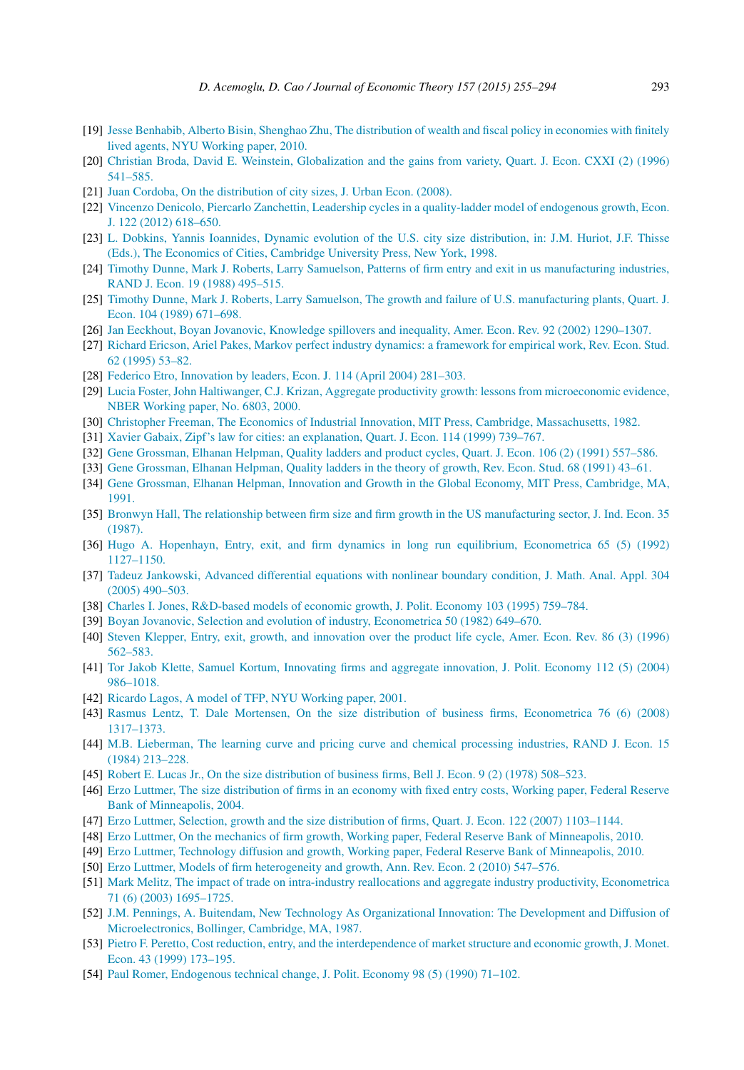[19] Jesse Benhabib, Alberto Bisin, Shenghao Zhu, The distribution of wealth and fiscal policy in economies with finitely lived agents, NYU Working paper, 2010.

[20] Christian Broda, David E. Weinstein, Globalization and the gains from variety, Quart. J. Econ. CXXI (2) (1996) 541–585.

[21] Juan Cordoba, On the distribution of city sizes, J. Urban Econ. (2008).

[22] Vincenzo Denicolo, Piercarlo Zanchettin, Leadership cycles in a quality-ladder model of endogenous growth, Econ. J. 122 (2012) 618–650.

[23] L. Dobkins, Yannis Ioannides, Dynamic evolution of the U.S. city size distribution, in: J.M. Huriot, J.F. Thisse (Eds.), The Economics of Cities, Cambridge University Press, New York, 1998.

[24] Timothy Dunne, Mark J. Roberts, Larry Samuelson, Patterns of firm entry and exit in us manufacturing industries, RAND J. Econ. 19 (1988) 495–515.

[25] Timothy Dunne, Mark J. Roberts, Larry Samuelson, The growth and failure of U.S. manufacturing plants, Quart. J. Econ. 104 (1989) 671–698.

[26] Jan Eeckhout, Boyan Jovanovic, Knowledge spillovers and inequality, Amer. Econ. Rev. 92 (2002) 1290–1307.

[27] Richard Ericson, Ariel Pakes, Markov perfect industry dynamics: a framework for empirical work, Rev. Econ. Stud. 62 (1995) 53–82.

[28] Federico Etro, Innovation by leaders, Econ. J. 114 (April 2004) 281–303.

[29] Lucia Foster, John Haltiwanger, C.J. Krizan, Aggregate productivity growth: lessons from microeconomic evidence, NBER Working paper, No. 6803, 2000.

[30] Christopher Freeman, The Economics of Industrial Innovation, MIT Press, Cambridge, Massachusetts, 1982.

[31] Xavier Gabaix, Zipf's law for cities: an explanation, Quart. J. Econ. 114 (1999) 739–767.

[32] Gene Grossman, Elhanan Helpman, Quality ladders and product cycles, Quart. J. Econ. 106 (2) (1991) 557–586.

[33] Gene Grossman, Elhanan Helpman, Quality ladders in the theory of growth, Rev. Econ. Stud. 68 (1991) 43–61.

[34] Gene Grossman, Elhanan Helpman, Innovation and Growth in the Global Economy, MIT Press, Cambridge, MA, 1991.

[35] Bronwyn Hall, The relationship between firm size and firm growth in the US manufacturing sector, J. Ind. Econ. 35 (1987).

[36] Hugo A. Hopenhayn, Entry, exit, and firm dynamics in long run equilibrium, Econometrica 65 (5) (1992) 1127–1150.

[37] Tadeuz Jankowski, Advanced differential equations with nonlinear boundary condition, J. Math. Anal. Appl. 304 (2005) 490–503.

[38] Charles I. Jones, R&D-based models of economic growth, J. Polit. Economy 103 (1995) 759–784.

[39] Boyan Jovanovic, Selection and evolution of industry, Econometrica 50 (1982) 649–670.

[40] Steven Klepper, Entry, exit, growth, and innovation over the product life cycle, Amer. Econ. Rev. 86 (3) (1996) 562–583.

[41] Tor Jakob Klette, Samuel Kortum, Innovating firms and aggregate innovation, J. Polit. Economy 112 (5) (2004) 986–1018.

[42] Ricardo Lagos, A model of TFP, NYU Working paper, 2001.

[43] Rasmus Lentz, T. Dale Mortensen, On the size distribution of business firms, Econometrica 76 (6) (2008) 1317–1373.

[44] M.B. Lieberman, The learning curve and pricing curve and chemical processing industries, RAND J. Econ. 15 (1984) 213–228.

[45] Robert E. Lucas Jr., On the size distribution of business firms, Bell J. Econ. 9 (2) (1978) 508–523.

[46] Erzo Luttmer, The size distribution of firms in an economy with fixed entry costs, Working paper, Federal Reserve Bank of Minneapolis, 2004.

[47] Erzo Luttmer, Selection, growth and the size distribution of firms, Quart. J. Econ. 122 (2007) 1103–1144.

[48] Erzo Luttmer, On the mechanics of firm growth, Working paper, Federal Reserve Bank of Minneapolis, 2010.

[49] Erzo Luttmer, Technology diffusion and growth, Working paper, Federal Reserve Bank of Minneapolis, 2010.

[50] Erzo Luttmer, Models of firm heterogeneity and growth, Ann. Rev. Econ. 2 (2010) 547–576.

[51] Mark Melitz, The impact of trade on intra-industry reallocations and aggregate industry productivity, Econometrica 71 (6) (2003) 1695–1725.

[52] J.M. Pennings, A. Buitendam, New Technology As Organizational Innovation: The Development and Diffusion of Microelectronics, Bollinger, Cambridge, MA, 1987.

[53] Pietro F. Peretto, Cost reduction, entry, and the interdependence of market structure and economic growth, J. Monet. Econ. 43 (1999) 173–195.

[54] Paul Romer, Endogenous technical change, J. Polit. Economy 98 (5) (1990) 71–102.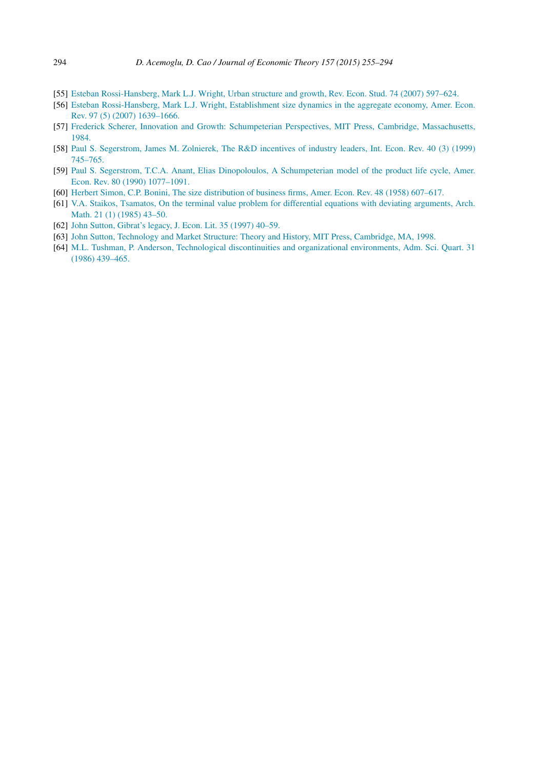[55] Esteban Rossi-Hansberg, Mark L.J. Wright, Urban structure and growth, Rev. Econ. Stud. 74 (2007) 597–624.

[56] Esteban Rossi-Hansberg, Mark L.J. Wright, Establishment size dynamics in the aggregate economy, Amer. Econ. Rev. 97 (5) (2007) 1639–1666.

[57] Frederick Scherer, Innovation and Growth: Schumpeterian Perspectives, MIT Press, Cambridge, Massachusetts, 1984.

[58] Paul S. Segerstrom, James M. Zolnierek, The R&D incentives of industry leaders, Int. Econ. Rev. 40 (3) (1999) 745–765.

[59] Paul S. Segerstrom, T.C.A. Anant, Elias Dinopoloulos, A Schumpeterian model of the product life cycle, Amer. Econ. Rev. 80 (1990) 1077–1091.

[60] Herbert Simon, C.P. Bonini, The size distribution of business firms, Amer. Econ. Rev. 48 (1958) 607–617.

[61] V.A. Staikos, Tsamatos, On the terminal value problem for differential equations with deviating arguments, Arch. Math. 21 (1) (1985) 43–50.

[62] John Sutton, Gibrat's legacy, J. Econ. Lit. 35 (1997) 40–59.

[63] John Sutton, Technology and Market Structure: Theory and History, MIT Press, Cambridge, MA, 1998.

[64] M.L. Tushman, P. Anderson, Technological discontinuities and organizational environments, Adm. Sci. Quart. 31 (1986) 439–465.